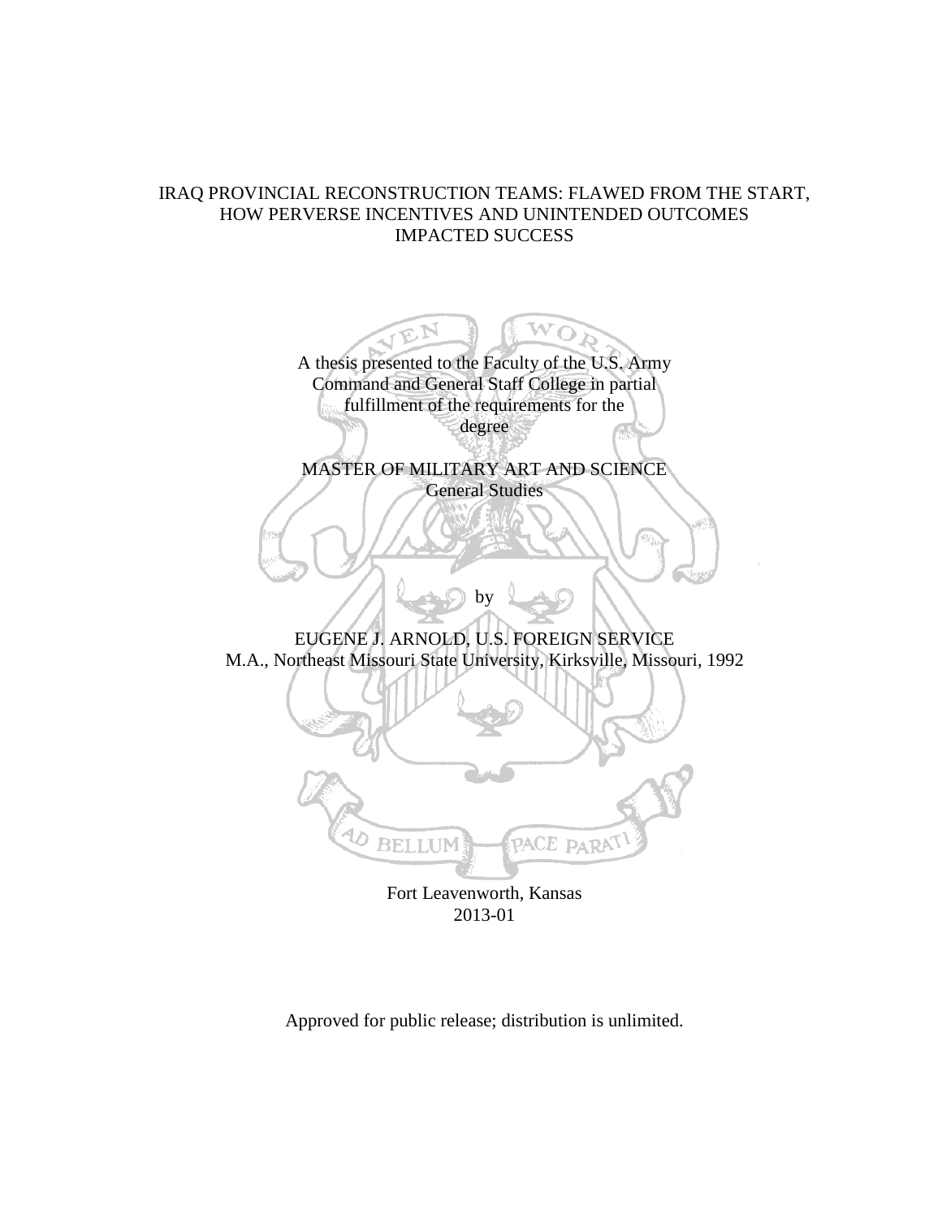# IRAQ PROVINCIAL RECONSTRUCTION TEAMS: FLAWED FROM THE START, HOW PERVERSE INCENTIVES AND UNINTENDED OUTCOMES IMPACTED SUCCESS

A thesis presented to the Faculty of the U.S. Army Command and General Staff College in partial fulfillment of the requirements for the degree

MASTER OF MILITARY ART AND SCIENCE
General Studies

by

EUGENE J. ARNOLD, U.S. FOREIGN SERVICE
M.A., Northeast Missouri State University, Kirksville, Missouri, 1992

Fort Leavenworth, Kansas
2013-01

Approved for public release; distribution is unlimited.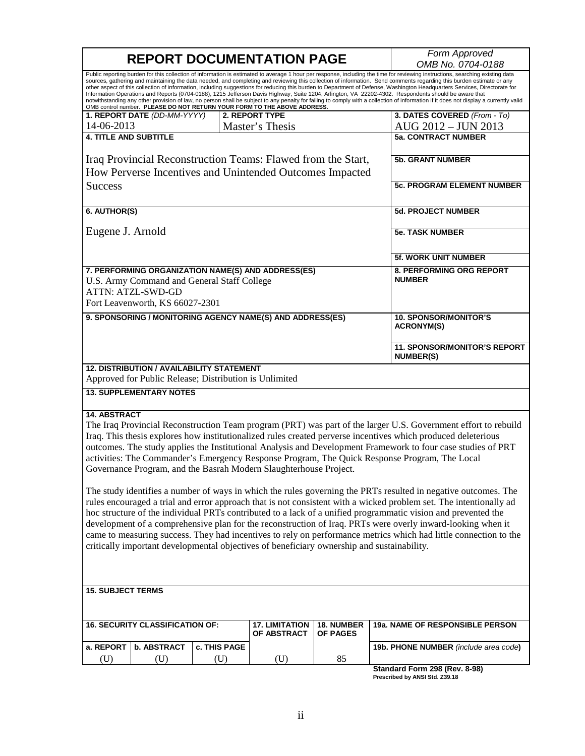# REPORT DOCUMENTATION PAGE

*Form Approved*
*OMB No. 0704-0188*

Public reporting burden for this collection of information is estimated to average 1 hour per response, including the time for reviewing instructions, searching existing data sources, gathering and maintaining the data needed, and completing and reviewing this collection of information. Send comments regarding this burden estimate or any other aspect of this collection of information, including suggestions for reducing this burden to Department of Defense, Washington Headquarters Services, Directorate for Information Operations and Reports (0704-0188), 1215 Jefferson Davis Highway, Suite 1204, Arlington, VA 22202-4302. Respondents should be aware that notwithstanding any other provision of law, no person shall be subject to any penalty for failing to comply with a collection of information if it does not display a currently valid OMB control number. **PLEASE DO NOT RETURN YOUR FORM TO THE ABOVE ADDRESS.**

| **1. REPORT DATE** *(DD-MM-YYYY)* | **2. REPORT TYPE** | **3. DATES COVERED** *(From - To)* |
|---|---|---|
| 14-06-2013 | Master's Thesis | AUG 2012 – JUN 2013 |

**4. TITLE AND SUBTITLE**

Iraq Provincial Reconstruction Teams: Flawed from the Start, How Perverse Incentives and Unintended Outcomes Impacted Success

**5a. CONTRACT NUMBER**

**5b. GRANT NUMBER**

**5c. PROGRAM ELEMENT NUMBER**

**6. AUTHOR(S)**

Eugene J. Arnold

**5d. PROJECT NUMBER**

**5e. TASK NUMBER**

**5f. WORK UNIT NUMBER**

**7. PERFORMING ORGANIZATION NAME(S) AND ADDRESS(ES)**

U.S. Army Command and General Staff College
ATTN: ATZL-SWD-GD
Fort Leavenworth, KS 66027-2301

**8. PERFORMING ORG REPORT NUMBER**

**9. SPONSORING / MONITORING AGENCY NAME(S) AND ADDRESS(ES)**

**10. SPONSOR/MONITOR'S ACRONYM(S)**

**11. SPONSOR/MONITOR'S REPORT NUMBER(S)**

**12. DISTRIBUTION / AVAILABILITY STATEMENT**

Approved for Public Release; Distribution is Unlimited

**13. SUPPLEMENTARY NOTES**

**14. ABSTRACT**

The Iraq Provincial Reconstruction Team program (PRT) was part of the larger U.S. Government effort to rebuild Iraq. This thesis explores how institutionalized rules created perverse incentives which produced deleterious outcomes. The study applies the Institutional Analysis and Development Framework to four case studies of PRT activities: The Commander's Emergency Response Program, The Quick Response Program, The Local Governance Program, and the Basrah Modern Slaughterhouse Project.

The study identifies a number of ways in which the rules governing the PRTs resulted in negative outcomes. The rules encouraged a trial and error approach that is not consistent with a wicked problem set. The intentionally ad hoc structure of the individual PRTs contributed to a lack of a unified programmatic vision and prevented the development of a comprehensive plan for the reconstruction of Iraq. PRTs were overly inward-looking when it came to measuring success. They had incentives to rely on performance metrics which had little connection to the critically important developmental objectives of beneficiary ownership and sustainability.

**15. SUBJECT TERMS**

| **16. SECURITY CLASSIFICATION OF:** | | | **17. LIMITATION OF ABSTRACT** | **18. NUMBER OF PAGES** | **19a. NAME OF RESPONSIBLE PERSON** |
|---|---|---|---|---|---|
| **a. REPORT** | **b. ABSTRACT** | **c. THIS PAGE** | | | **19b. PHONE NUMBER** *(include area code)* |
| (U) | (U) | (U) | (U) | 85 | |

**Standard Form 298 (Rev. 8-98)**
**Prescribed by ANSI Std. Z39.18**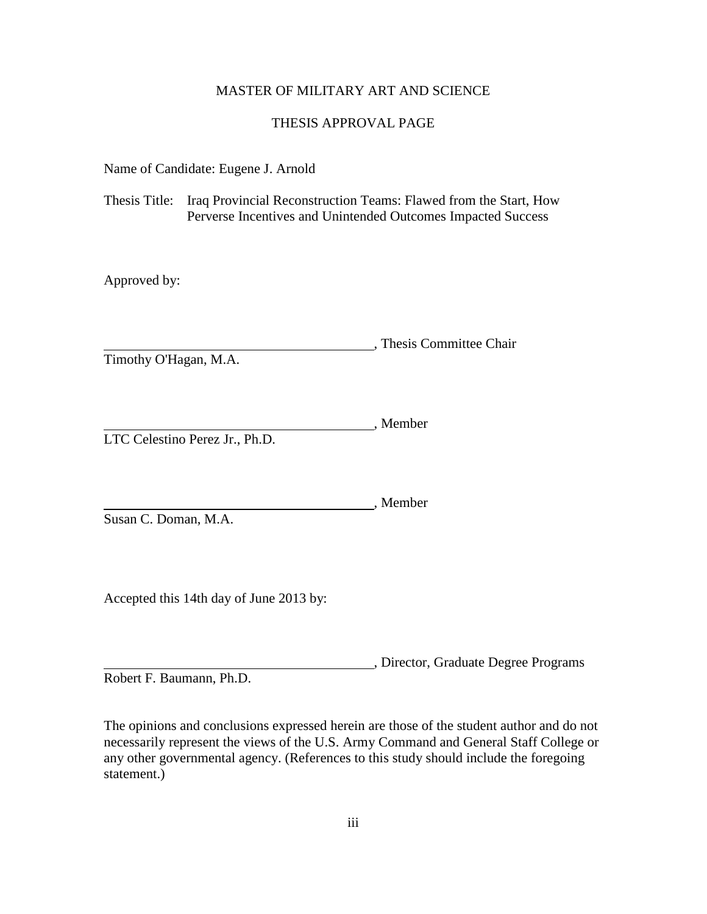MASTER OF MILITARY ART AND SCIENCE

THESIS APPROVAL PAGE

Name of Candidate: Eugene J. Arnold

Thesis Title: Iraq Provincial Reconstruction Teams: Flawed from the Start, How Perverse Incentives and Unintended Outcomes Impacted Success

Approved by:

\_\_\_\_\_\_\_\_\_\_\_\_\_\_\_\_\_\_\_\_\_\_\_\_\_\_\_\_\_\_\_\_\_\_\_\_\_\_\_\_, Thesis Committee Chair
Timothy O'Hagan, M.A.

\_\_\_\_\_\_\_\_\_\_\_\_\_\_\_\_\_\_\_\_\_\_\_\_\_\_\_\_\_\_\_\_\_\_\_\_\_\_\_\_, Member
LTC Celestino Perez Jr., Ph.D.

\_\_\_\_\_\_\_\_\_\_\_\_\_\_\_\_\_\_\_\_\_\_\_\_\_\_\_\_\_\_\_\_\_\_\_\_\_\_\_\_, Member
Susan C. Doman, M.A.

Accepted this 14th day of June 2013 by:

\_\_\_\_\_\_\_\_\_\_\_\_\_\_\_\_\_\_\_\_\_\_\_\_\_\_\_\_\_\_\_\_\_\_\_\_\_\_\_\_, Director, Graduate Degree Programs
Robert F. Baumann, Ph.D.

The opinions and conclusions expressed herein are those of the student author and do not necessarily represent the views of the U.S. Army Command and General Staff College or any other governmental agency. (References to this study should include the foregoing statement.)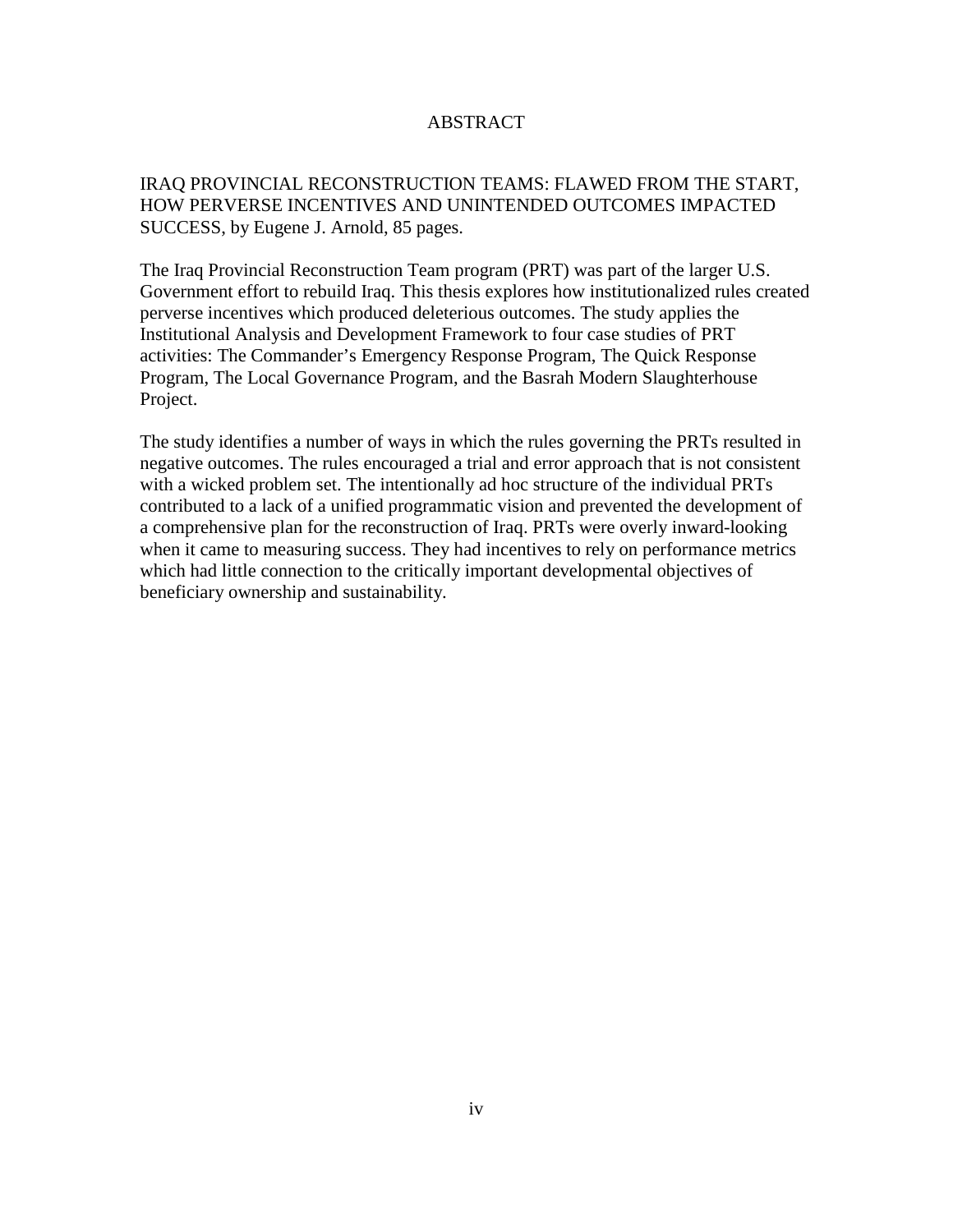# ABSTRACT

IRAQ PROVINCIAL RECONSTRUCTION TEAMS: FLAWED FROM THE START, HOW PERVERSE INCENTIVES AND UNINTENDED OUTCOMES IMPACTED SUCCESS, by Eugene J. Arnold, 85 pages.

The Iraq Provincial Reconstruction Team program (PRT) was part of the larger U.S. Government effort to rebuild Iraq. This thesis explores how institutionalized rules created perverse incentives which produced deleterious outcomes. The study applies the Institutional Analysis and Development Framework to four case studies of PRT activities: The Commander's Emergency Response Program, The Quick Response Program, The Local Governance Program, and the Basrah Modern Slaughterhouse Project.

The study identifies a number of ways in which the rules governing the PRTs resulted in negative outcomes. The rules encouraged a trial and error approach that is not consistent with a wicked problem set. The intentionally ad hoc structure of the individual PRTs contributed to a lack of a unified programmatic vision and prevented the development of a comprehensive plan for the reconstruction of Iraq. PRTs were overly inward-looking when it came to measuring success. They had incentives to rely on performance metrics which had little connection to the critically important developmental objectives of beneficiary ownership and sustainability.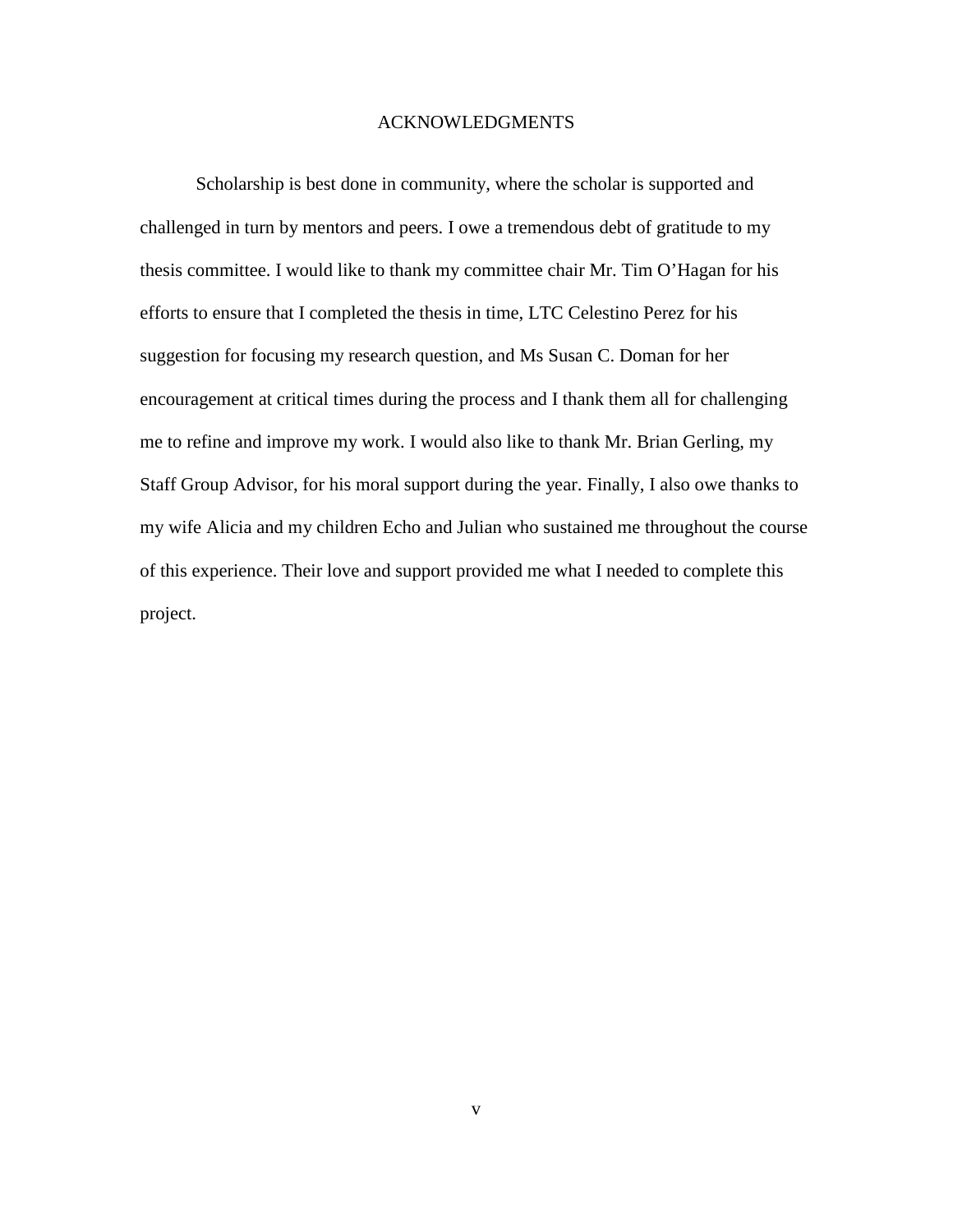# ACKNOWLEDGMENTS

Scholarship is best done in community, where the scholar is supported and challenged in turn by mentors and peers. I owe a tremendous debt of gratitude to my thesis committee. I would like to thank my committee chair Mr. Tim O'Hagan for his efforts to ensure that I completed the thesis in time, LTC Celestino Perez for his suggestion for focusing my research question, and Ms Susan C. Doman for her encouragement at critical times during the process and I thank them all for challenging me to refine and improve my work. I would also like to thank Mr. Brian Gerling, my Staff Group Advisor, for his moral support during the year. Finally, I also owe thanks to my wife Alicia and my children Echo and Julian who sustained me throughout the course of this experience. Their love and support provided me what I needed to complete this project.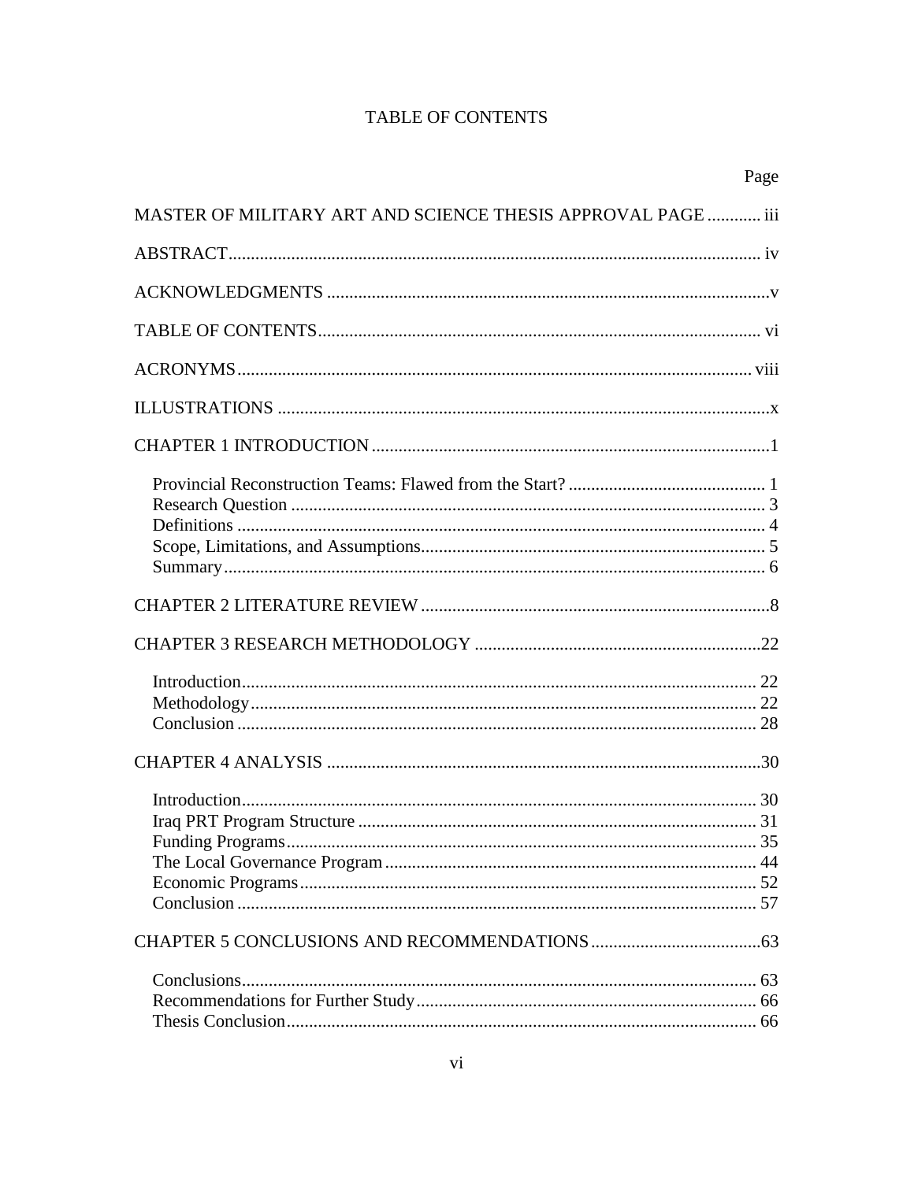# TABLE OF CONTENTS

Page

MASTER OF MILITARY ART AND SCIENCE THESIS APPROVAL PAGE ............ iii

ABSTRACT...................................................................................................................... iv

ACKNOWLEDGMENTS ..................................................................................................v

TABLE OF CONTENTS.................................................................................................. vi

ACRONYMS.................................................................................................................. viii

ILLUSTRATIONS ............................................................................................................x

CHAPTER 1 INTRODUCTION .........................................................................................1

- Provincial Reconstruction Teams: Flawed from the Start? ............................................ 1
- Research Question ......................................................................................................... 3
- Definitions ..................................................................................................................... 4
- Scope, Limitations, and Assumptions............................................................................ 5
- Summary........................................................................................................................ 6

CHAPTER 2 LITERATURE REVIEW .............................................................................8

CHAPTER 3 RESEARCH METHODOLOGY ................................................................22

- Introduction.................................................................................................................. 22
- Methodology................................................................................................................ 22
- Conclusion ................................................................................................................... 28

CHAPTER 4 ANALYSIS ................................................................................................30

- Introduction.................................................................................................................. 30
- Iraq PRT Program Structure ........................................................................................ 31
- Funding Programs........................................................................................................ 35
- The Local Governance Program .................................................................................. 44
- Economic Programs..................................................................................................... 52
- Conclusion ................................................................................................................... 57

CHAPTER 5 CONCLUSIONS AND RECOMMENDATIONS......................................63

- Conclusions.................................................................................................................. 63
- Recommendations for Further Study........................................................................... 66
- Thesis Conclusion........................................................................................................ 66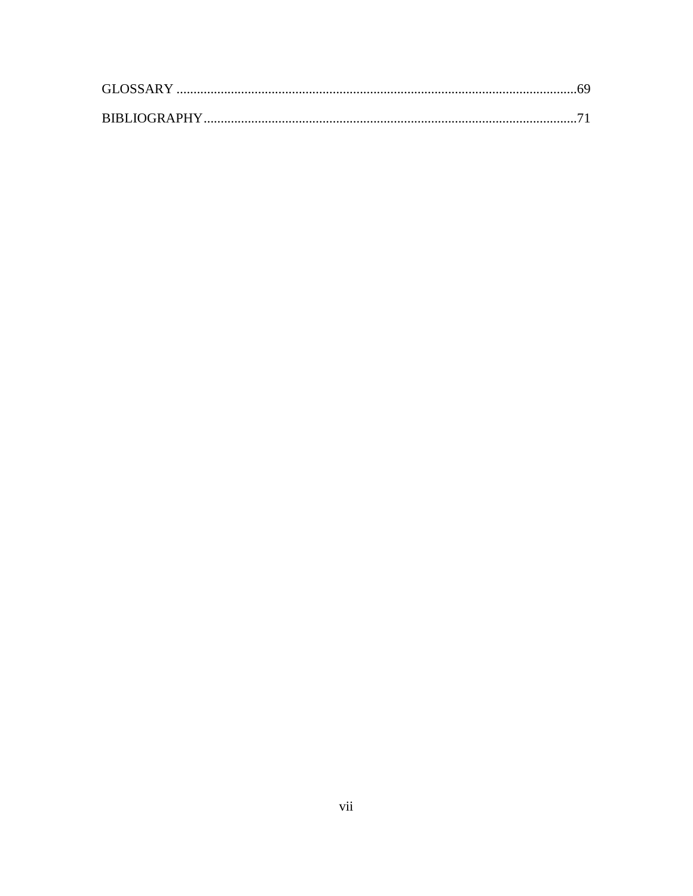GLOSSARY ....................................................................................................................69

BIBLIOGRAPHY............................................................................................................71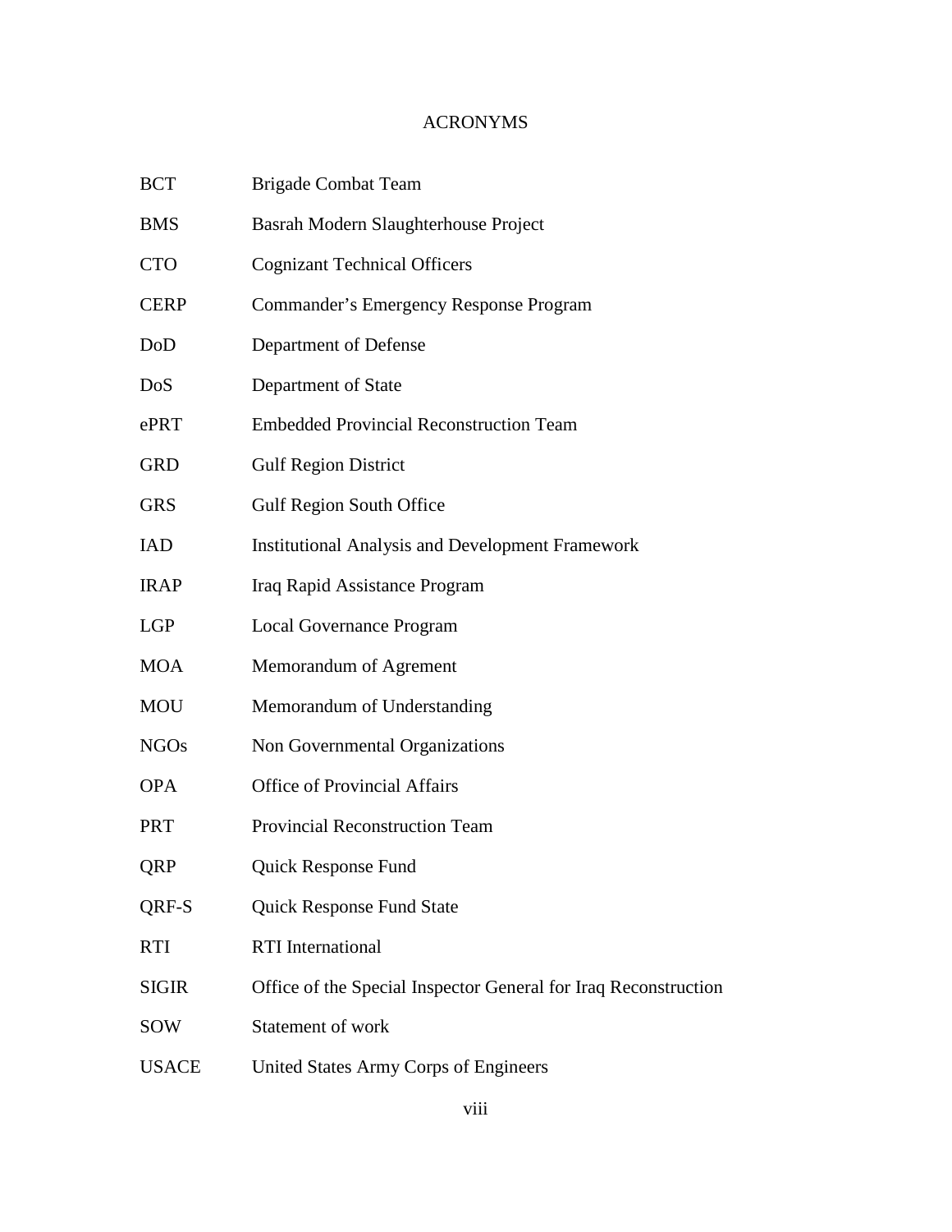# ACRONYMS

| | |
|---|---|
| BCT | Brigade Combat Team |
| BMS | Basrah Modern Slaughterhouse Project |
| CTO | Cognizant Technical Officers |
| CERP | Commander's Emergency Response Program |
| DoD | Department of Defense |
| DoS | Department of State |
| ePRT | Embedded Provincial Reconstruction Team |
| GRD | Gulf Region District |
| GRS | Gulf Region South Office |
| IAD | Institutional Analysis and Development Framework |
| IRAP | Iraq Rapid Assistance Program |
| LGP | Local Governance Program |
| MOA | Memorandum of Agrement |
| MOU | Memorandum of Understanding |
| NGOs | Non Governmental Organizations |
| OPA | Office of Provincial Affairs |
| PRT | Provincial Reconstruction Team |
| QRP | Quick Response Fund |
| QRF-S | Quick Response Fund State |
| RTI | RTI International |
| SIGIR | Office of the Special Inspector General for Iraq Reconstruction |
| SOW | Statement of work |
| USACE | United States Army Corps of Engineers |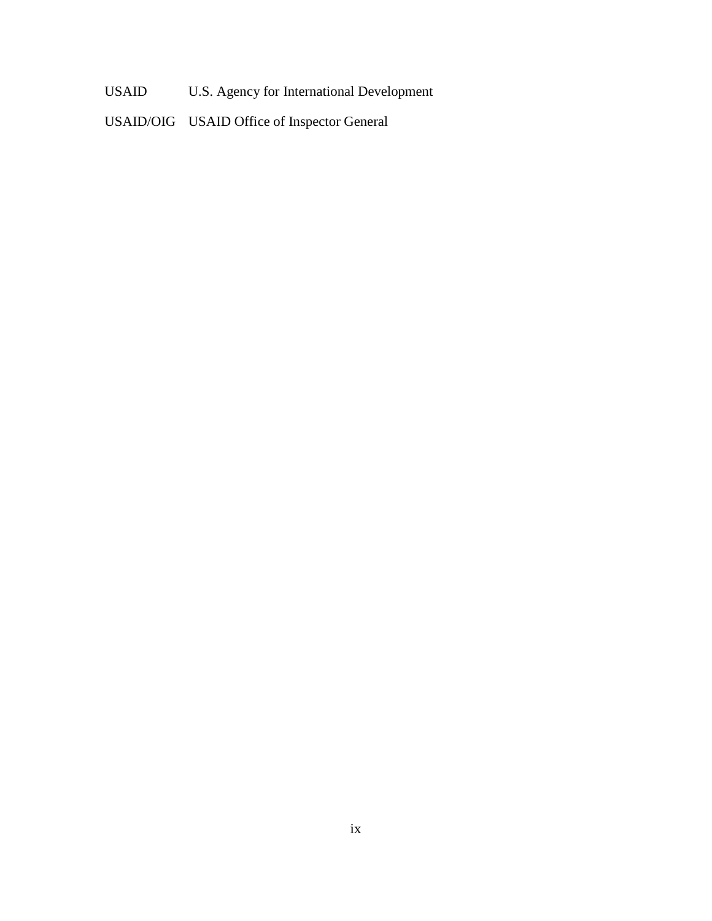| | |
|---|---|
| USAID | U.S. Agency for International Development |
| USAID/OIG | USAID Office of Inspector General |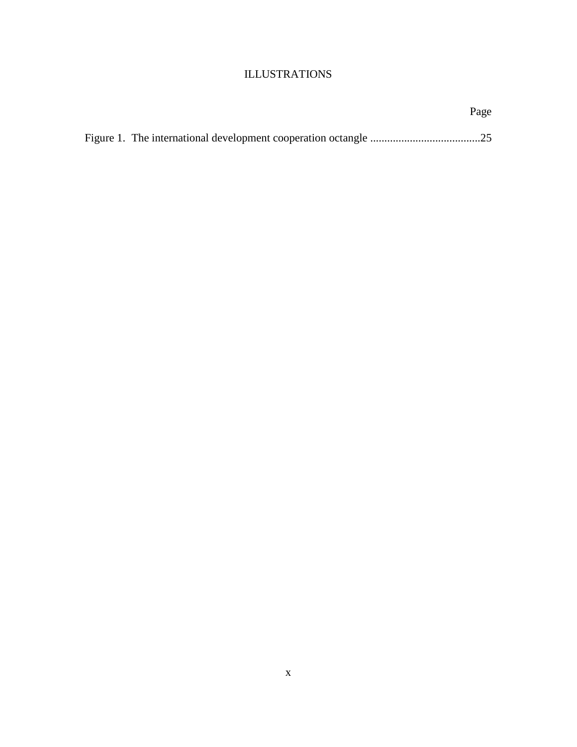# ILLUSTRATIONS

Page

Figure 1. The international development cooperation octangle .......................................25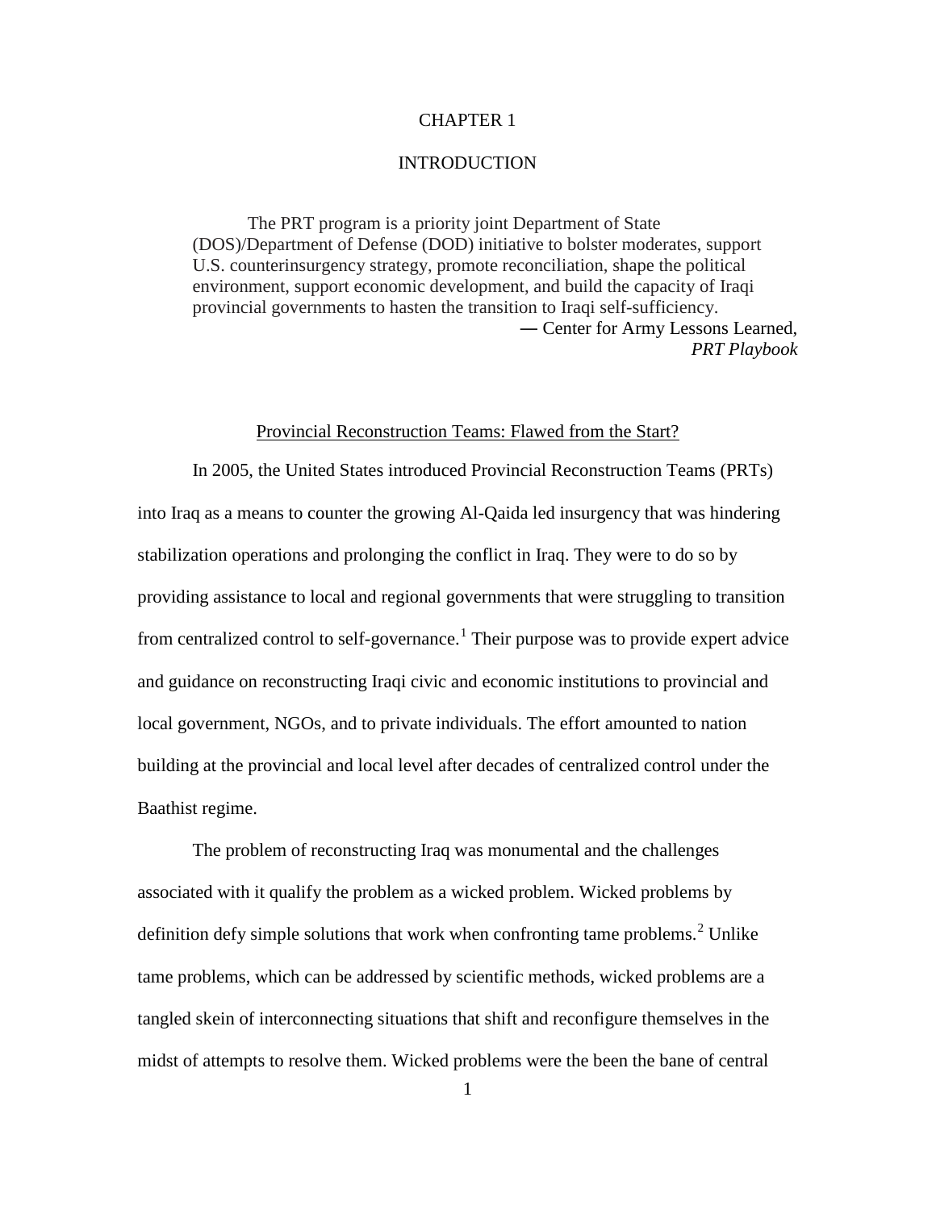# CHAPTER 1

# INTRODUCTION

> The PRT program is a priority joint Department of State (DOS)/Department of Defense (DOD) initiative to bolster moderates, support U.S. counterinsurgency strategy, promote reconciliation, shape the political environment, support economic development, and build the capacity of Iraqi provincial governments to hasten the transition to Iraqi self-sufficiency.
>
> — Center for Army Lessons Learned, *PRT Playbook*

## Provincial Reconstruction Teams: Flawed from the Start?

In 2005, the United States introduced Provincial Reconstruction Teams (PRTs) into Iraq as a means to counter the growing Al-Qaida led insurgency that was hindering stabilization operations and prolonging the conflict in Iraq. They were to do so by providing assistance to local and regional governments that were struggling to transition from centralized control to self-governance.[1] Their purpose was to provide expert advice and guidance on reconstructing Iraqi civic and economic institutions to provincial and local government, NGOs, and to private individuals. The effort amounted to nation building at the provincial and local level after decades of centralized control under the Baathist regime.

The problem of reconstructing Iraq was monumental and the challenges associated with it qualify the problem as a wicked problem. Wicked problems by definition defy simple solutions that work when confronting tame problems.[2] Unlike tame problems, which can be addressed by scientific methods, wicked problems are a tangled skein of interconnecting situations that shift and reconfigure themselves in the midst of attempts to resolve them. Wicked problems were the been the bane of central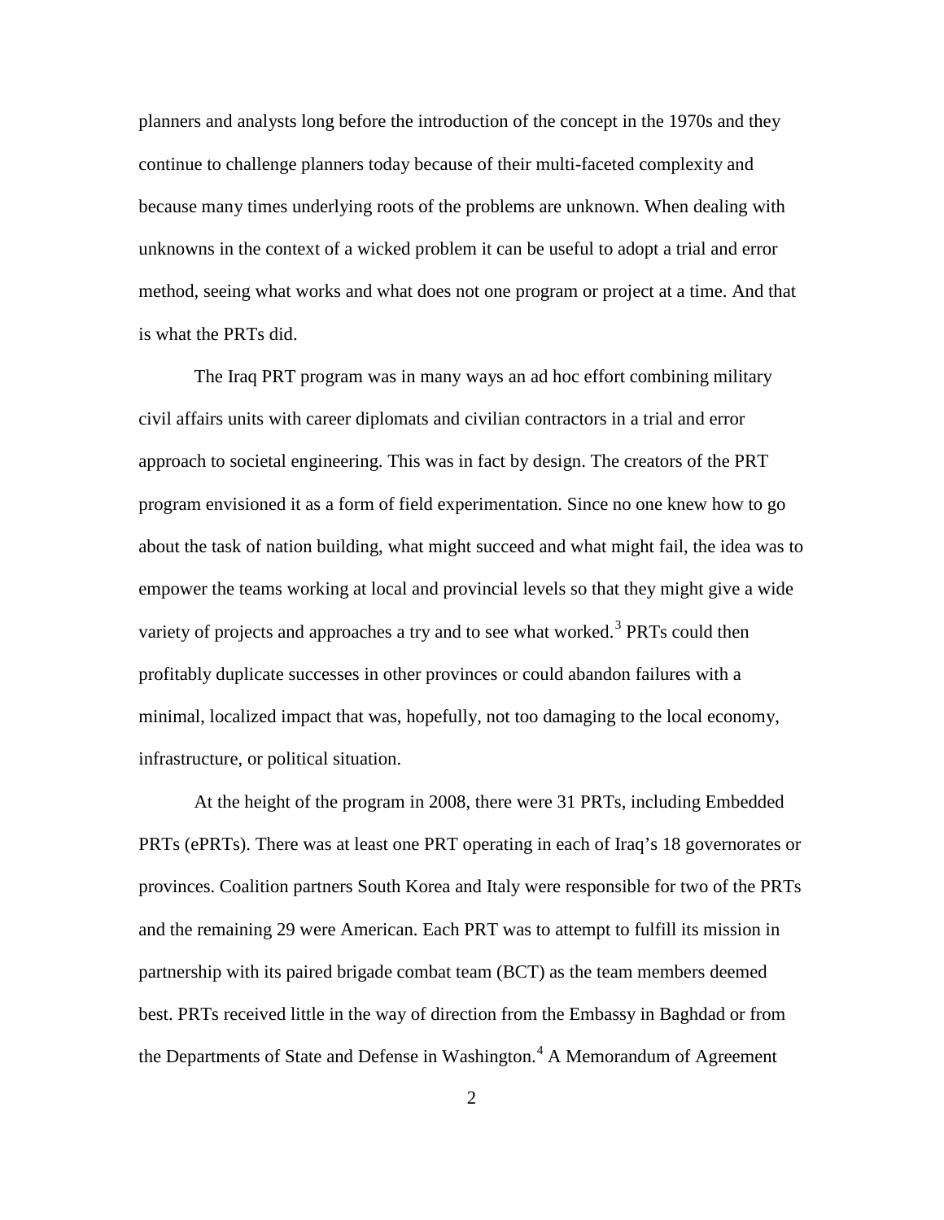planners and analysts long before the introduction of the concept in the 1970s and they continue to challenge planners today because of their multi-faceted complexity and because many times underlying roots of the problems are unknown. When dealing with unknowns in the context of a wicked problem it can be useful to adopt a trial and error method, seeing what works and what does not one program or project at a time. And that is what the PRTs did.

The Iraq PRT program was in many ways an ad hoc effort combining military civil affairs units with career diplomats and civilian contractors in a trial and error approach to societal engineering. This was in fact by design. The creators of the PRT program envisioned it as a form of field experimentation. Since no one knew how to go about the task of nation building, what might succeed and what might fail, the idea was to empower the teams working at local and provincial levels so that they might give a wide variety of projects and approaches a try and to see what worked.[3] PRTs could then profitably duplicate successes in other provinces or could abandon failures with a minimal, localized impact that was, hopefully, not too damaging to the local economy, infrastructure, or political situation.

At the height of the program in 2008, there were 31 PRTs, including Embedded PRTs (ePRTs). There was at least one PRT operating in each of Iraq's 18 governorates or provinces. Coalition partners South Korea and Italy were responsible for two of the PRTs and the remaining 29 were American. Each PRT was to attempt to fulfill its mission in partnership with its paired brigade combat team (BCT) as the team members deemed best. PRTs received little in the way of direction from the Embassy in Baghdad or from the Departments of State and Defense in Washington.[4] A Memorandum of Agreement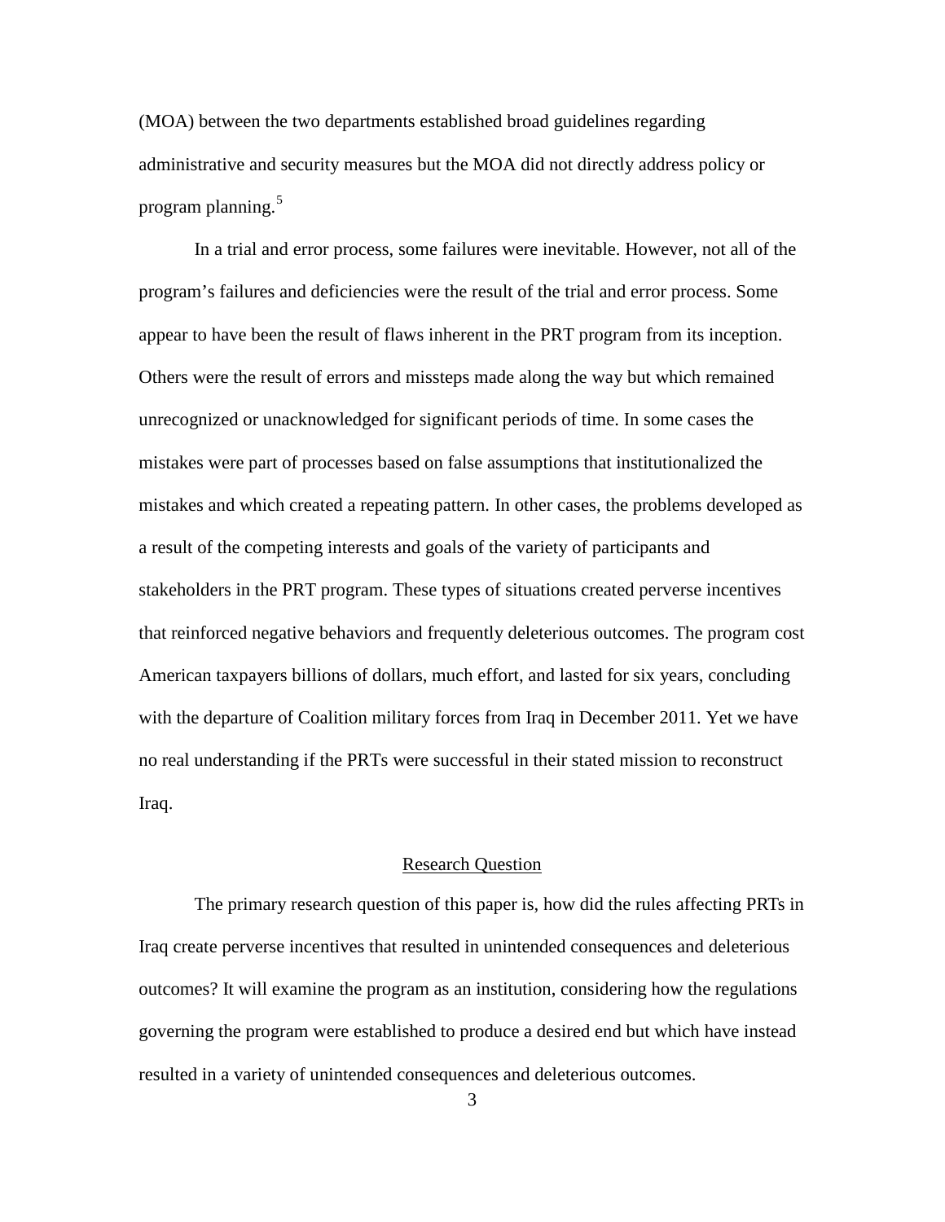(MOA) between the two departments established broad guidelines regarding administrative and security measures but the MOA did not directly address policy or program planning.[5]

In a trial and error process, some failures were inevitable. However, not all of the program's failures and deficiencies were the result of the trial and error process. Some appear to have been the result of flaws inherent in the PRT program from its inception. Others were the result of errors and missteps made along the way but which remained unrecognized or unacknowledged for significant periods of time. In some cases the mistakes were part of processes based on false assumptions that institutionalized the mistakes and which created a repeating pattern. In other cases, the problems developed as a result of the competing interests and goals of the variety of participants and stakeholders in the PRT program. These types of situations created perverse incentives that reinforced negative behaviors and frequently deleterious outcomes. The program cost American taxpayers billions of dollars, much effort, and lasted for six years, concluding with the departure of Coalition military forces from Iraq in December 2011. Yet we have no real understanding if the PRTs were successful in their stated mission to reconstruct Iraq.

## Research Question

The primary research question of this paper is, how did the rules affecting PRTs in Iraq create perverse incentives that resulted in unintended consequences and deleterious outcomes? It will examine the program as an institution, considering how the regulations governing the program were established to produce a desired end but which have instead resulted in a variety of unintended consequences and deleterious outcomes.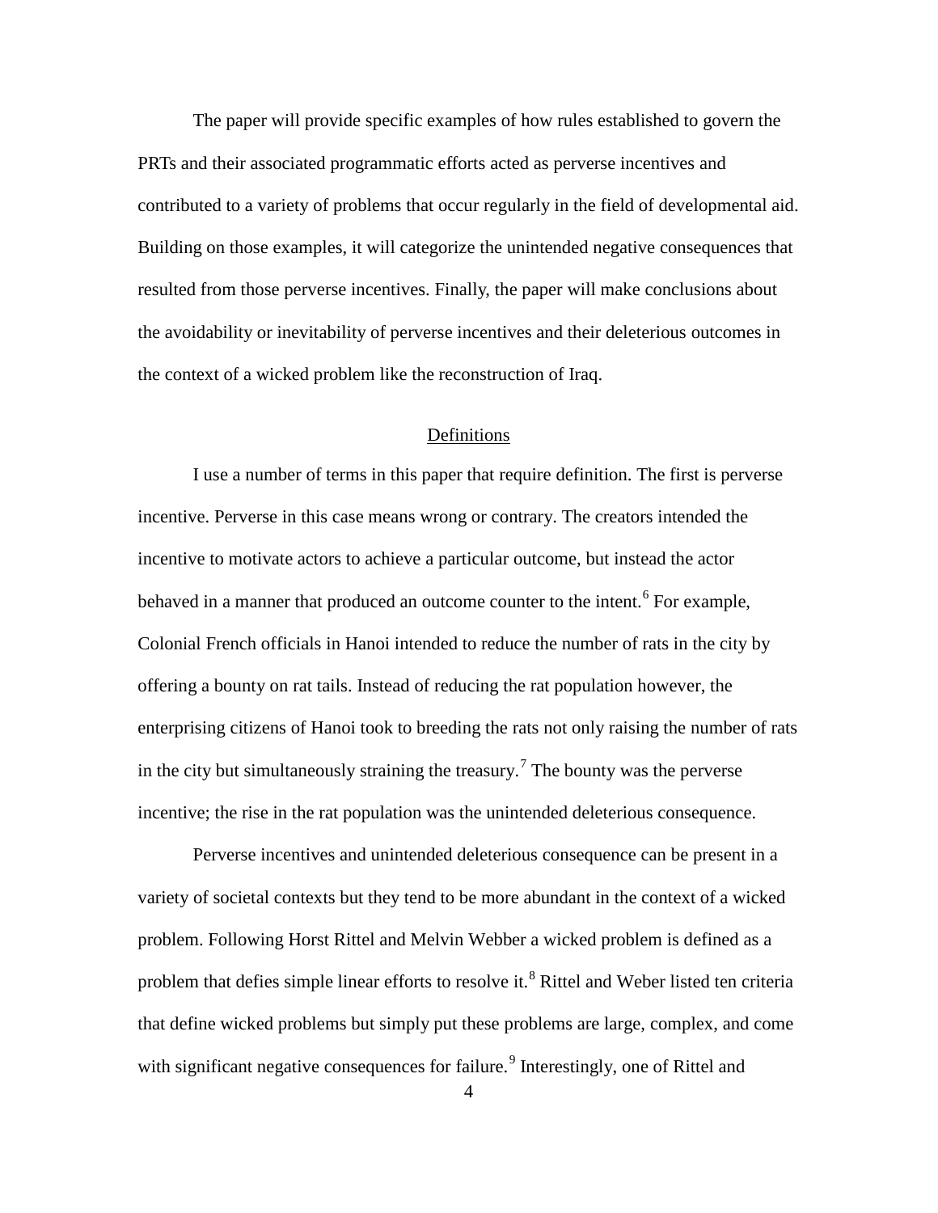The paper will provide specific examples of how rules established to govern the PRTs and their associated programmatic efforts acted as perverse incentives and contributed to a variety of problems that occur regularly in the field of developmental aid. Building on those examples, it will categorize the unintended negative consequences that resulted from those perverse incentives. Finally, the paper will make conclusions about the avoidability or inevitability of perverse incentives and their deleterious outcomes in the context of a wicked problem like the reconstruction of Iraq.

## Definitions

I use a number of terms in this paper that require definition. The first is perverse incentive. Perverse in this case means wrong or contrary. The creators intended the incentive to motivate actors to achieve a particular outcome, but instead the actor behaved in a manner that produced an outcome counter to the intent.[6] For example, Colonial French officials in Hanoi intended to reduce the number of rats in the city by offering a bounty on rat tails. Instead of reducing the rat population however, the enterprising citizens of Hanoi took to breeding the rats not only raising the number of rats in the city but simultaneously straining the treasury.[7] The bounty was the perverse incentive; the rise in the rat population was the unintended deleterious consequence.

Perverse incentives and unintended deleterious consequence can be present in a variety of societal contexts but they tend to be more abundant in the context of a wicked problem. Following Horst Rittel and Melvin Webber a wicked problem is defined as a problem that defies simple linear efforts to resolve it.[8] Rittel and Weber listed ten criteria that define wicked problems but simply put these problems are large, complex, and come with significant negative consequences for failure.[9] Interestingly, one of Rittel and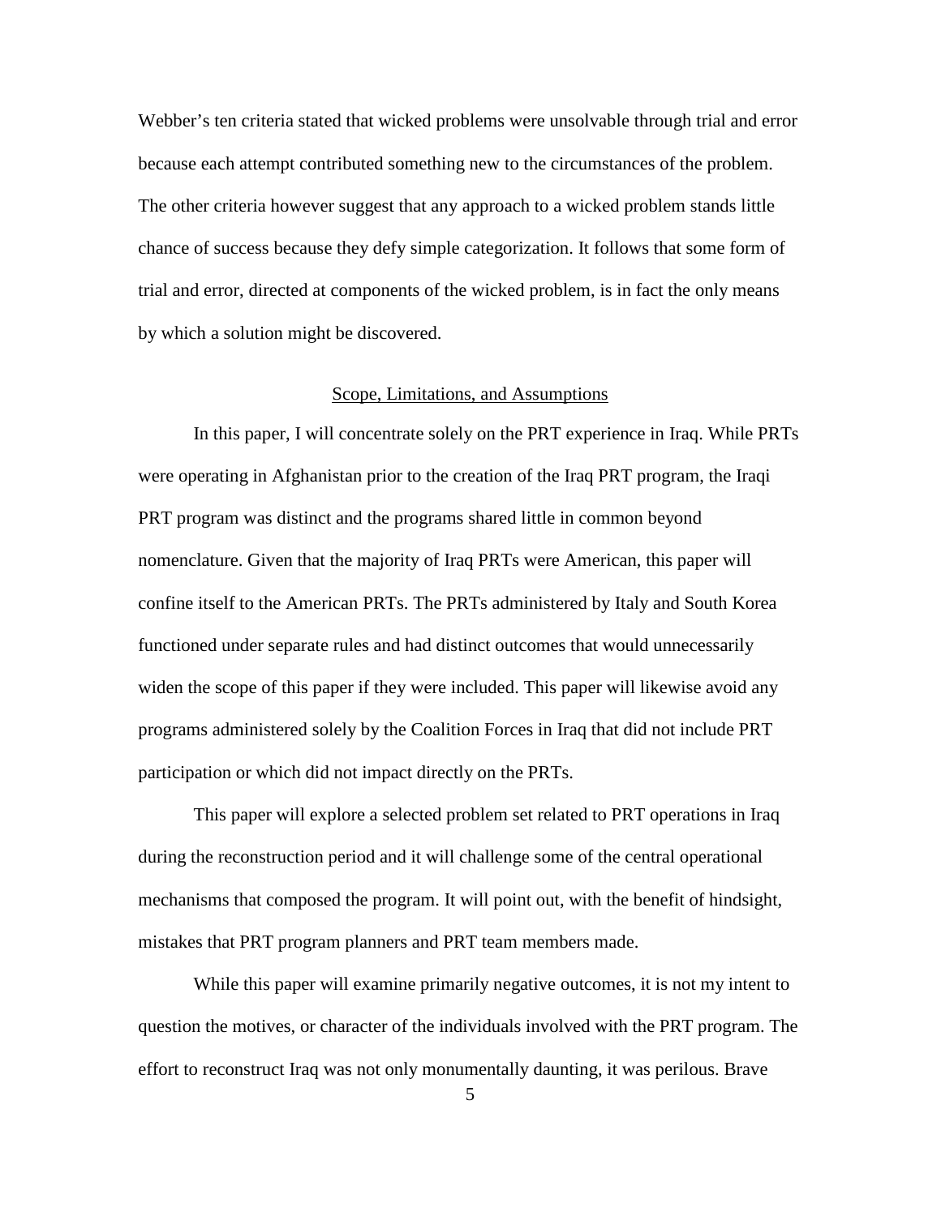Webber's ten criteria stated that wicked problems were unsolvable through trial and error because each attempt contributed something new to the circumstances of the problem. The other criteria however suggest that any approach to a wicked problem stands little chance of success because they defy simple categorization. It follows that some form of trial and error, directed at components of the wicked problem, is in fact the only means by which a solution might be discovered.

## Scope, Limitations, and Assumptions

In this paper, I will concentrate solely on the PRT experience in Iraq. While PRTs were operating in Afghanistan prior to the creation of the Iraq PRT program, the Iraqi PRT program was distinct and the programs shared little in common beyond nomenclature. Given that the majority of Iraq PRTs were American, this paper will confine itself to the American PRTs. The PRTs administered by Italy and South Korea functioned under separate rules and had distinct outcomes that would unnecessarily widen the scope of this paper if they were included. This paper will likewise avoid any programs administered solely by the Coalition Forces in Iraq that did not include PRT participation or which did not impact directly on the PRTs.

This paper will explore a selected problem set related to PRT operations in Iraq during the reconstruction period and it will challenge some of the central operational mechanisms that composed the program. It will point out, with the benefit of hindsight, mistakes that PRT program planners and PRT team members made.

While this paper will examine primarily negative outcomes, it is not my intent to question the motives, or character of the individuals involved with the PRT program. The effort to reconstruct Iraq was not only monumentally daunting, it was perilous. Brave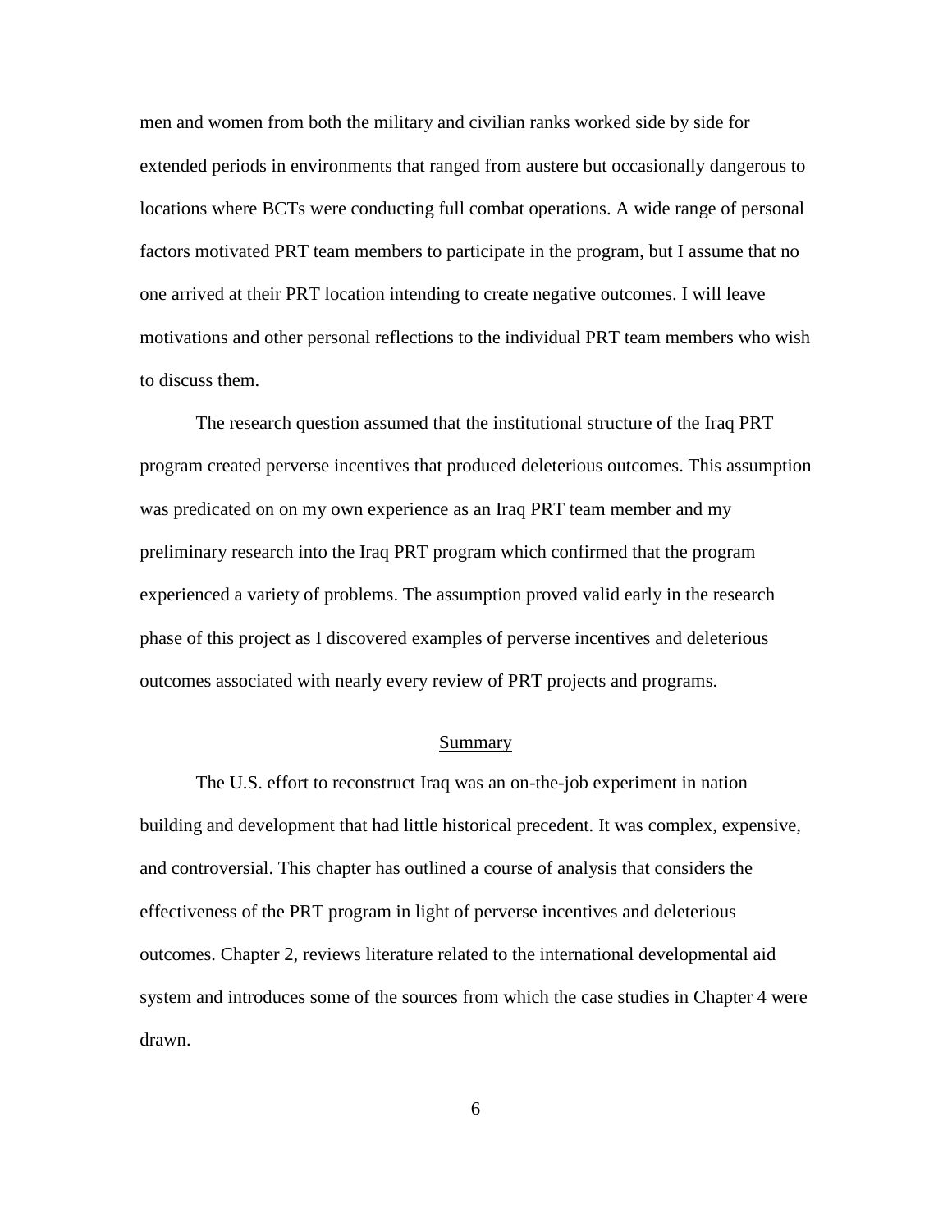men and women from both the military and civilian ranks worked side by side for extended periods in environments that ranged from austere but occasionally dangerous to locations where BCTs were conducting full combat operations. A wide range of personal factors motivated PRT team members to participate in the program, but I assume that no one arrived at their PRT location intending to create negative outcomes. I will leave motivations and other personal reflections to the individual PRT team members who wish to discuss them.

The research question assumed that the institutional structure of the Iraq PRT program created perverse incentives that produced deleterious outcomes. This assumption was predicated on on my own experience as an Iraq PRT team member and my preliminary research into the Iraq PRT program which confirmed that the program experienced a variety of problems. The assumption proved valid early in the research phase of this project as I discovered examples of perverse incentives and deleterious outcomes associated with nearly every review of PRT projects and programs.

## Summary

The U.S. effort to reconstruct Iraq was an on-the-job experiment in nation building and development that had little historical precedent. It was complex, expensive, and controversial. This chapter has outlined a course of analysis that considers the effectiveness of the PRT program in light of perverse incentives and deleterious outcomes. Chapter 2, reviews literature related to the international developmental aid system and introduces some of the sources from which the case studies in Chapter 4 were drawn.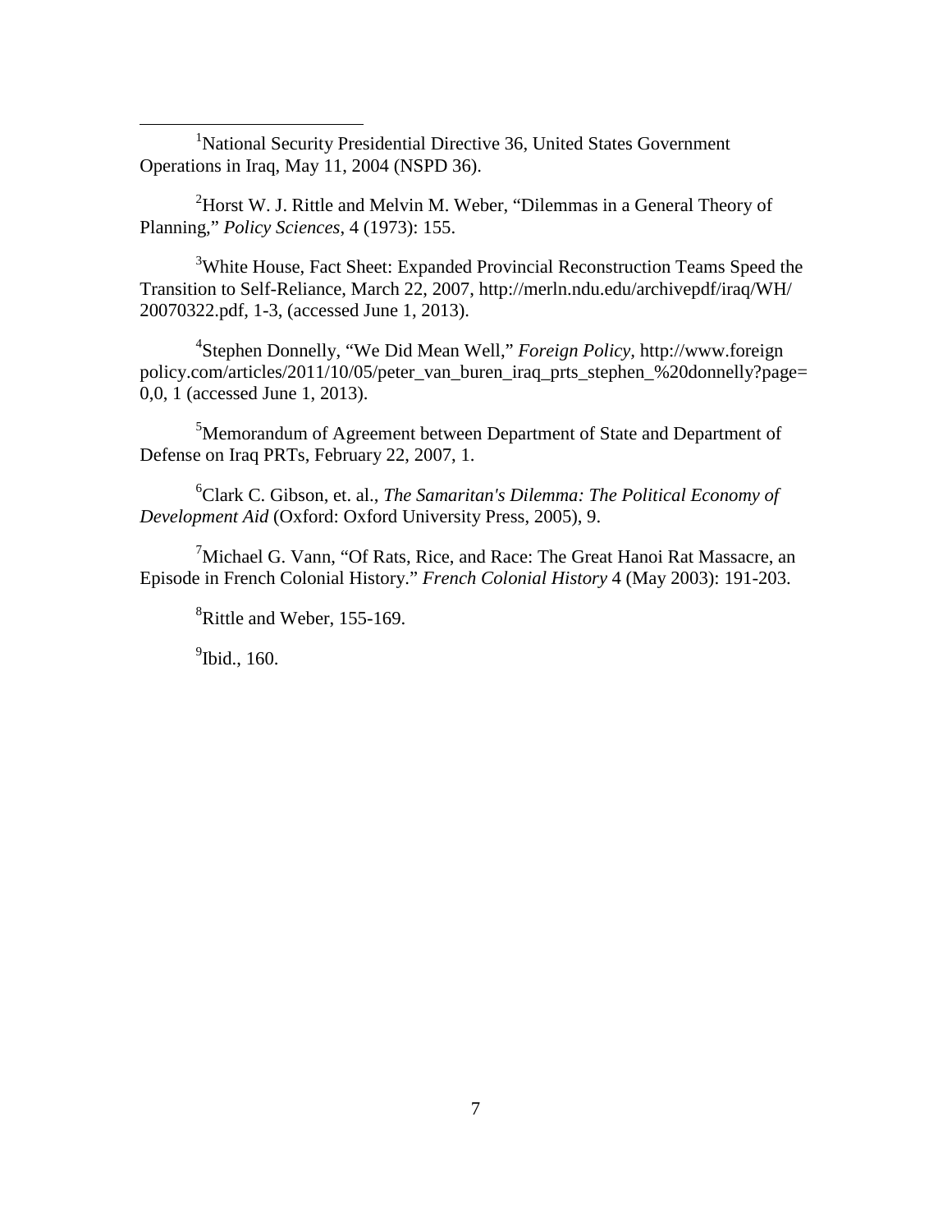[1]National Security Presidential Directive 36, United States Government Operations in Iraq, May 11, 2004 (NSPD 36).

[2]Horst W. J. Rittle and Melvin M. Weber, "Dilemmas in a General Theory of Planning," *Policy Sciences*, 4 (1973): 155.

[3]White House, Fact Sheet: Expanded Provincial Reconstruction Teams Speed the Transition to Self-Reliance, March 22, 2007, http://merln.ndu.edu/archivepdf/iraq/WH/20070322.pdf, 1-3, (accessed June 1, 2013).

[4]Stephen Donnelly, "We Did Mean Well," *Foreign Policy*, http://www.foreignpolicy.com/articles/2011/10/05/peter_van_buren_iraq_prts_stephen_%20donnelly?page=0,0, 1 (accessed June 1, 2013).

[5]Memorandum of Agreement between Department of State and Department of Defense on Iraq PRTs, February 22, 2007, 1.

[6]Clark C. Gibson, et. al., *The Samaritan's Dilemma: The Political Economy of Development Aid* (Oxford: Oxford University Press, 2005), 9.

[7]Michael G. Vann, "Of Rats, Rice, and Race: The Great Hanoi Rat Massacre, an Episode in French Colonial History." *French Colonial History* 4 (May 2003): 191-203.

[8]Rittle and Weber, 155-169.

[9]Ibid., 160.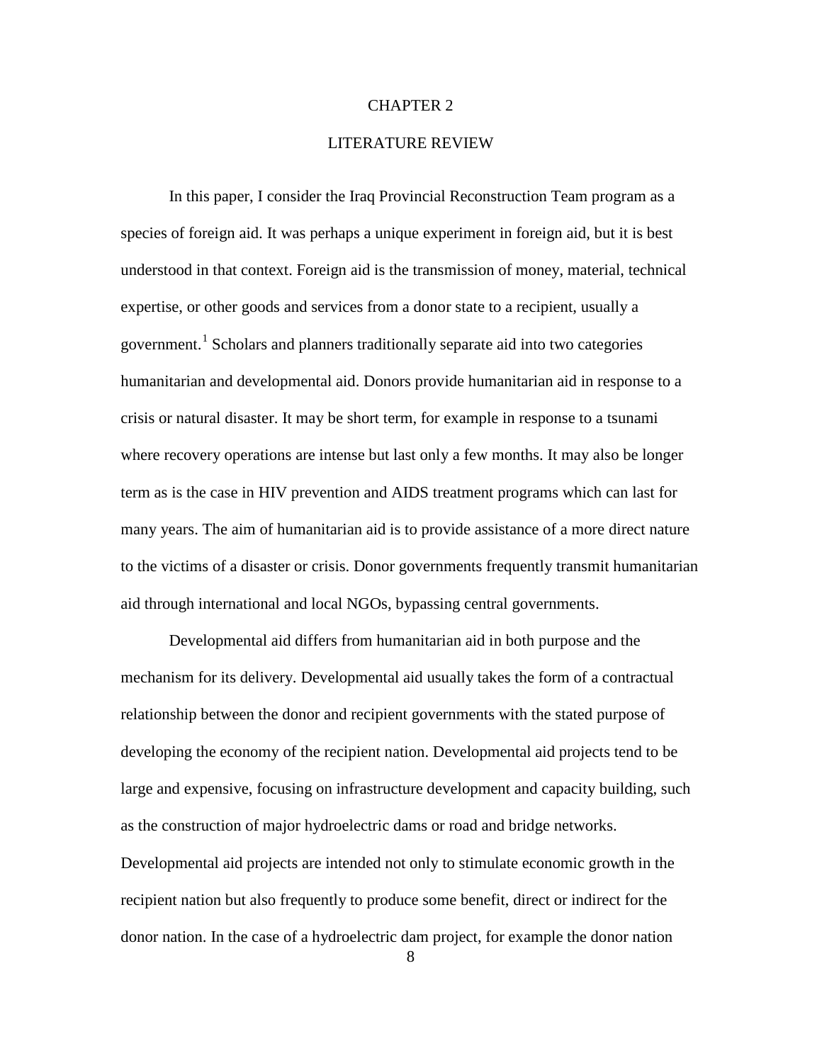# CHAPTER 2

# LITERATURE REVIEW

In this paper, I consider the Iraq Provincial Reconstruction Team program as a species of foreign aid. It was perhaps a unique experiment in foreign aid, but it is best understood in that context. Foreign aid is the transmission of money, material, technical expertise, or other goods and services from a donor state to a recipient, usually a government.[1] Scholars and planners traditionally separate aid into two categories humanitarian and developmental aid. Donors provide humanitarian aid in response to a crisis or natural disaster. It may be short term, for example in response to a tsunami where recovery operations are intense but last only a few months. It may also be longer term as is the case in HIV prevention and AIDS treatment programs which can last for many years. The aim of humanitarian aid is to provide assistance of a more direct nature to the victims of a disaster or crisis. Donor governments frequently transmit humanitarian aid through international and local NGOs, bypassing central governments.

Developmental aid differs from humanitarian aid in both purpose and the mechanism for its delivery. Developmental aid usually takes the form of a contractual relationship between the donor and recipient governments with the stated purpose of developing the economy of the recipient nation. Developmental aid projects tend to be large and expensive, focusing on infrastructure development and capacity building, such as the construction of major hydroelectric dams or road and bridge networks. Developmental aid projects are intended not only to stimulate economic growth in the recipient nation but also frequently to produce some benefit, direct or indirect for the donor nation. In the case of a hydroelectric dam project, for example the donor nation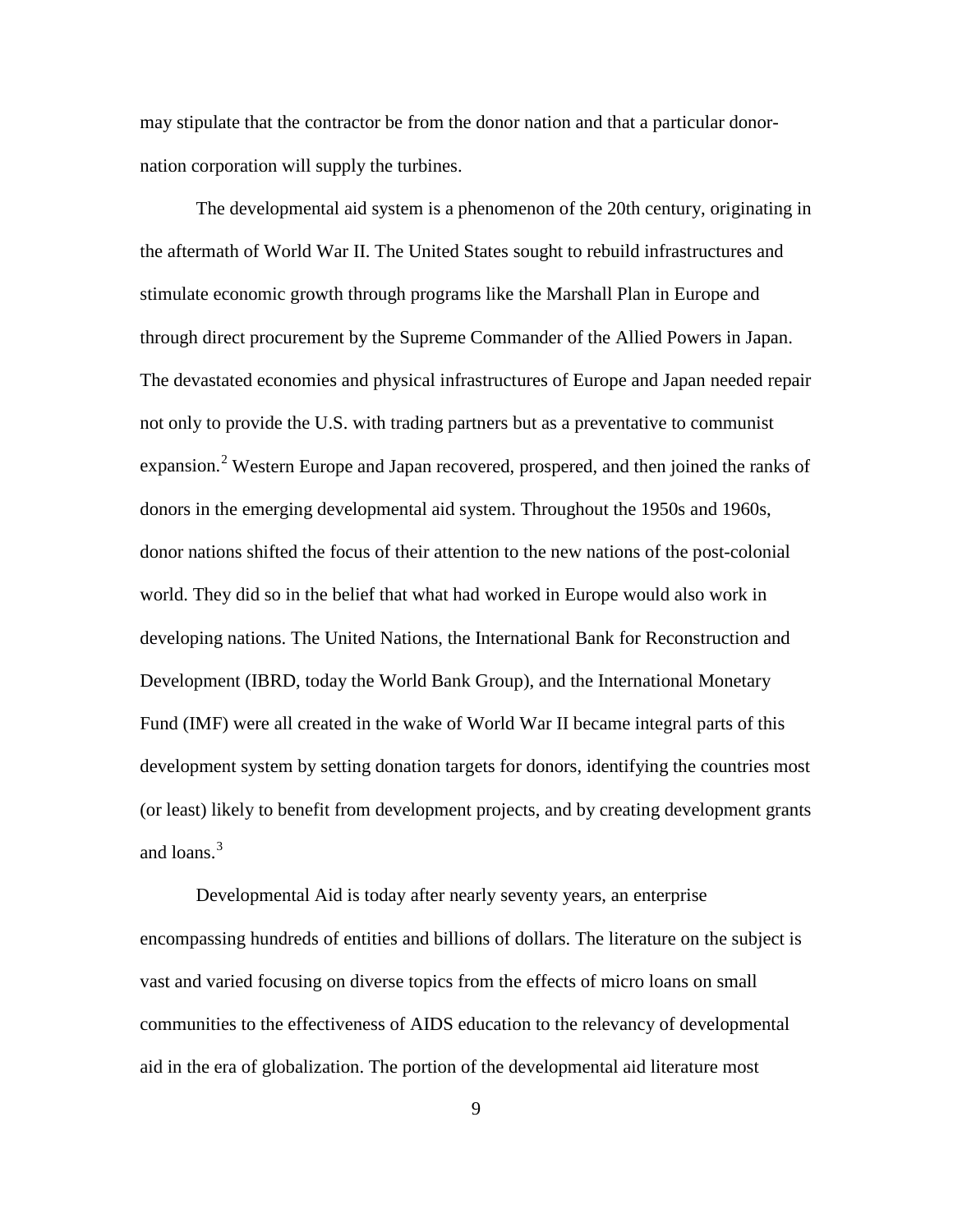may stipulate that the contractor be from the donor nation and that a particular donor-nation corporation will supply the turbines.

The developmental aid system is a phenomenon of the 20th century, originating in the aftermath of World War II. The United States sought to rebuild infrastructures and stimulate economic growth through programs like the Marshall Plan in Europe and through direct procurement by the Supreme Commander of the Allied Powers in Japan. The devastated economies and physical infrastructures of Europe and Japan needed repair not only to provide the U.S. with trading partners but as a preventative to communist expansion.[2] Western Europe and Japan recovered, prospered, and then joined the ranks of donors in the emerging developmental aid system. Throughout the 1950s and 1960s, donor nations shifted the focus of their attention to the new nations of the post-colonial world. They did so in the belief that what had worked in Europe would also work in developing nations. The United Nations, the International Bank for Reconstruction and Development (IBRD, today the World Bank Group), and the International Monetary Fund (IMF) were all created in the wake of World War II became integral parts of this development system by setting donation targets for donors, identifying the countries most (or least) likely to benefit from development projects, and by creating development grants and loans.[3]

Developmental Aid is today after nearly seventy years, an enterprise encompassing hundreds of entities and billions of dollars. The literature on the subject is vast and varied focusing on diverse topics from the effects of micro loans on small communities to the effectiveness of AIDS education to the relevancy of developmental aid in the era of globalization. The portion of the developmental aid literature most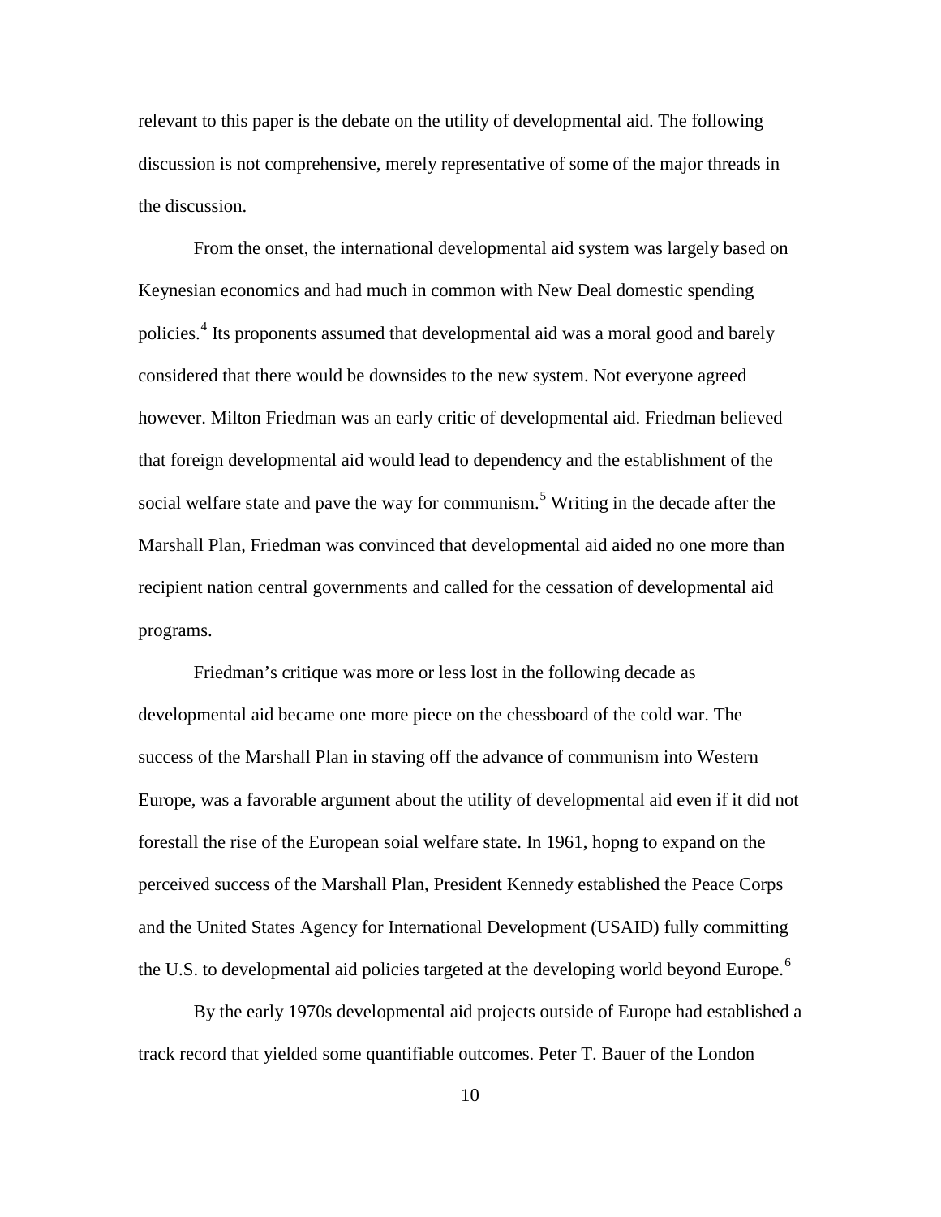relevant to this paper is the debate on the utility of developmental aid. The following discussion is not comprehensive, merely representative of some of the major threads in the discussion.

From the onset, the international developmental aid system was largely based on Keynesian economics and had much in common with New Deal domestic spending policies.[4] Its proponents assumed that developmental aid was a moral good and barely considered that there would be downsides to the new system. Not everyone agreed however. Milton Friedman was an early critic of developmental aid. Friedman believed that foreign developmental aid would lead to dependency and the establishment of the social welfare state and pave the way for communism.[5] Writing in the decade after the Marshall Plan, Friedman was convinced that developmental aid aided no one more than recipient nation central governments and called for the cessation of developmental aid programs.

Friedman's critique was more or less lost in the following decade as developmental aid became one more piece on the chessboard of the cold war. The success of the Marshall Plan in staving off the advance of communism into Western Europe, was a favorable argument about the utility of developmental aid even if it did not forestall the rise of the European soial welfare state. In 1961, hopng to expand on the perceived success of the Marshall Plan, President Kennedy established the Peace Corps and the United States Agency for International Development (USAID) fully committing the U.S. to developmental aid policies targeted at the developing world beyond Europe.[6]

By the early 1970s developmental aid projects outside of Europe had established a track record that yielded some quantifiable outcomes. Peter T. Bauer of the London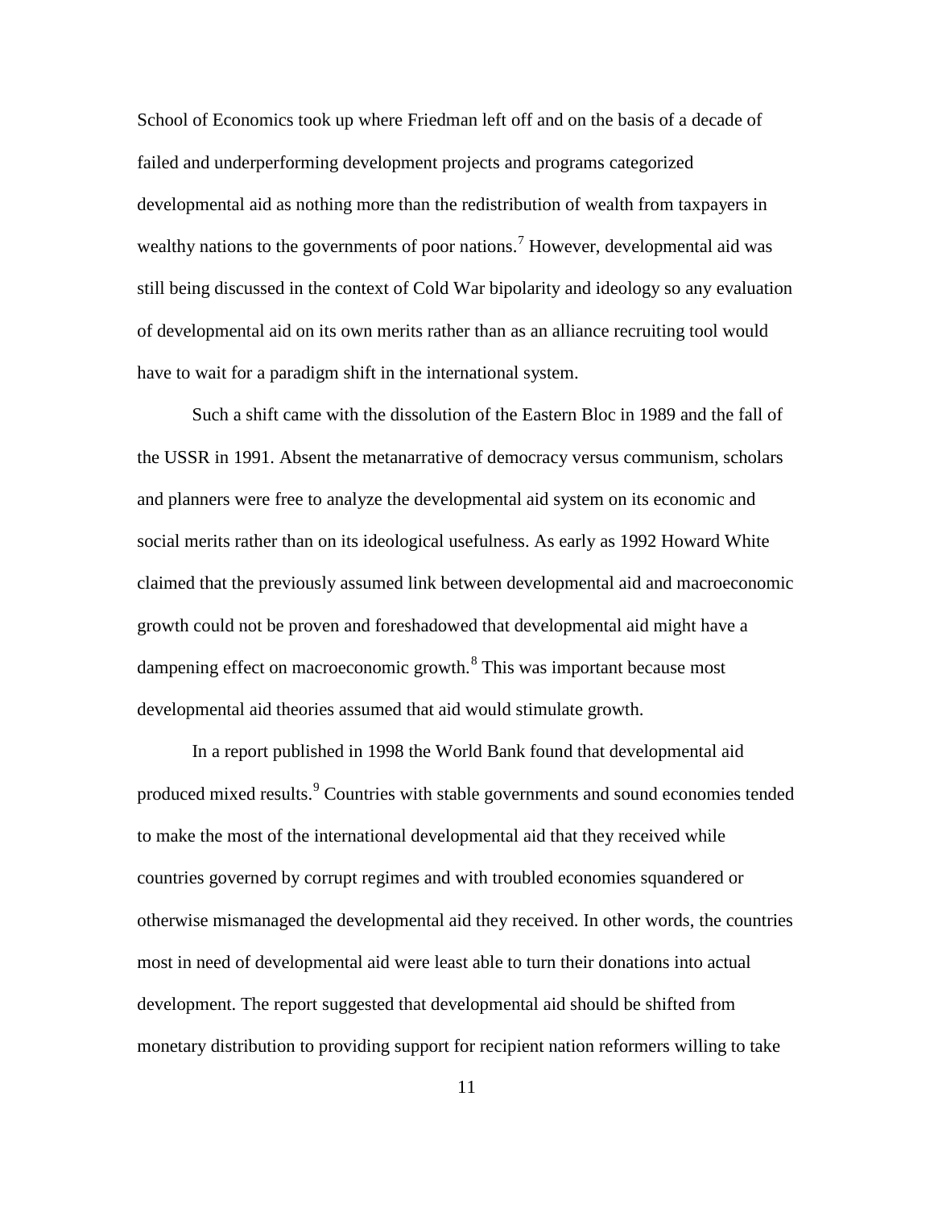School of Economics took up where Friedman left off and on the basis of a decade of failed and underperforming development projects and programs categorized developmental aid as nothing more than the redistribution of wealth from taxpayers in wealthy nations to the governments of poor nations.[7] However, developmental aid was still being discussed in the context of Cold War bipolarity and ideology so any evaluation of developmental aid on its own merits rather than as an alliance recruiting tool would have to wait for a paradigm shift in the international system.

Such a shift came with the dissolution of the Eastern Bloc in 1989 and the fall of the USSR in 1991. Absent the metanarrative of democracy versus communism, scholars and planners were free to analyze the developmental aid system on its economic and social merits rather than on its ideological usefulness. As early as 1992 Howard White claimed that the previously assumed link between developmental aid and macroeconomic growth could not be proven and foreshadowed that developmental aid might have a dampening effect on macroeconomic growth.[8] This was important because most developmental aid theories assumed that aid would stimulate growth.

In a report published in 1998 the World Bank found that developmental aid produced mixed results.[9] Countries with stable governments and sound economies tended to make the most of the international developmental aid that they received while countries governed by corrupt regimes and with troubled economies squandered or otherwise mismanaged the developmental aid they received. In other words, the countries most in need of developmental aid were least able to turn their donations into actual development. The report suggested that developmental aid should be shifted from monetary distribution to providing support for recipient nation reformers willing to take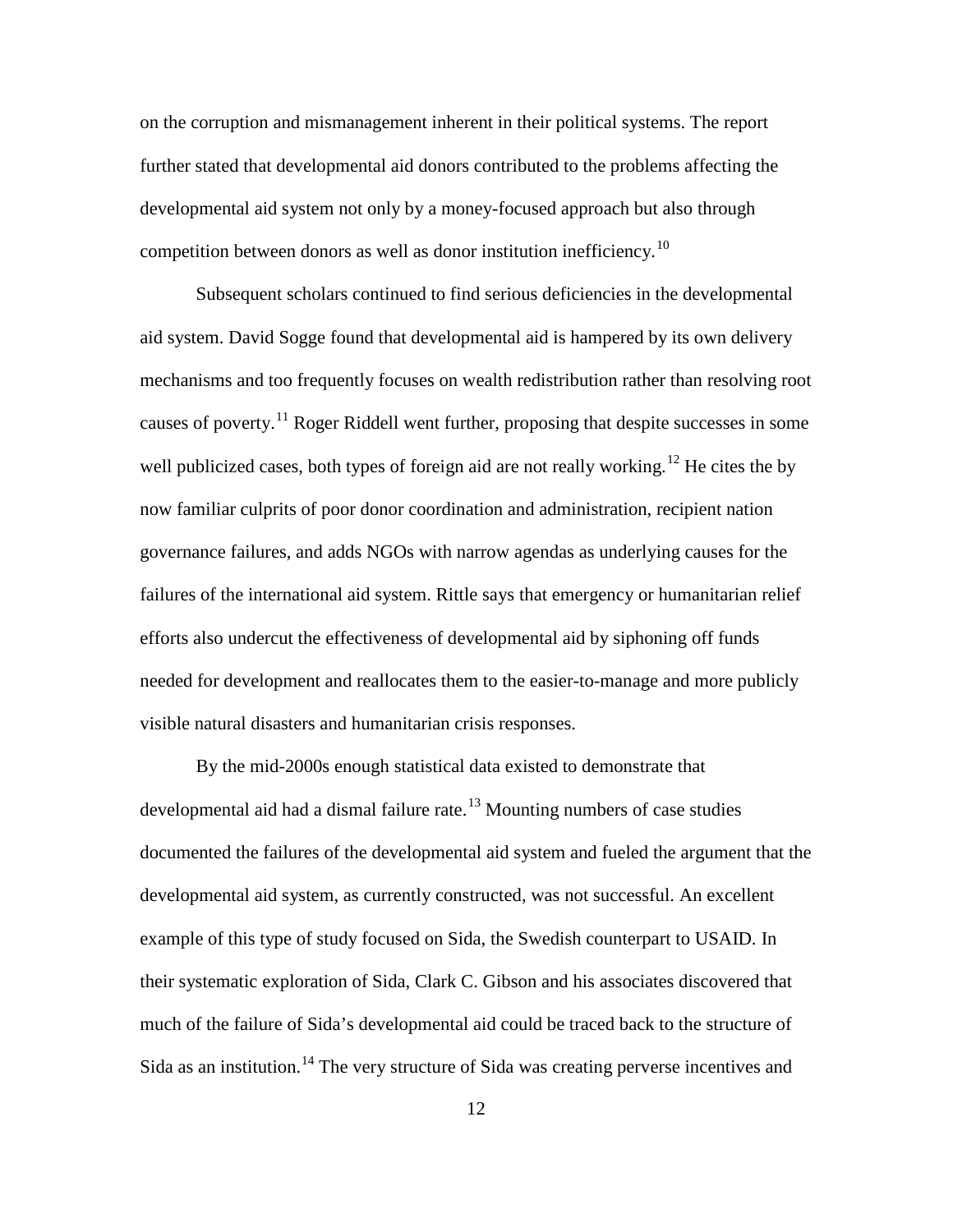on the corruption and mismanagement inherent in their political systems. The report further stated that developmental aid donors contributed to the problems affecting the developmental aid system not only by a money-focused approach but also through competition between donors as well as donor institution inefficiency.[10]

Subsequent scholars continued to find serious deficiencies in the developmental aid system. David Sogge found that developmental aid is hampered by its own delivery mechanisms and too frequently focuses on wealth redistribution rather than resolving root causes of poverty.[11] Roger Riddell went further, proposing that despite successes in some well publicized cases, both types of foreign aid are not really working.[12] He cites the by now familiar culprits of poor donor coordination and administration, recipient nation governance failures, and adds NGOs with narrow agendas as underlying causes for the failures of the international aid system. Rittle says that emergency or humanitarian relief efforts also undercut the effectiveness of developmental aid by siphoning off funds needed for development and reallocates them to the easier-to-manage and more publicly visible natural disasters and humanitarian crisis responses.

By the mid-2000s enough statistical data existed to demonstrate that developmental aid had a dismal failure rate.[13] Mounting numbers of case studies documented the failures of the developmental aid system and fueled the argument that the developmental aid system, as currently constructed, was not successful. An excellent example of this type of study focused on Sida, the Swedish counterpart to USAID. In their systematic exploration of Sida, Clark C. Gibson and his associates discovered that much of the failure of Sida's developmental aid could be traced back to the structure of Sida as an institution.[14] The very structure of Sida was creating perverse incentives and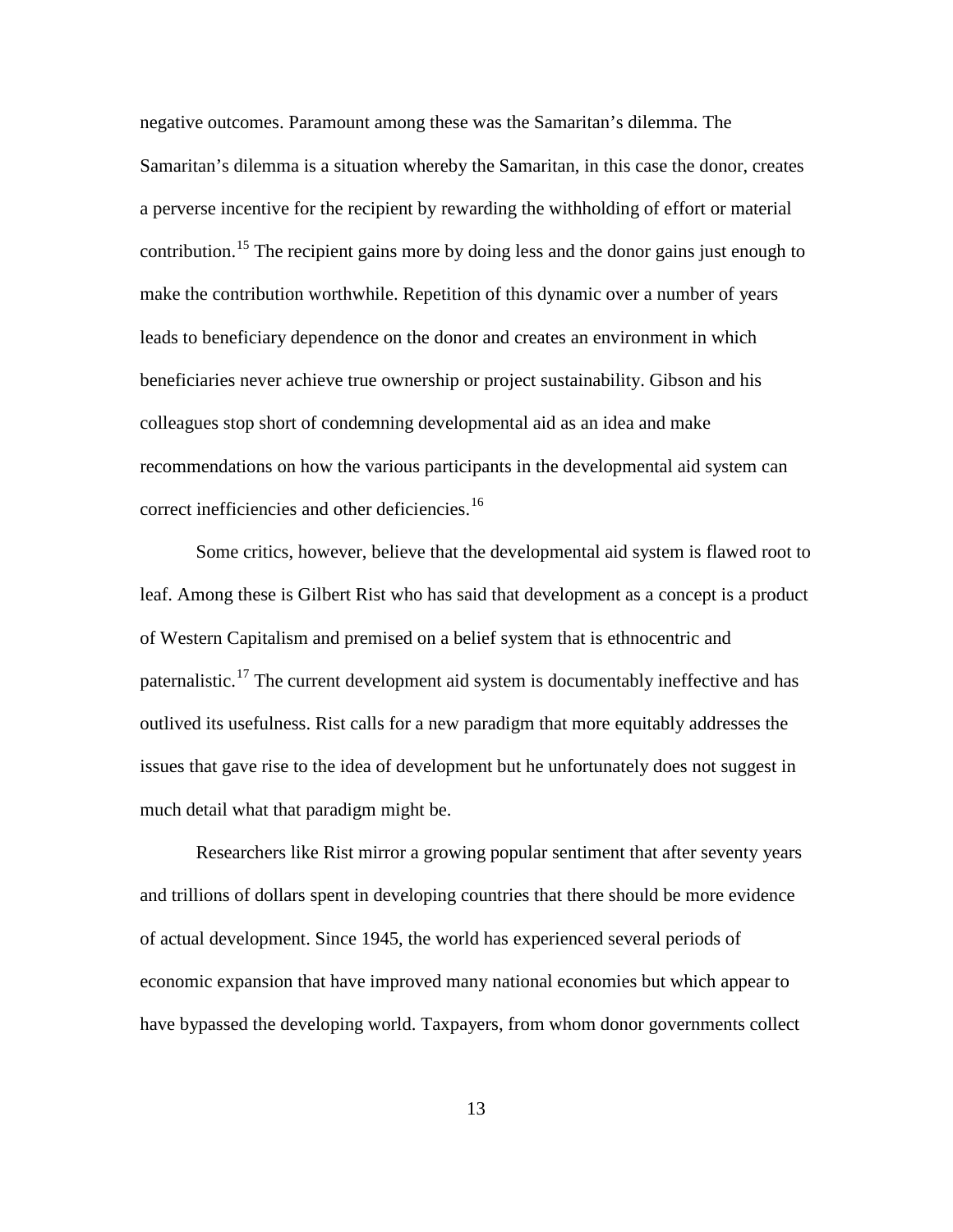negative outcomes. Paramount among these was the Samaritan's dilemma. The Samaritan's dilemma is a situation whereby the Samaritan, in this case the donor, creates a perverse incentive for the recipient by rewarding the withholding of effort or material contribution.[15] The recipient gains more by doing less and the donor gains just enough to make the contribution worthwhile. Repetition of this dynamic over a number of years leads to beneficiary dependence on the donor and creates an environment in which beneficiaries never achieve true ownership or project sustainability. Gibson and his colleagues stop short of condemning developmental aid as an idea and make recommendations on how the various participants in the developmental aid system can correct inefficiencies and other deficiencies.[16]

Some critics, however, believe that the developmental aid system is flawed root to leaf. Among these is Gilbert Rist who has said that development as a concept is a product of Western Capitalism and premised on a belief system that is ethnocentric and paternalistic.[17] The current development aid system is documentably ineffective and has outlived its usefulness. Rist calls for a new paradigm that more equitably addresses the issues that gave rise to the idea of development but he unfortunately does not suggest in much detail what that paradigm might be.

Researchers like Rist mirror a growing popular sentiment that after seventy years and trillions of dollars spent in developing countries that there should be more evidence of actual development. Since 1945, the world has experienced several periods of economic expansion that have improved many national economies but which appear to have bypassed the developing world. Taxpayers, from whom donor governments collect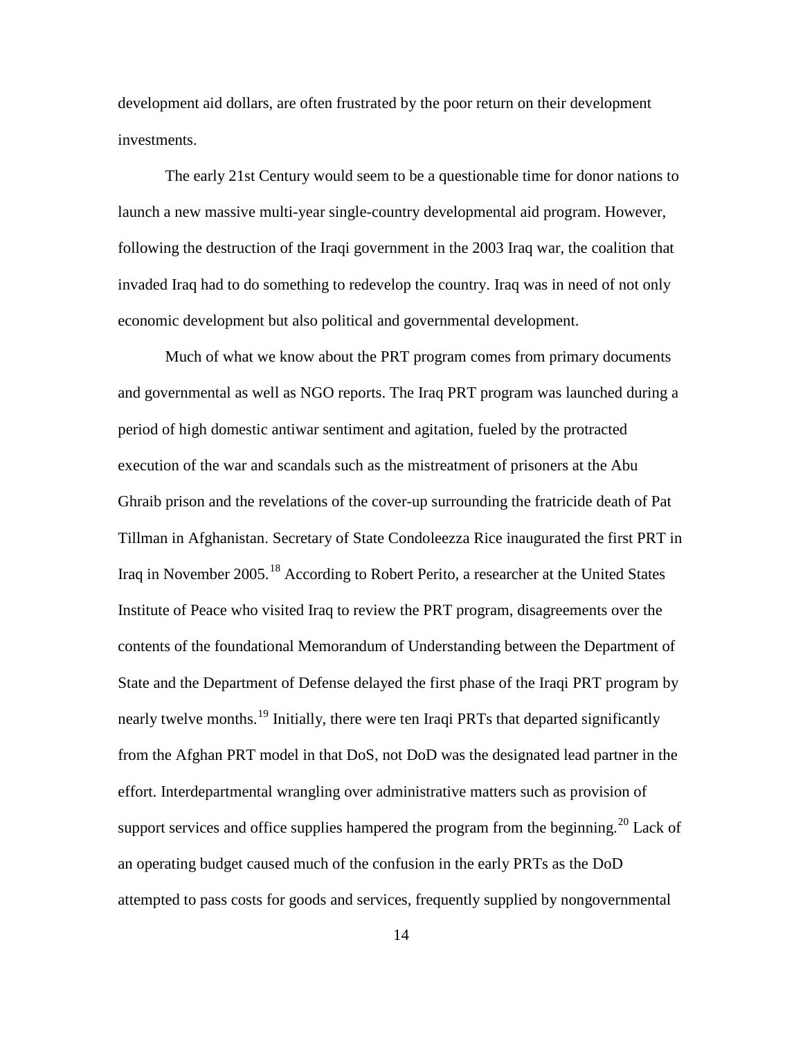development aid dollars, are often frustrated by the poor return on their development investments.

The early 21st Century would seem to be a questionable time for donor nations to launch a new massive multi-year single-country developmental aid program. However, following the destruction of the Iraqi government in the 2003 Iraq war, the coalition that invaded Iraq had to do something to redevelop the country. Iraq was in need of not only economic development but also political and governmental development.

Much of what we know about the PRT program comes from primary documents and governmental as well as NGO reports. The Iraq PRT program was launched during a period of high domestic antiwar sentiment and agitation, fueled by the protracted execution of the war and scandals such as the mistreatment of prisoners at the Abu Ghraib prison and the revelations of the cover-up surrounding the fratricide death of Pat Tillman in Afghanistan. Secretary of State Condoleezza Rice inaugurated the first PRT in Iraq in November 2005.[18] According to Robert Perito, a researcher at the United States Institute of Peace who visited Iraq to review the PRT program, disagreements over the contents of the foundational Memorandum of Understanding between the Department of State and the Department of Defense delayed the first phase of the Iraqi PRT program by nearly twelve months.[19] Initially, there were ten Iraqi PRTs that departed significantly from the Afghan PRT model in that DoS, not DoD was the designated lead partner in the effort. Interdepartmental wrangling over administrative matters such as provision of support services and office supplies hampered the program from the beginning.[20] Lack of an operating budget caused much of the confusion in the early PRTs as the DoD attempted to pass costs for goods and services, frequently supplied by nongovernmental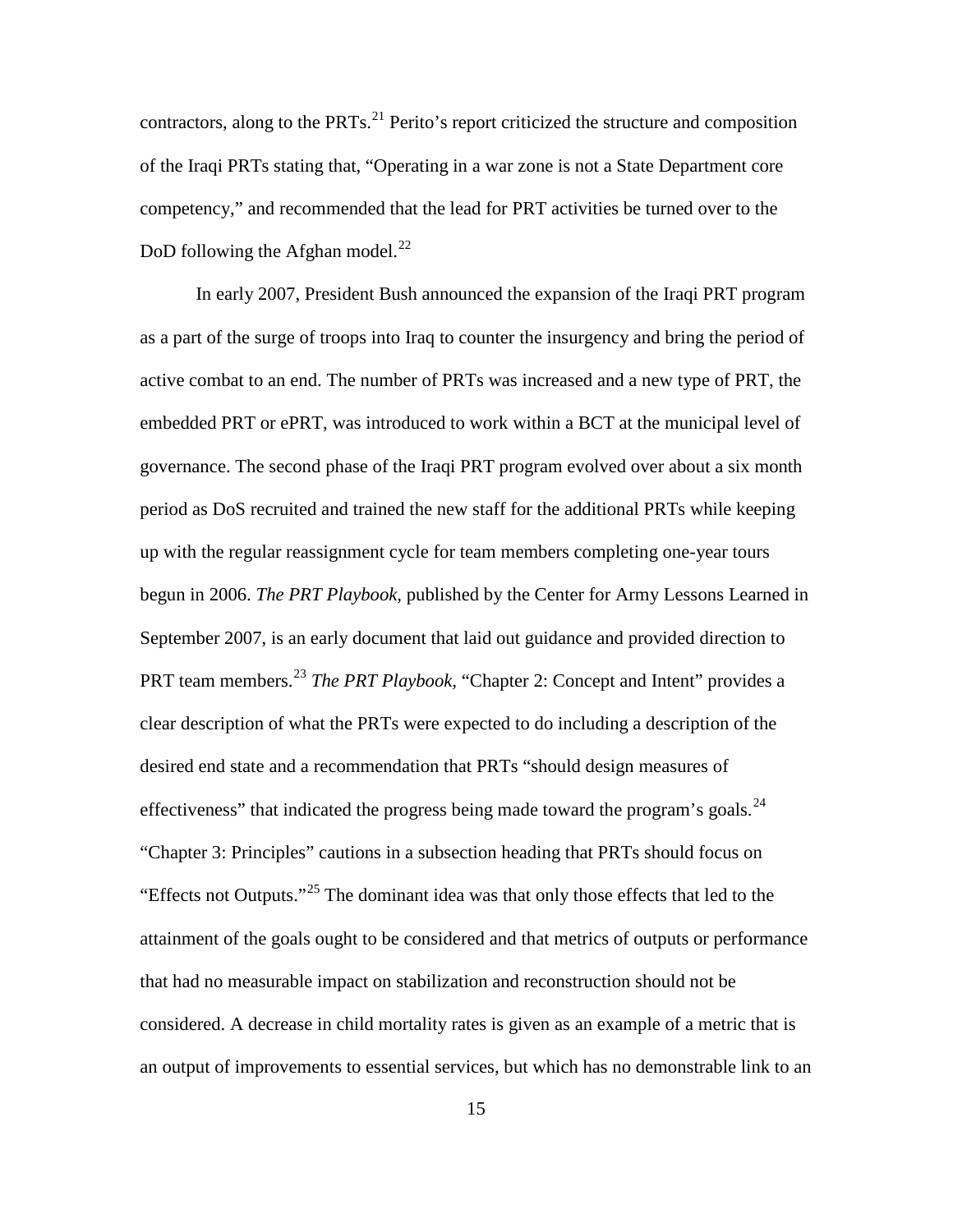contractors, along to the PRTs.[21] Perito's report criticized the structure and composition of the Iraqi PRTs stating that, "Operating in a war zone is not a State Department core competency," and recommended that the lead for PRT activities be turned over to the DoD following the Afghan model.[22]

In early 2007, President Bush announced the expansion of the Iraqi PRT program as a part of the surge of troops into Iraq to counter the insurgency and bring the period of active combat to an end. The number of PRTs was increased and a new type of PRT, the embedded PRT or ePRT, was introduced to work within a BCT at the municipal level of governance. The second phase of the Iraqi PRT program evolved over about a six month period as DoS recruited and trained the new staff for the additional PRTs while keeping up with the regular reassignment cycle for team members completing one-year tours begun in 2006. *The PRT Playbook,* published by the Center for Army Lessons Learned in September 2007, is an early document that laid out guidance and provided direction to PRT team members.[23] *The PRT Playbook,* "Chapter 2: Concept and Intent" provides a clear description of what the PRTs were expected to do including a description of the desired end state and a recommendation that PRTs "should design measures of effectiveness" that indicated the progress being made toward the program's goals.[24] "Chapter 3: Principles" cautions in a subsection heading that PRTs should focus on "Effects not Outputs."[25] The dominant idea was that only those effects that led to the attainment of the goals ought to be considered and that metrics of outputs or performance that had no measurable impact on stabilization and reconstruction should not be considered. A decrease in child mortality rates is given as an example of a metric that is an output of improvements to essential services, but which has no demonstrable link to an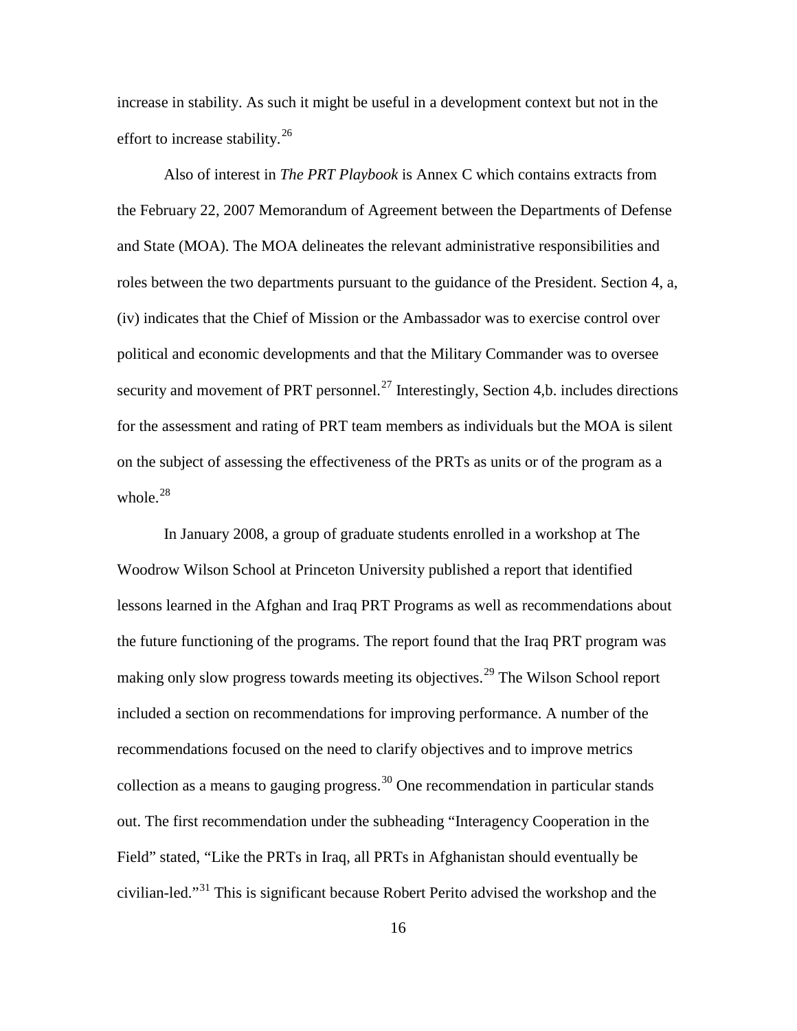increase in stability. As such it might be useful in a development context but not in the effort to increase stability.[26]

Also of interest in *The PRT Playbook* is Annex C which contains extracts from the February 22, 2007 Memorandum of Agreement between the Departments of Defense and State (MOA). The MOA delineates the relevant administrative responsibilities and roles between the two departments pursuant to the guidance of the President. Section 4, a, (iv) indicates that the Chief of Mission or the Ambassador was to exercise control over political and economic developments and that the Military Commander was to oversee security and movement of PRT personnel.[27] Interestingly, Section 4,b. includes directions for the assessment and rating of PRT team members as individuals but the MOA is silent on the subject of assessing the effectiveness of the PRTs as units or of the program as a whole.[28]

In January 2008, a group of graduate students enrolled in a workshop at The Woodrow Wilson School at Princeton University published a report that identified lessons learned in the Afghan and Iraq PRT Programs as well as recommendations about the future functioning of the programs. The report found that the Iraq PRT program was making only slow progress towards meeting its objectives.[29] The Wilson School report included a section on recommendations for improving performance. A number of the recommendations focused on the need to clarify objectives and to improve metrics collection as a means to gauging progress.[30] One recommendation in particular stands out. The first recommendation under the subheading "Interagency Cooperation in the Field" stated, "Like the PRTs in Iraq, all PRTs in Afghanistan should eventually be civilian-led."[31] This is significant because Robert Perito advised the workshop and the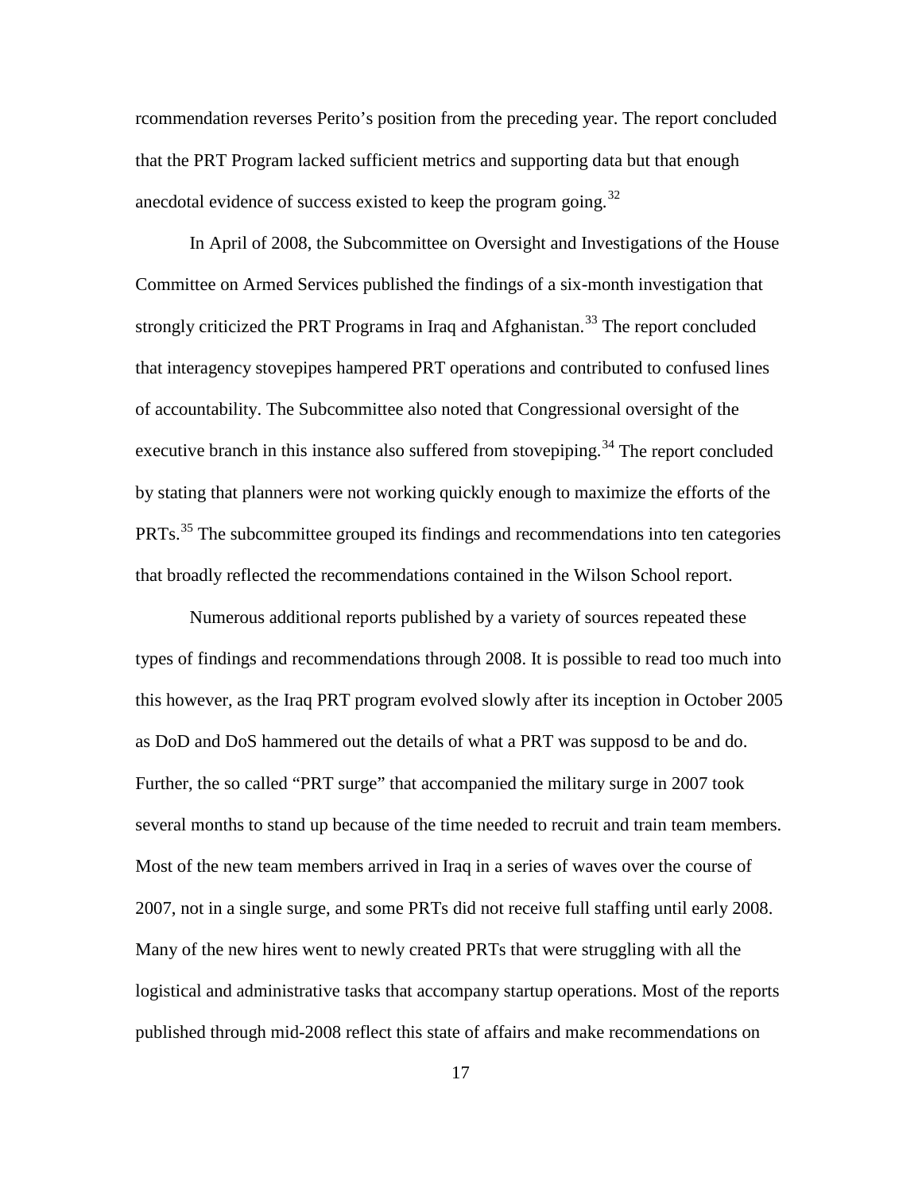rcommendation reverses Perito's position from the preceding year. The report concluded that the PRT Program lacked sufficient metrics and supporting data but that enough anecdotal evidence of success existed to keep the program going.[32]

In April of 2008, the Subcommittee on Oversight and Investigations of the House Committee on Armed Services published the findings of a six-month investigation that strongly criticized the PRT Programs in Iraq and Afghanistan.[33] The report concluded that interagency stovepipes hampered PRT operations and contributed to confused lines of accountability. The Subcommittee also noted that Congressional oversight of the executive branch in this instance also suffered from stovepiping.[34] The report concluded by stating that planners were not working quickly enough to maximize the efforts of the PRTs.[35] The subcommittee grouped its findings and recommendations into ten categories that broadly reflected the recommendations contained in the Wilson School report.

Numerous additional reports published by a variety of sources repeated these types of findings and recommendations through 2008. It is possible to read too much into this however, as the Iraq PRT program evolved slowly after its inception in October 2005 as DoD and DoS hammered out the details of what a PRT was supposd to be and do. Further, the so called "PRT surge" that accompanied the military surge in 2007 took several months to stand up because of the time needed to recruit and train team members. Most of the new team members arrived in Iraq in a series of waves over the course of 2007, not in a single surge, and some PRTs did not receive full staffing until early 2008. Many of the new hires went to newly created PRTs that were struggling with all the logistical and administrative tasks that accompany startup operations. Most of the reports published through mid-2008 reflect this state of affairs and make recommendations on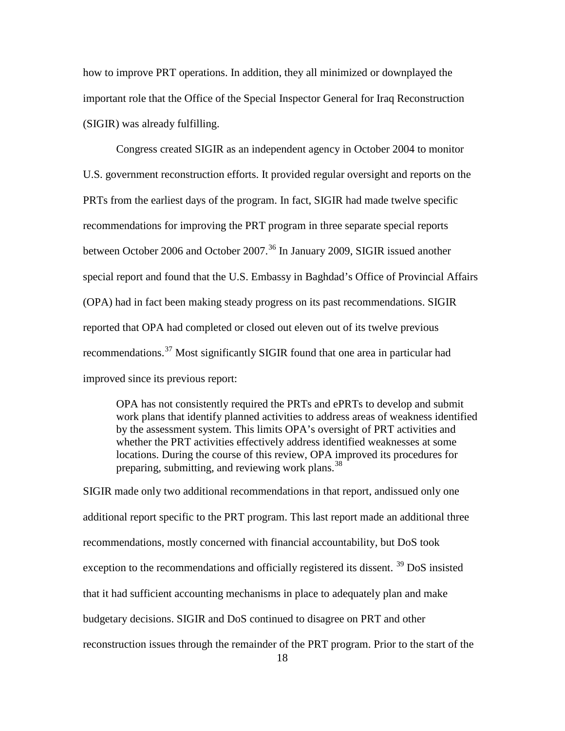how to improve PRT operations. In addition, they all minimized or downplayed the important role that the Office of the Special Inspector General for Iraq Reconstruction (SIGIR) was already fulfilling.

Congress created SIGIR as an independent agency in October 2004 to monitor U.S. government reconstruction efforts. It provided regular oversight and reports on the PRTs from the earliest days of the program. In fact, SIGIR had made twelve specific recommendations for improving the PRT program in three separate special reports between October 2006 and October 2007.[36] In January 2009, SIGIR issued another special report and found that the U.S. Embassy in Baghdad's Office of Provincial Affairs (OPA) had in fact been making steady progress on its past recommendations. SIGIR reported that OPA had completed or closed out eleven out of its twelve previous recommendations.[37] Most significantly SIGIR found that one area in particular had improved since its previous report:

> OPA has not consistently required the PRTs and ePRTs to develop and submit work plans that identify planned activities to address areas of weakness identified by the assessment system. This limits OPA's oversight of PRT activities and whether the PRT activities effectively address identified weaknesses at some locations. During the course of this review, OPA improved its procedures for preparing, submitting, and reviewing work plans.[38]

SIGIR made only two additional recommendations in that report, andissued only one additional report specific to the PRT program. This last report made an additional three recommendations, mostly concerned with financial accountability, but DoS took exception to the recommendations and officially registered its dissent. [39] DoS insisted that it had sufficient accounting mechanisms in place to adequately plan and make budgetary decisions. SIGIR and DoS continued to disagree on PRT and other reconstruction issues through the remainder of the PRT program. Prior to the start of the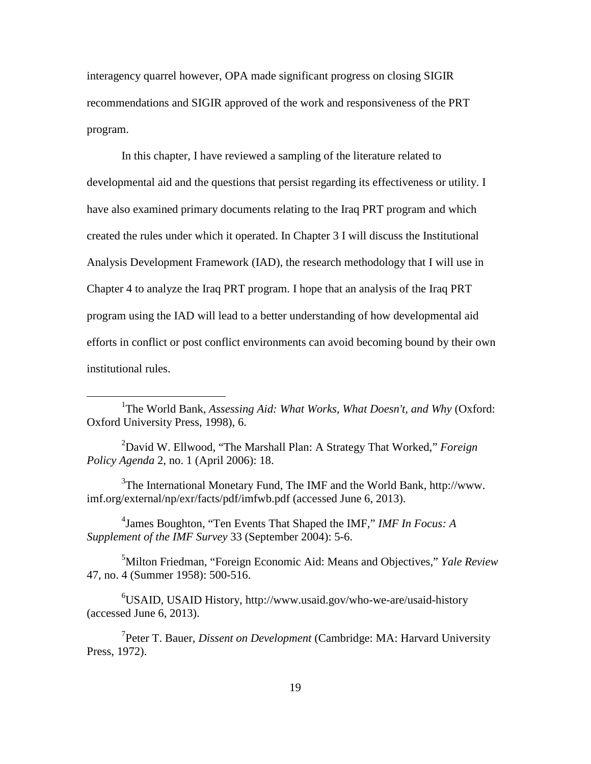interagency quarrel however, OPA made significant progress on closing SIGIR recommendations and SIGIR approved of the work and responsiveness of the PRT program.

In this chapter, I have reviewed a sampling of the literature related to developmental aid and the questions that persist regarding its effectiveness or utility. I have also examined primary documents relating to the Iraq PRT program and which created the rules under which it operated. In Chapter 3 I will discuss the Institutional Analysis Development Framework (IAD), the research methodology that I will use in Chapter 4 to analyze the Iraq PRT program. I hope that an analysis of the Iraq PRT program using the IAD will lead to a better understanding of how developmental aid efforts in conflict or post conflict environments can avoid becoming bound by their own institutional rules.

---

[1]The World Bank, *Assessing Aid: What Works, What Doesn't, and Why* (Oxford: Oxford University Press, 1998), 6.

[2]David W. Ellwood, "The Marshall Plan: A Strategy That Worked," *Foreign Policy Agenda* 2, no. 1 (April 2006): 18.

[3]The International Monetary Fund, The IMF and the World Bank, http://www.imf.org/external/np/exr/facts/pdf/imfwb.pdf (accessed June 6, 2013).

[4]James Boughton, "Ten Events That Shaped the IMF," *IMF In Focus: A Supplement of the IMF Survey* 33 (September 2004): 5-6.

[5]Milton Friedman, "Foreign Economic Aid: Means and Objectives," *Yale Review* 47, no. 4 (Summer 1958): 500-516.

[6]USAID, USAID History, http://www.usaid.gov/who-we-are/usaid-history (accessed June 6, 2013).

[7]Peter T. Bauer, *Dissent on Development* (Cambridge: MA: Harvard University Press, 1972).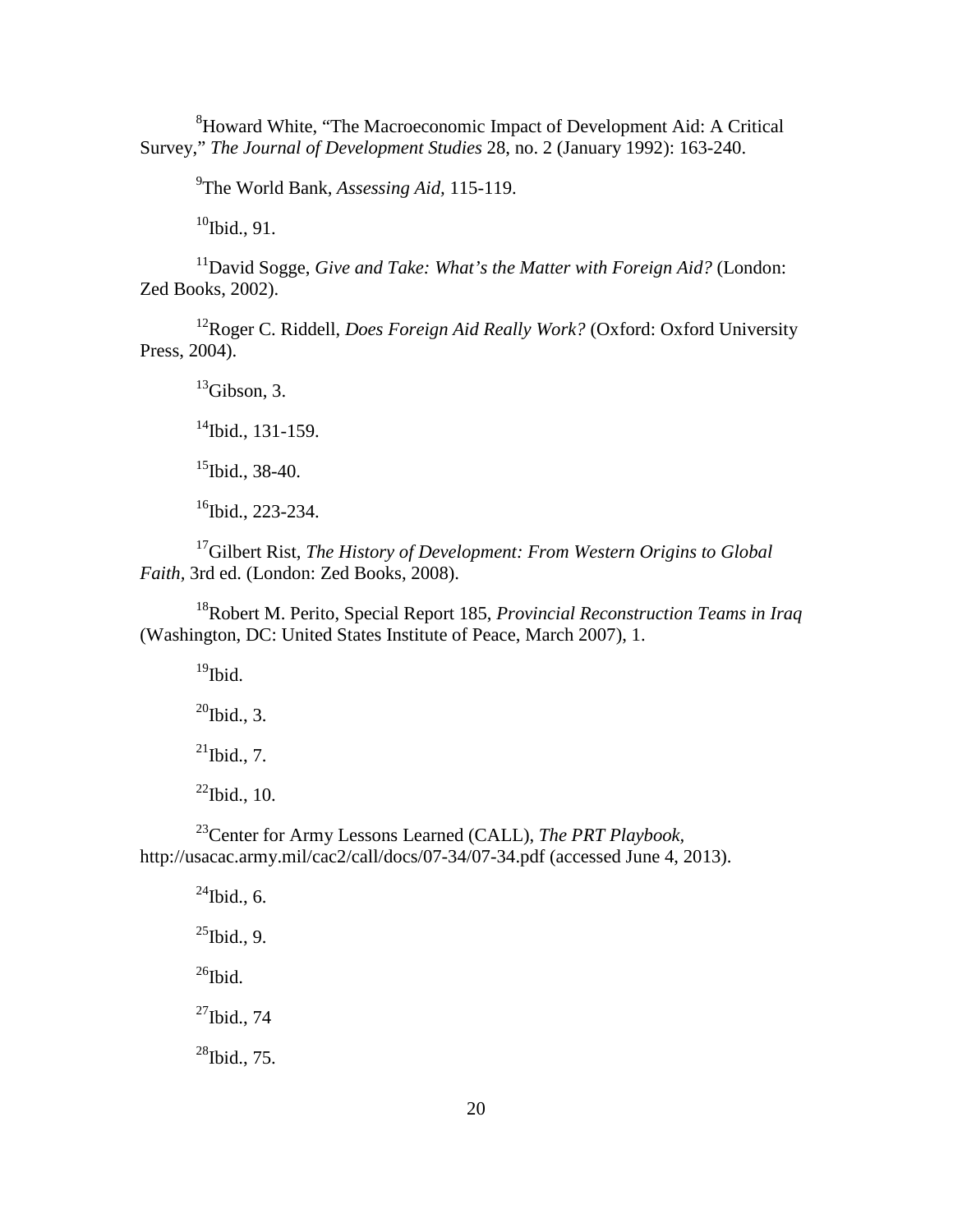[8]Howard White, "The Macroeconomic Impact of Development Aid: A Critical Survey," *The Journal of Development Studies* 28, no. 2 (January 1992): 163-240.

[9]The World Bank, *Assessing Aid,* 115-119.

[10]Ibid., 91.

[11]David Sogge, *Give and Take: What's the Matter with Foreign Aid?* (London: Zed Books, 2002).

[12]Roger C. Riddell, *Does Foreign Aid Really Work?* (Oxford: Oxford University Press, 2004).

[13]Gibson, 3.

[14]Ibid., 131-159.

[15]Ibid., 38-40.

[16]Ibid., 223-234.

[17]Gilbert Rist, *The History of Development: From Western Origins to Global Faith,* 3rd ed. (London: Zed Books, 2008).

[18]Robert M. Perito, Special Report 185, *Provincial Reconstruction Teams in Iraq* (Washington, DC: United States Institute of Peace, March 2007), 1.

[19]Ibid.

[20]Ibid., 3.

[21]Ibid., 7.

[22]Ibid., 10.

[23]Center for Army Lessons Learned (CALL), *The PRT Playbook,* http://usacac.army.mil/cac2/call/docs/07-34/07-34.pdf (accessed June 4, 2013).

[24]Ibid., 6.

[25]Ibid., 9.

[26]Ibid.

[27]Ibid., 74

[28]Ibid., 75.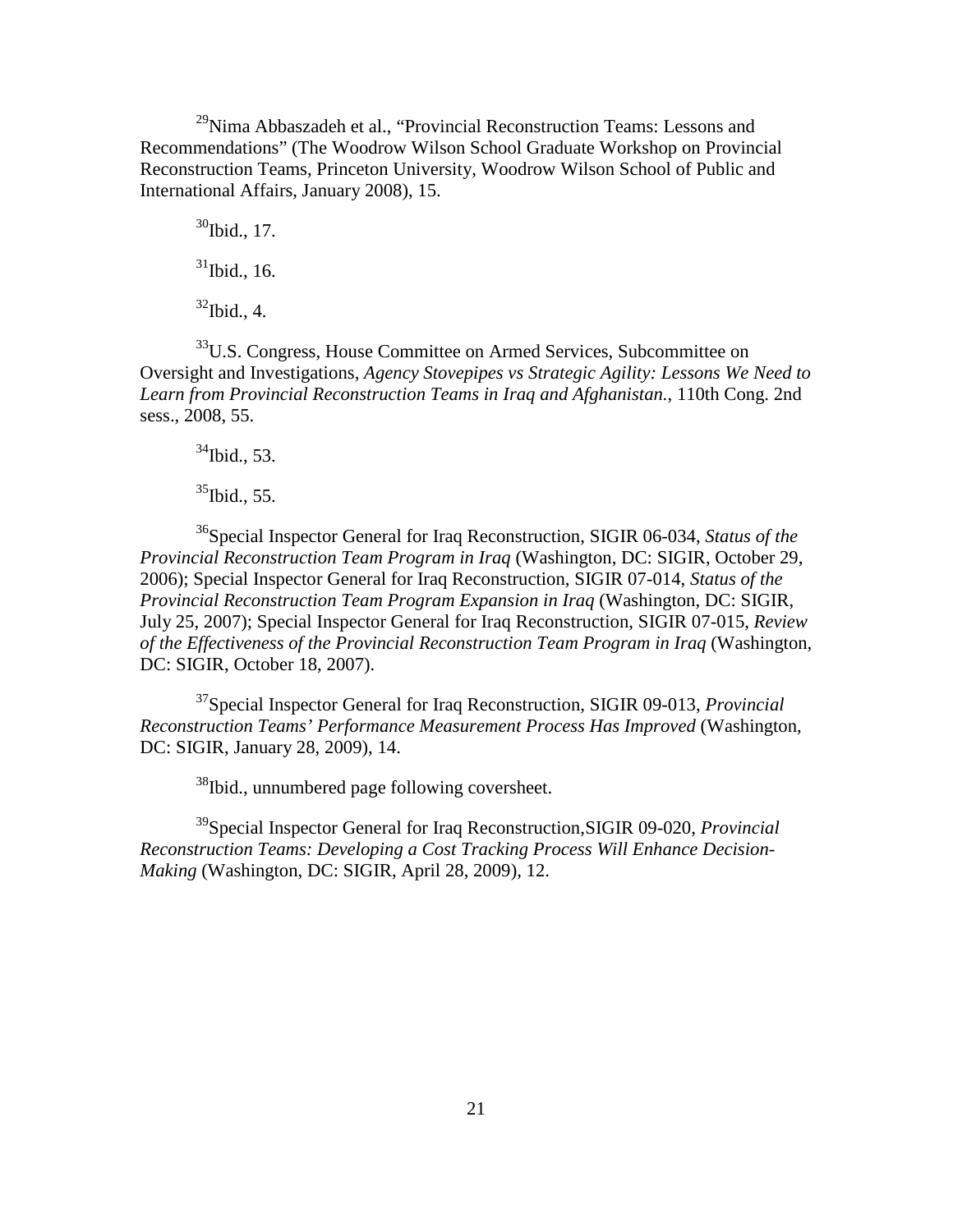[29]Nima Abbaszadeh et al., “Provincial Reconstruction Teams: Lessons and Recommendations” (The Woodrow Wilson School Graduate Workshop on Provincial Reconstruction Teams, Princeton University, Woodrow Wilson School of Public and International Affairs, January 2008), 15.

[30]Ibid., 17.

[31]Ibid., 16.

[32]Ibid., 4.

[33]U.S. Congress, House Committee on Armed Services, Subcommittee on Oversight and Investigations, *Agency Stovepipes vs Strategic Agility: Lessons We Need to Learn from Provincial Reconstruction Teams in Iraq and Afghanistan.*, 110th Cong. 2nd sess., 2008, 55.

[34]Ibid., 53.

[35]Ibid., 55.

[36]Special Inspector General for Iraq Reconstruction, SIGIR 06-034, *Status of the Provincial Reconstruction Team Program in Iraq* (Washington, DC: SIGIR, October 29, 2006); Special Inspector General for Iraq Reconstruction, SIGIR 07-014, *Status of the Provincial Reconstruction Team Program Expansion in Iraq* (Washington, DC: SIGIR, July 25, 2007); Special Inspector General for Iraq Reconstruction, SIGIR 07-015, *Review of the Effectiveness of the Provincial Reconstruction Team Program in Iraq* (Washington, DC: SIGIR, October 18, 2007).

[37]Special Inspector General for Iraq Reconstruction, SIGIR 09-013, *Provincial Reconstruction Teams' Performance Measurement Process Has Improved* (Washington, DC: SIGIR, January 28, 2009), 14.

[38]Ibid., unnumbered page following coversheet.

[39]Special Inspector General for Iraq Reconstruction,SIGIR 09-020, *Provincial Reconstruction Teams: Developing a Cost Tracking Process Will Enhance Decision-Making* (Washington, DC: SIGIR, April 28, 2009), 12.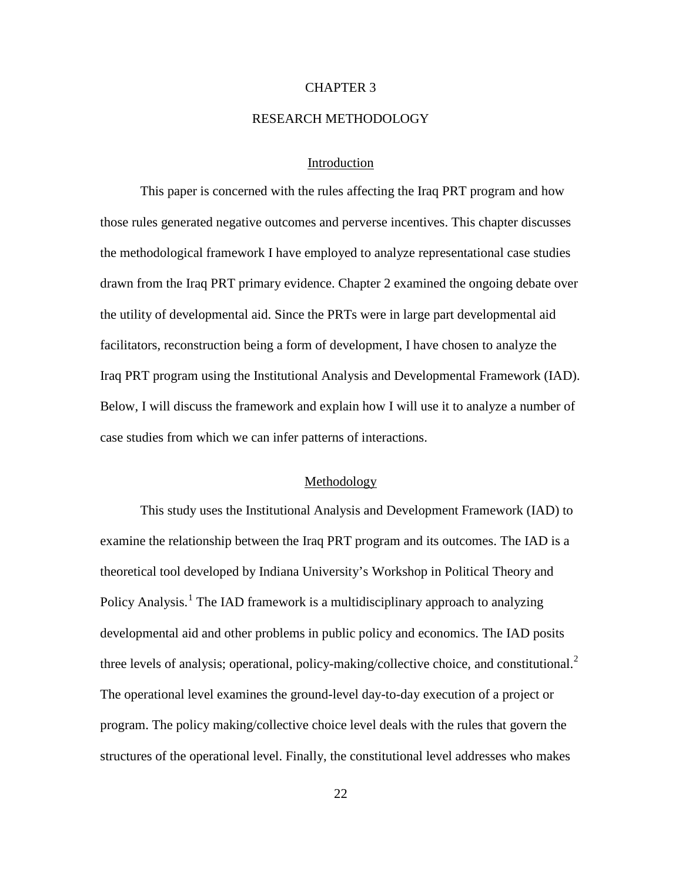# CHAPTER 3

# RESEARCH METHODOLOGY

## Introduction

This paper is concerned with the rules affecting the Iraq PRT program and how those rules generated negative outcomes and perverse incentives. This chapter discusses the methodological framework I have employed to analyze representational case studies drawn from the Iraq PRT primary evidence. Chapter 2 examined the ongoing debate over the utility of developmental aid. Since the PRTs were in large part developmental aid facilitators, reconstruction being a form of development, I have chosen to analyze the Iraq PRT program using the Institutional Analysis and Developmental Framework (IAD). Below, I will discuss the framework and explain how I will use it to analyze a number of case studies from which we can infer patterns of interactions.

## Methodology

This study uses the Institutional Analysis and Development Framework (IAD) to examine the relationship between the Iraq PRT program and its outcomes. The IAD is a theoretical tool developed by Indiana University's Workshop in Political Theory and Policy Analysis.[1] The IAD framework is a multidisciplinary approach to analyzing developmental aid and other problems in public policy and economics. The IAD posits three levels of analysis; operational, policy-making/collective choice, and constitutional.[2] The operational level examines the ground-level day-to-day execution of a project or program. The policy making/collective choice level deals with the rules that govern the structures of the operational level. Finally, the constitutional level addresses who makes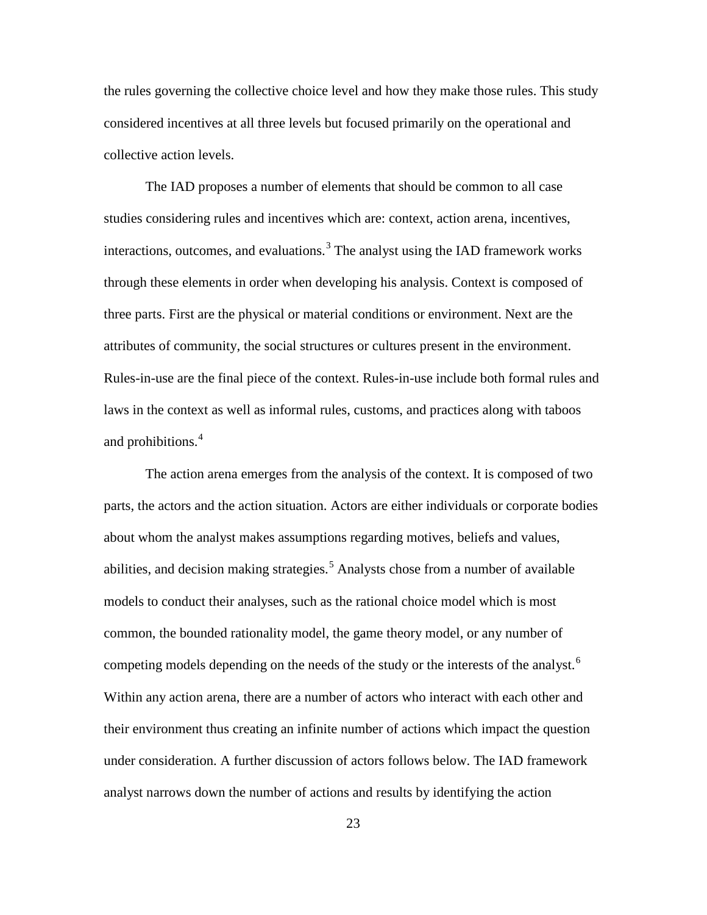the rules governing the collective choice level and how they make those rules. This study considered incentives at all three levels but focused primarily on the operational and collective action levels.

The IAD proposes a number of elements that should be common to all case studies considering rules and incentives which are: context, action arena, incentives, interactions, outcomes, and evaluations.[3] The analyst using the IAD framework works through these elements in order when developing his analysis. Context is composed of three parts. First are the physical or material conditions or environment. Next are the attributes of community, the social structures or cultures present in the environment. Rules-in-use are the final piece of the context. Rules-in-use include both formal rules and laws in the context as well as informal rules, customs, and practices along with taboos and prohibitions.[4]

The action arena emerges from the analysis of the context. It is composed of two parts, the actors and the action situation. Actors are either individuals or corporate bodies about whom the analyst makes assumptions regarding motives, beliefs and values, abilities, and decision making strategies.[5] Analysts chose from a number of available models to conduct their analyses, such as the rational choice model which is most common, the bounded rationality model, the game theory model, or any number of competing models depending on the needs of the study or the interests of the analyst.[6] Within any action arena, there are a number of actors who interact with each other and their environment thus creating an infinite number of actions which impact the question under consideration. A further discussion of actors follows below. The IAD framework analyst narrows down the number of actions and results by identifying the action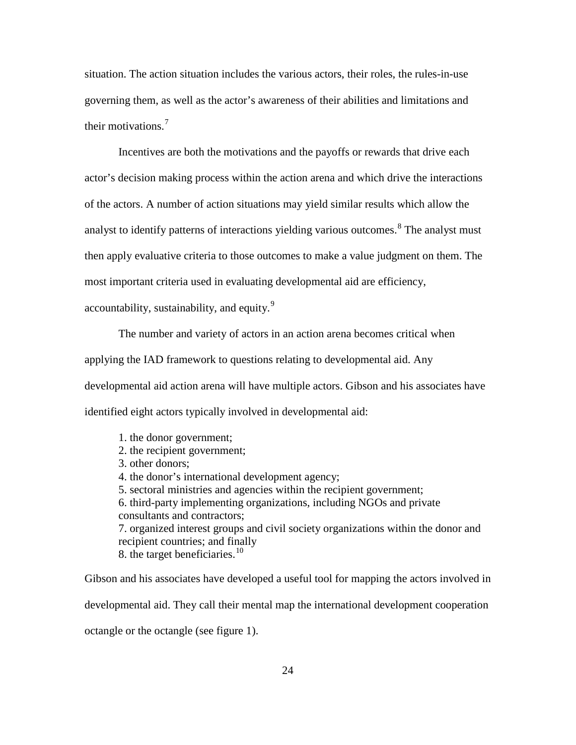situation. The action situation includes the various actors, their roles, the rules-in-use governing them, as well as the actor's awareness of their abilities and limitations and their motivations.[7]

Incentives are both the motivations and the payoffs or rewards that drive each actor's decision making process within the action arena and which drive the interactions of the actors. A number of action situations may yield similar results which allow the analyst to identify patterns of interactions yielding various outcomes.[8] The analyst must then apply evaluative criteria to those outcomes to make a value judgment on them. The most important criteria used in evaluating developmental aid are efficiency, accountability, sustainability, and equity.[9]

The number and variety of actors in an action arena becomes critical when applying the IAD framework to questions relating to developmental aid. Any developmental aid action arena will have multiple actors. Gibson and his associates have identified eight actors typically involved in developmental aid:

1. the donor government;
2. the recipient government;
3. other donors;
4. the donor's international development agency;
5. sectoral ministries and agencies within the recipient government;
6. third-party implementing organizations, including NGOs and private consultants and contractors;
7. organized interest groups and civil society organizations within the donor and recipient countries; and finally
8. the target beneficiaries.[10]

Gibson and his associates have developed a useful tool for mapping the actors involved in developmental aid. They call their mental map the international development cooperation octangle or the octangle (see figure 1).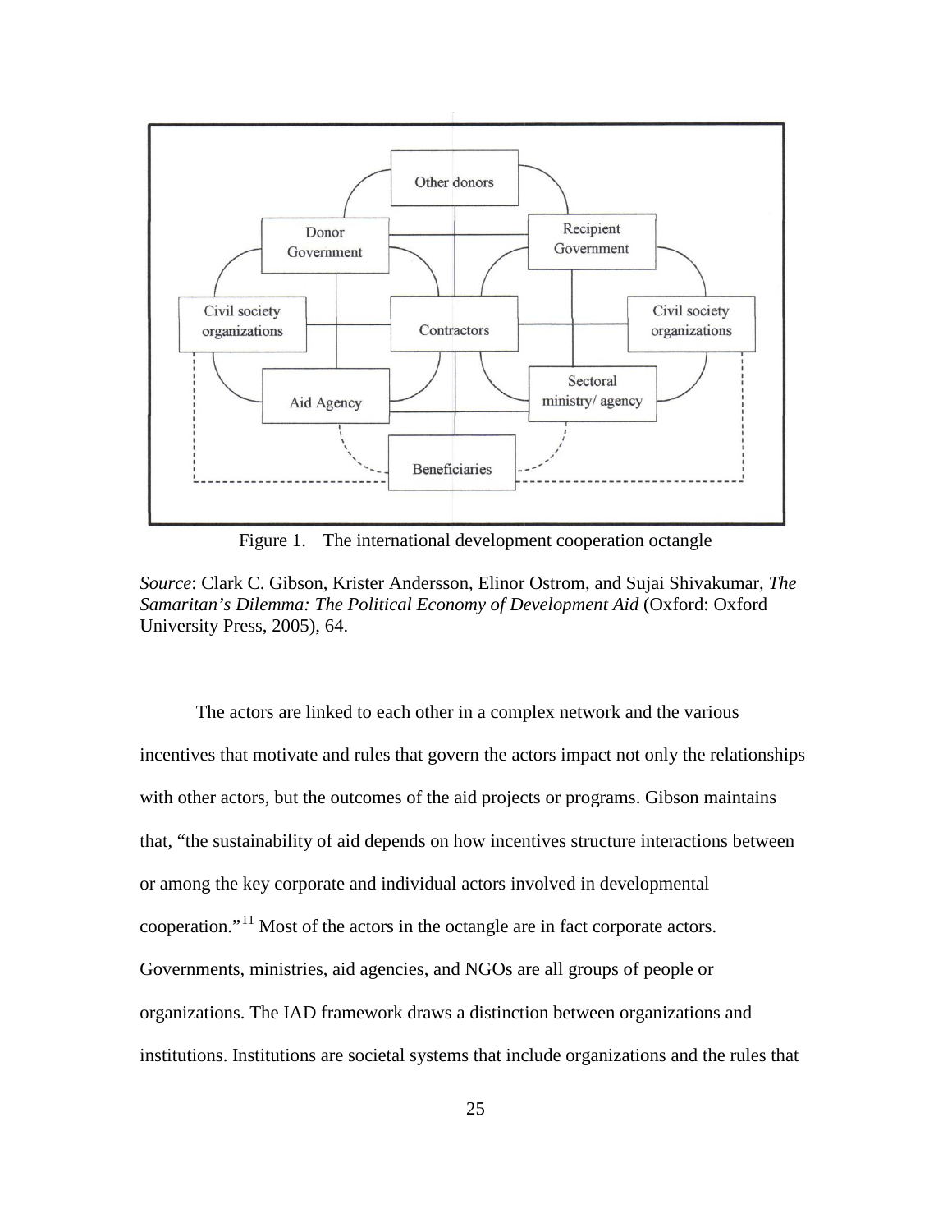Figure 1. The international development cooperation octangle

*Source*: Clark C. Gibson, Krister Andersson, Elinor Ostrom, and Sujai Shivakumar, *The Samaritan's Dilemma: The Political Economy of Development Aid* (Oxford: Oxford University Press, 2005), 64.

The actors are linked to each other in a complex network and the various incentives that motivate and rules that govern the actors impact not only the relationships with other actors, but the outcomes of the aid projects or programs. Gibson maintains that, "the sustainability of aid depends on how incentives structure interactions between or among the key corporate and individual actors involved in developmental cooperation."[11] Most of the actors in the octangle are in fact corporate actors. Governments, ministries, aid agencies, and NGOs are all groups of people or organizations. The IAD framework draws a distinction between organizations and institutions. Institutions are societal systems that include organizations and the rules that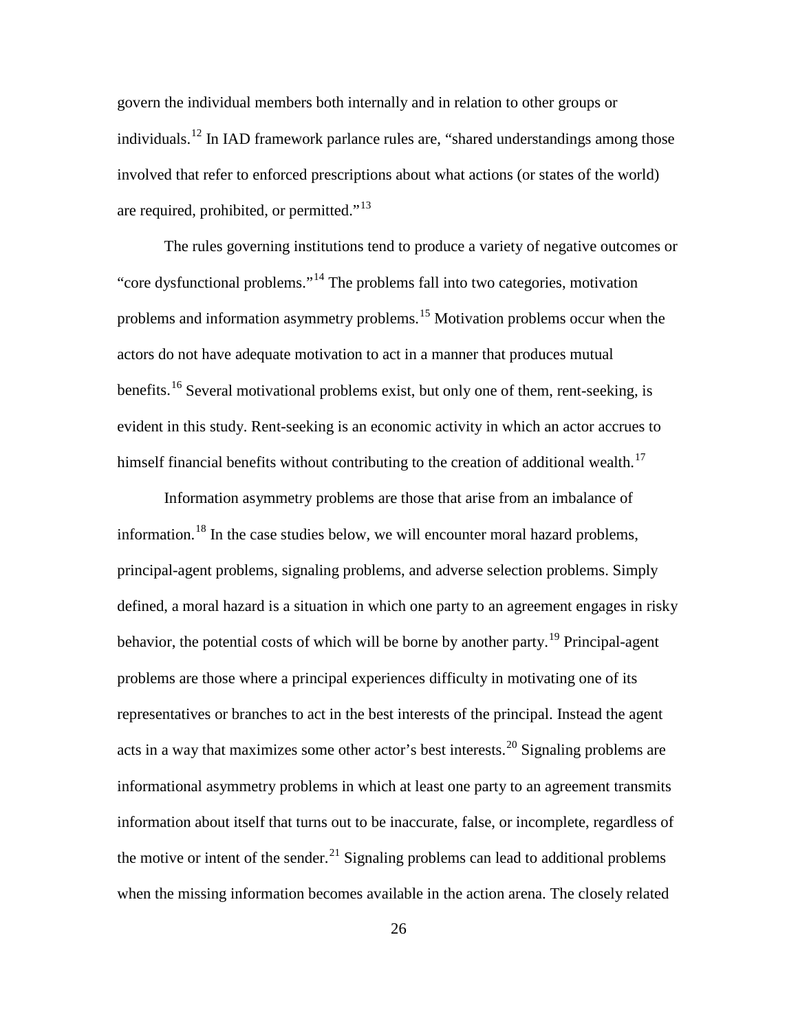govern the individual members both internally and in relation to other groups or individuals.[12] In IAD framework parlance rules are, "shared understandings among those involved that refer to enforced prescriptions about what actions (or states of the world) are required, prohibited, or permitted."[13]

The rules governing institutions tend to produce a variety of negative outcomes or "core dysfunctional problems."[14] The problems fall into two categories, motivation problems and information asymmetry problems.[15] Motivation problems occur when the actors do not have adequate motivation to act in a manner that produces mutual benefits.[16] Several motivational problems exist, but only one of them, rent-seeking, is evident in this study. Rent-seeking is an economic activity in which an actor accrues to himself financial benefits without contributing to the creation of additional wealth.[17]

Information asymmetry problems are those that arise from an imbalance of information.[18] In the case studies below, we will encounter moral hazard problems, principal-agent problems, signaling problems, and adverse selection problems. Simply defined, a moral hazard is a situation in which one party to an agreement engages in risky behavior, the potential costs of which will be borne by another party.[19] Principal-agent problems are those where a principal experiences difficulty in motivating one of its representatives or branches to act in the best interests of the principal. Instead the agent acts in a way that maximizes some other actor's best interests.[20] Signaling problems are informational asymmetry problems in which at least one party to an agreement transmits information about itself that turns out to be inaccurate, false, or incomplete, regardless of the motive or intent of the sender.[21] Signaling problems can lead to additional problems when the missing information becomes available in the action arena. The closely related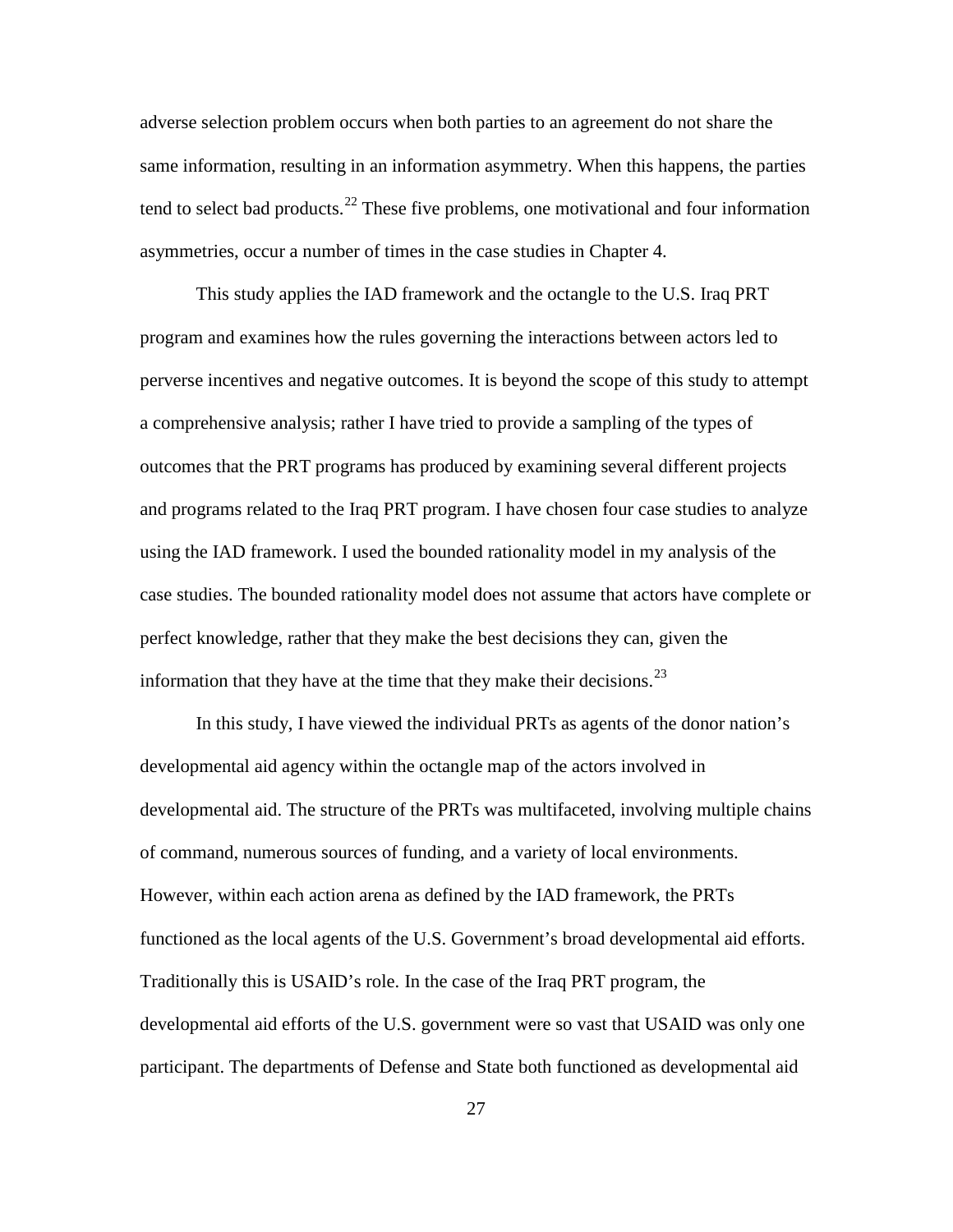adverse selection problem occurs when both parties to an agreement do not share the same information, resulting in an information asymmetry. When this happens, the parties tend to select bad products.[22] These five problems, one motivational and four information asymmetries, occur a number of times in the case studies in Chapter 4.

This study applies the IAD framework and the octangle to the U.S. Iraq PRT program and examines how the rules governing the interactions between actors led to perverse incentives and negative outcomes. It is beyond the scope of this study to attempt a comprehensive analysis; rather I have tried to provide a sampling of the types of outcomes that the PRT programs has produced by examining several different projects and programs related to the Iraq PRT program. I have chosen four case studies to analyze using the IAD framework. I used the bounded rationality model in my analysis of the case studies. The bounded rationality model does not assume that actors have complete or perfect knowledge, rather that they make the best decisions they can, given the information that they have at the time that they make their decisions.[23]

In this study, I have viewed the individual PRTs as agents of the donor nation's developmental aid agency within the octangle map of the actors involved in developmental aid. The structure of the PRTs was multifaceted, involving multiple chains of command, numerous sources of funding, and a variety of local environments. However, within each action arena as defined by the IAD framework, the PRTs functioned as the local agents of the U.S. Government's broad developmental aid efforts. Traditionally this is USAID's role. In the case of the Iraq PRT program, the developmental aid efforts of the U.S. government were so vast that USAID was only one participant. The departments of Defense and State both functioned as developmental aid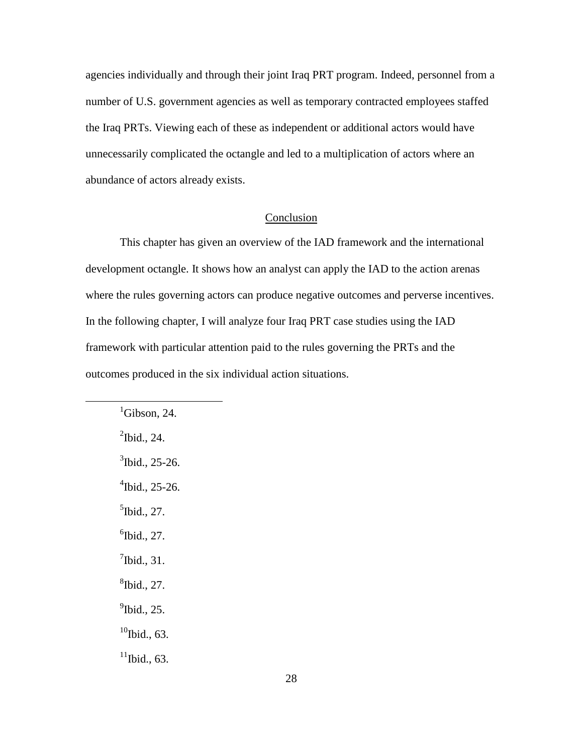agencies individually and through their joint Iraq PRT program. Indeed, personnel from a number of U.S. government agencies as well as temporary contracted employees staffed the Iraq PRTs. Viewing each of these as independent or additional actors would have unnecessarily complicated the octangle and led to a multiplication of actors where an abundance of actors already exists.

## Conclusion

This chapter has given an overview of the IAD framework and the international development octangle. It shows how an analyst can apply the IAD to the action arenas where the rules governing actors can produce negative outcomes and perverse incentives. In the following chapter, I will analyze four Iraq PRT case studies using the IAD framework with particular attention paid to the rules governing the PRTs and the outcomes produced in the six individual action situations.

---

[1] Gibson, 24.

[2] Ibid., 24.

[3] Ibid., 25-26.

[4] Ibid., 25-26.

[5] Ibid., 27.

[6] Ibid., 27.

[7] Ibid., 31.

[8] Ibid., 27.

[9] Ibid., 25.

[10] Ibid., 63.

[11] Ibid., 63.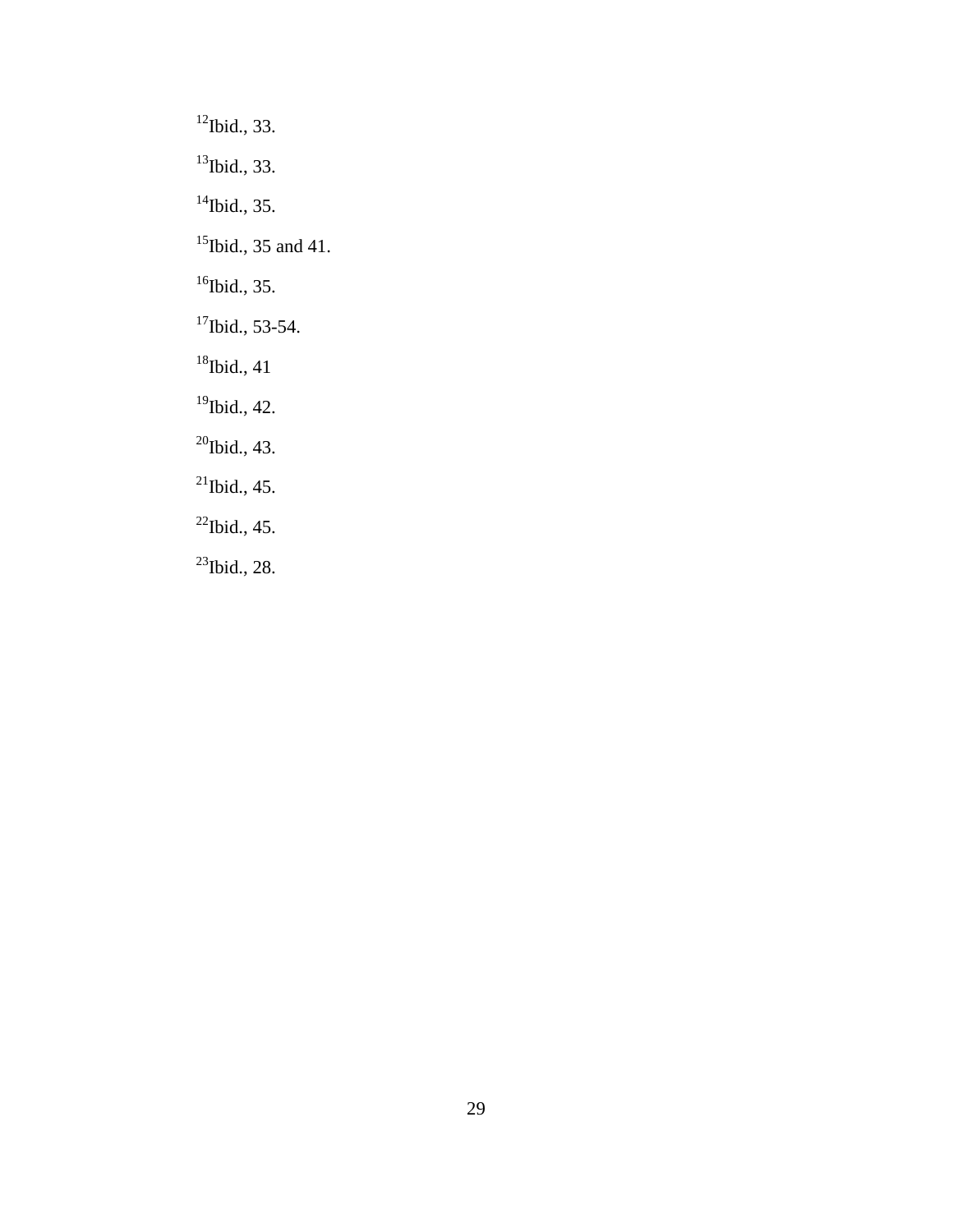[12]Ibid., 33.

[13]Ibid., 33.

[14]Ibid., 35.

[15]Ibid., 35 and 41.

[16]Ibid., 35.

[17]Ibid., 53-54.

[18]Ibid., 41

[19]Ibid., 42.

[20]Ibid., 43.

[21]Ibid., 45.

[22]Ibid., 45.

[23]Ibid., 28.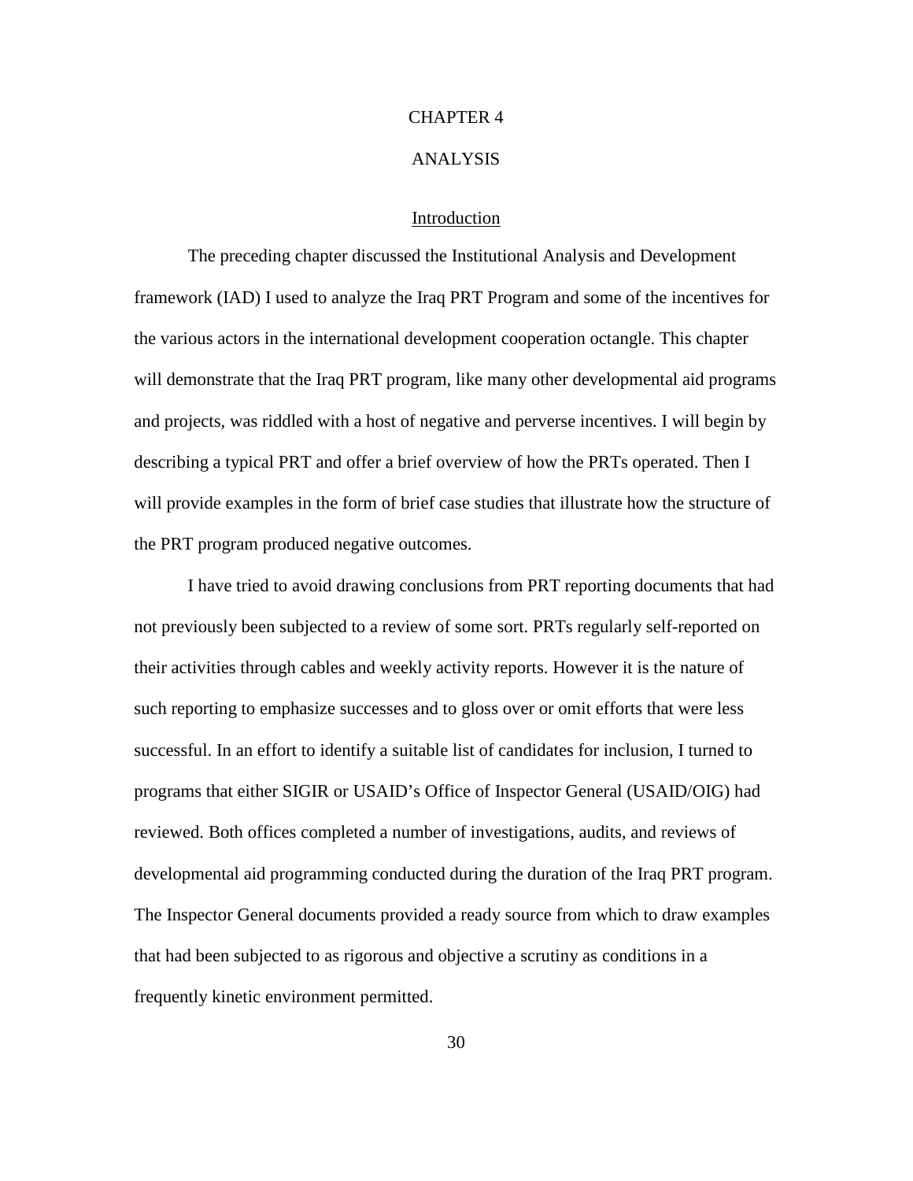# CHAPTER 4

# ANALYSIS

## Introduction

The preceding chapter discussed the Institutional Analysis and Development framework (IAD) I used to analyze the Iraq PRT Program and some of the incentives for the various actors in the international development cooperation octangle. This chapter will demonstrate that the Iraq PRT program, like many other developmental aid programs and projects, was riddled with a host of negative and perverse incentives. I will begin by describing a typical PRT and offer a brief overview of how the PRTs operated. Then I will provide examples in the form of brief case studies that illustrate how the structure of the PRT program produced negative outcomes.

I have tried to avoid drawing conclusions from PRT reporting documents that had not previously been subjected to a review of some sort. PRTs regularly self-reported on their activities through cables and weekly activity reports. However it is the nature of such reporting to emphasize successes and to gloss over or omit efforts that were less successful. In an effort to identify a suitable list of candidates for inclusion, I turned to programs that either SIGIR or USAID's Office of Inspector General (USAID/OIG) had reviewed. Both offices completed a number of investigations, audits, and reviews of developmental aid programming conducted during the duration of the Iraq PRT program. The Inspector General documents provided a ready source from which to draw examples that had been subjected to as rigorous and objective a scrutiny as conditions in a frequently kinetic environment permitted.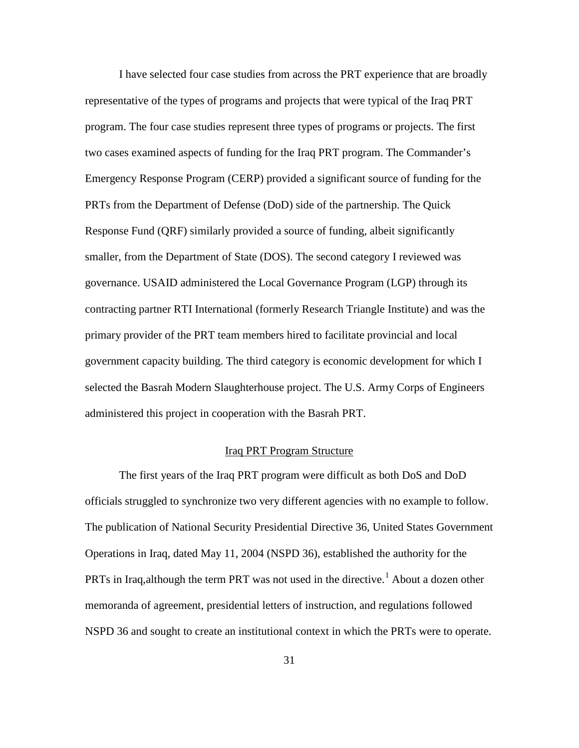I have selected four case studies from across the PRT experience that are broadly representative of the types of programs and projects that were typical of the Iraq PRT program. The four case studies represent three types of programs or projects. The first two cases examined aspects of funding for the Iraq PRT program. The Commander's Emergency Response Program (CERP) provided a significant source of funding for the PRTs from the Department of Defense (DoD) side of the partnership. The Quick Response Fund (QRF) similarly provided a source of funding, albeit significantly smaller, from the Department of State (DOS). The second category I reviewed was governance. USAID administered the Local Governance Program (LGP) through its contracting partner RTI International (formerly Research Triangle Institute) and was the primary provider of the PRT team members hired to facilitate provincial and local government capacity building. The third category is economic development for which I selected the Basrah Modern Slaughterhouse project. The U.S. Army Corps of Engineers administered this project in cooperation with the Basrah PRT.

## Iraq PRT Program Structure

The first years of the Iraq PRT program were difficult as both DoS and DoD officials struggled to synchronize two very different agencies with no example to follow. The publication of National Security Presidential Directive 36, United States Government Operations in Iraq, dated May 11, 2004 (NSPD 36), established the authority for the PRTs in Iraq,although the term PRT was not used in the directive.[1] About a dozen other memoranda of agreement, presidential letters of instruction, and regulations followed NSPD 36 and sought to create an institutional context in which the PRTs were to operate.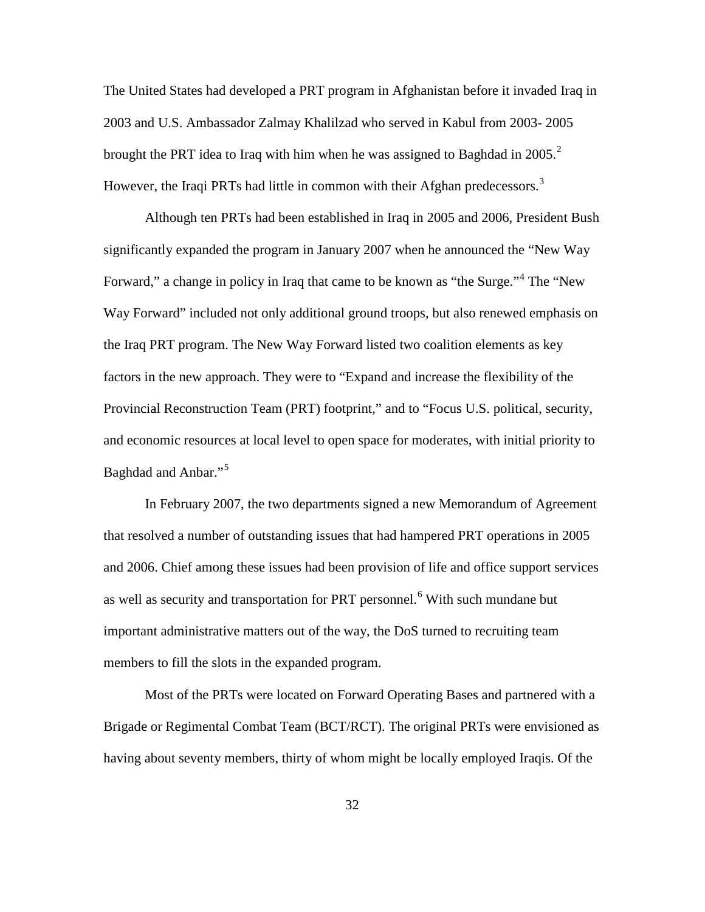The United States had developed a PRT program in Afghanistan before it invaded Iraq in 2003 and U.S. Ambassador Zalmay Khalilzad who served in Kabul from 2003- 2005 brought the PRT idea to Iraq with him when he was assigned to Baghdad in 2005.[2] However, the Iraqi PRTs had little in common with their Afghan predecessors.[3]

Although ten PRTs had been established in Iraq in 2005 and 2006, President Bush significantly expanded the program in January 2007 when he announced the "New Way Forward," a change in policy in Iraq that came to be known as "the Surge."[4] The "New Way Forward" included not only additional ground troops, but also renewed emphasis on the Iraq PRT program. The New Way Forward listed two coalition elements as key factors in the new approach. They were to "Expand and increase the flexibility of the Provincial Reconstruction Team (PRT) footprint," and to "Focus U.S. political, security, and economic resources at local level to open space for moderates, with initial priority to Baghdad and Anbar."[5]

In February 2007, the two departments signed a new Memorandum of Agreement that resolved a number of outstanding issues that had hampered PRT operations in 2005 and 2006. Chief among these issues had been provision of life and office support services as well as security and transportation for PRT personnel.[6] With such mundane but important administrative matters out of the way, the DoS turned to recruiting team members to fill the slots in the expanded program.

Most of the PRTs were located on Forward Operating Bases and partnered with a Brigade or Regimental Combat Team (BCT/RCT). The original PRTs were envisioned as having about seventy members, thirty of whom might be locally employed Iraqis. Of the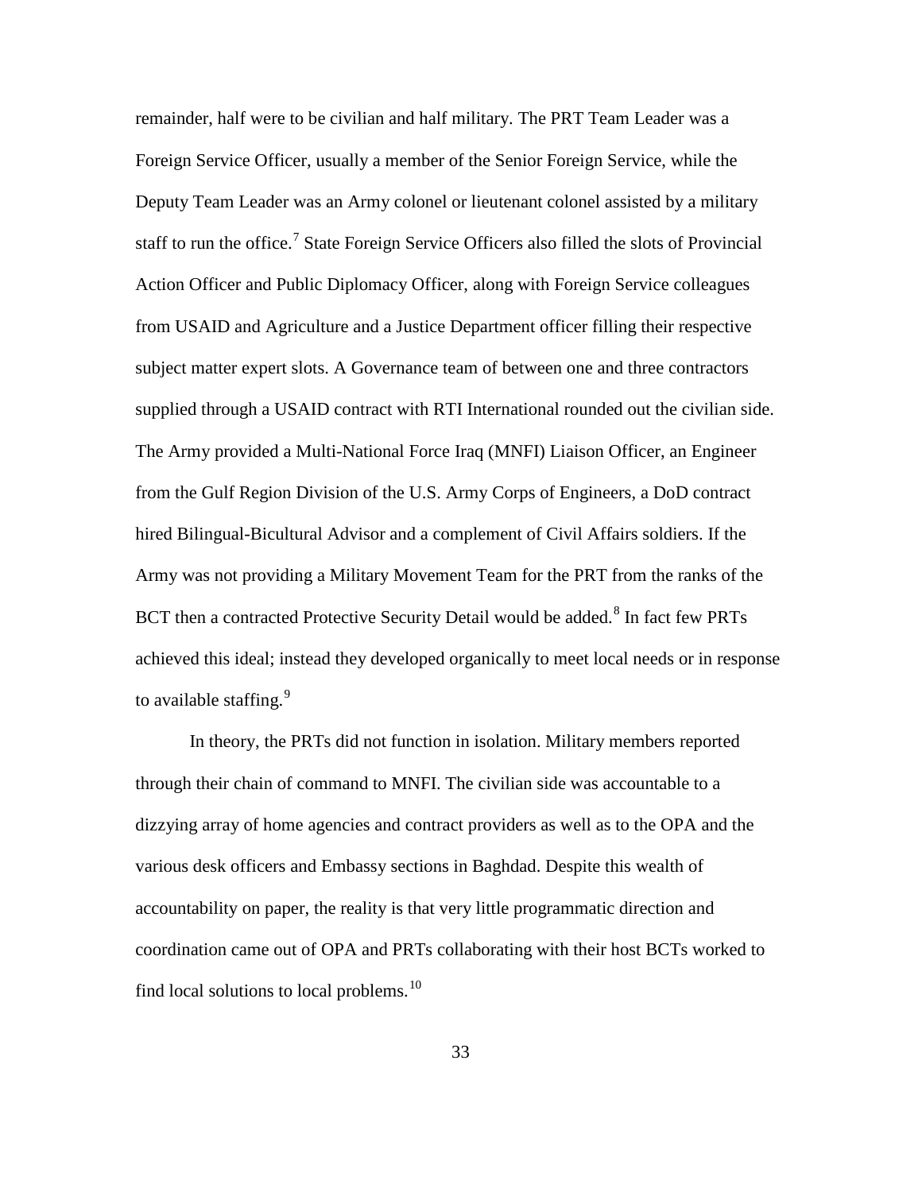remainder, half were to be civilian and half military. The PRT Team Leader was a Foreign Service Officer, usually a member of the Senior Foreign Service, while the Deputy Team Leader was an Army colonel or lieutenant colonel assisted by a military staff to run the office.[7] State Foreign Service Officers also filled the slots of Provincial Action Officer and Public Diplomacy Officer, along with Foreign Service colleagues from USAID and Agriculture and a Justice Department officer filling their respective subject matter expert slots. A Governance team of between one and three contractors supplied through a USAID contract with RTI International rounded out the civilian side. The Army provided a Multi-National Force Iraq (MNFI) Liaison Officer, an Engineer from the Gulf Region Division of the U.S. Army Corps of Engineers, a DoD contract hired Bilingual-Bicultural Advisor and a complement of Civil Affairs soldiers. If the Army was not providing a Military Movement Team for the PRT from the ranks of the BCT then a contracted Protective Security Detail would be added.[8] In fact few PRTs achieved this ideal; instead they developed organically to meet local needs or in response to available staffing.[9]

In theory, the PRTs did not function in isolation. Military members reported through their chain of command to MNFI. The civilian side was accountable to a dizzying array of home agencies and contract providers as well as to the OPA and the various desk officers and Embassy sections in Baghdad. Despite this wealth of accountability on paper, the reality is that very little programmatic direction and coordination came out of OPA and PRTs collaborating with their host BCTs worked to find local solutions to local problems.[10]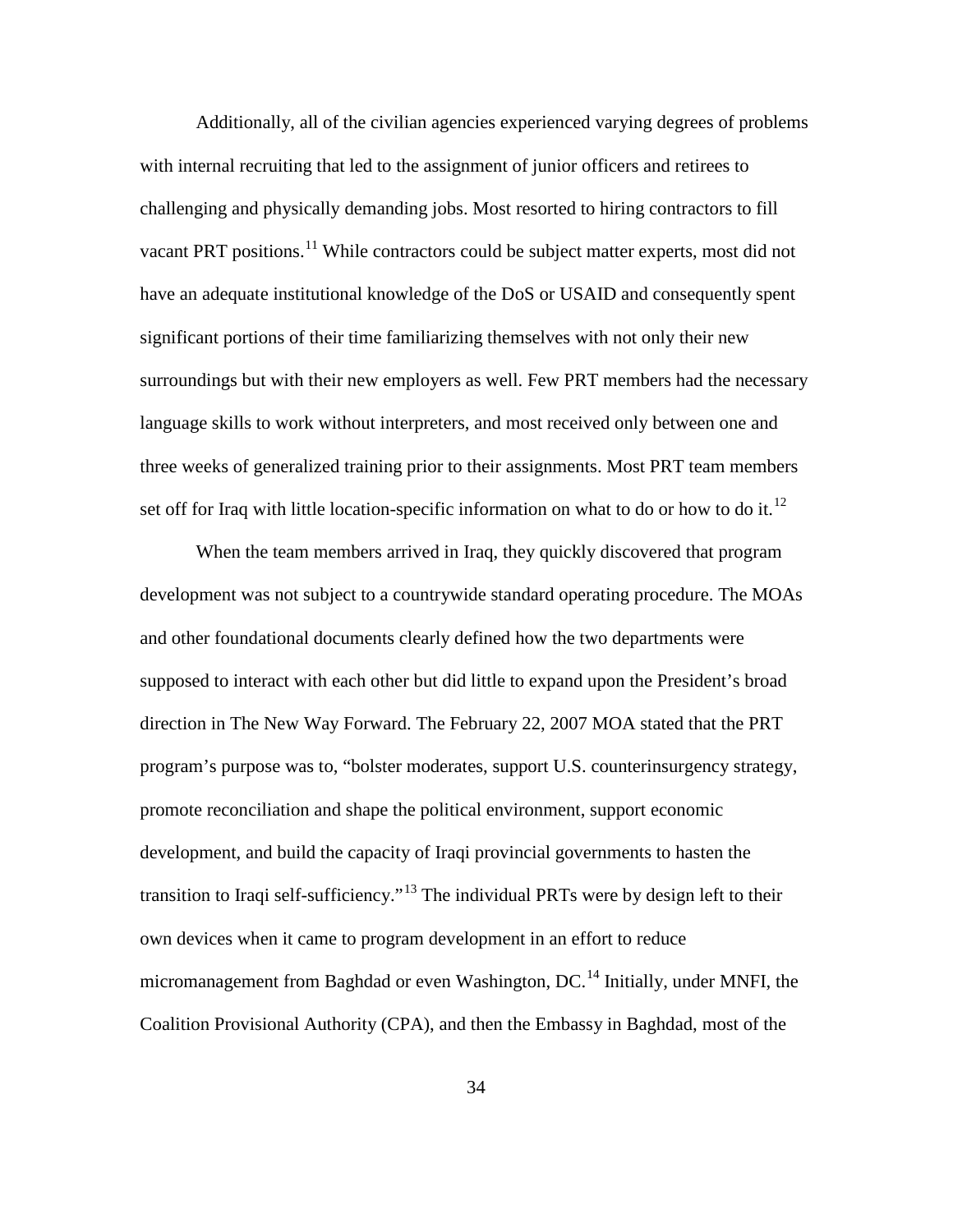Additionally, all of the civilian agencies experienced varying degrees of problems with internal recruiting that led to the assignment of junior officers and retirees to challenging and physically demanding jobs. Most resorted to hiring contractors to fill vacant PRT positions.[11] While contractors could be subject matter experts, most did not have an adequate institutional knowledge of the DoS or USAID and consequently spent significant portions of their time familiarizing themselves with not only their new surroundings but with their new employers as well. Few PRT members had the necessary language skills to work without interpreters, and most received only between one and three weeks of generalized training prior to their assignments. Most PRT team members set off for Iraq with little location-specific information on what to do or how to do it.[12]

When the team members arrived in Iraq, they quickly discovered that program development was not subject to a countrywide standard operating procedure. The MOAs and other foundational documents clearly defined how the two departments were supposed to interact with each other but did little to expand upon the President's broad direction in The New Way Forward. The February 22, 2007 MOA stated that the PRT program's purpose was to, "bolster moderates, support U.S. counterinsurgency strategy, promote reconciliation and shape the political environment, support economic development, and build the capacity of Iraqi provincial governments to hasten the transition to Iraqi self-sufficiency."[13] The individual PRTs were by design left to their own devices when it came to program development in an effort to reduce micromanagement from Baghdad or even Washington, DC.[14] Initially, under MNFI, the Coalition Provisional Authority (CPA), and then the Embassy in Baghdad, most of the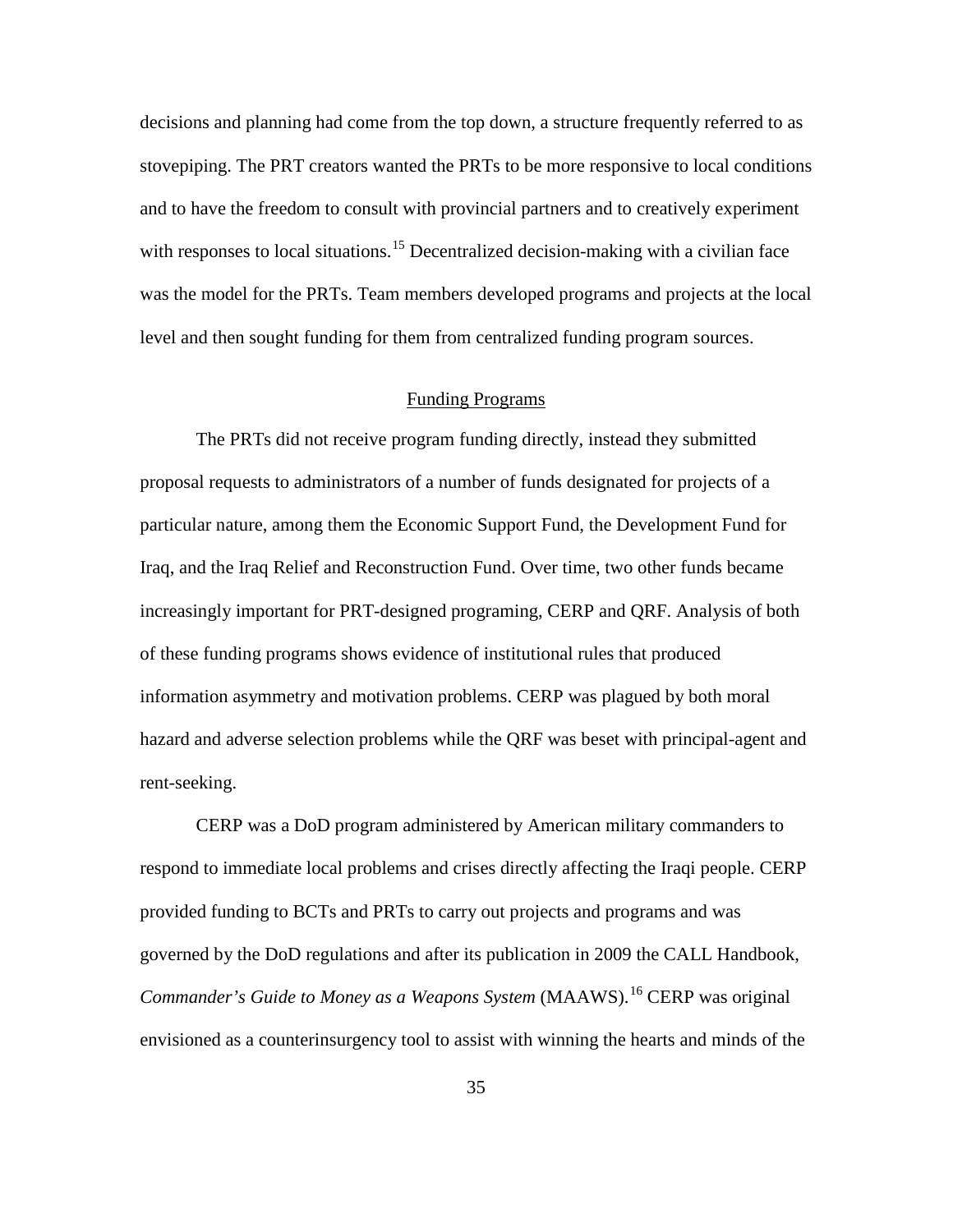decisions and planning had come from the top down, a structure frequently referred to as stovepiping. The PRT creators wanted the PRTs to be more responsive to local conditions and to have the freedom to consult with provincial partners and to creatively experiment with responses to local situations.[15] Decentralized decision-making with a civilian face was the model for the PRTs. Team members developed programs and projects at the local level and then sought funding for them from centralized funding program sources.

## Funding Programs

The PRTs did not receive program funding directly, instead they submitted proposal requests to administrators of a number of funds designated for projects of a particular nature, among them the Economic Support Fund, the Development Fund for Iraq, and the Iraq Relief and Reconstruction Fund. Over time, two other funds became increasingly important for PRT-designed programing, CERP and QRF. Analysis of both of these funding programs shows evidence of institutional rules that produced information asymmetry and motivation problems. CERP was plagued by both moral hazard and adverse selection problems while the QRF was beset with principal-agent and rent-seeking.

CERP was a DoD program administered by American military commanders to respond to immediate local problems and crises directly affecting the Iraqi people. CERP provided funding to BCTs and PRTs to carry out projects and programs and was governed by the DoD regulations and after its publication in 2009 the CALL Handbook, *Commander's Guide to Money as a Weapons System* (MAAWS).[16] CERP was original envisioned as a counterinsurgency tool to assist with winning the hearts and minds of the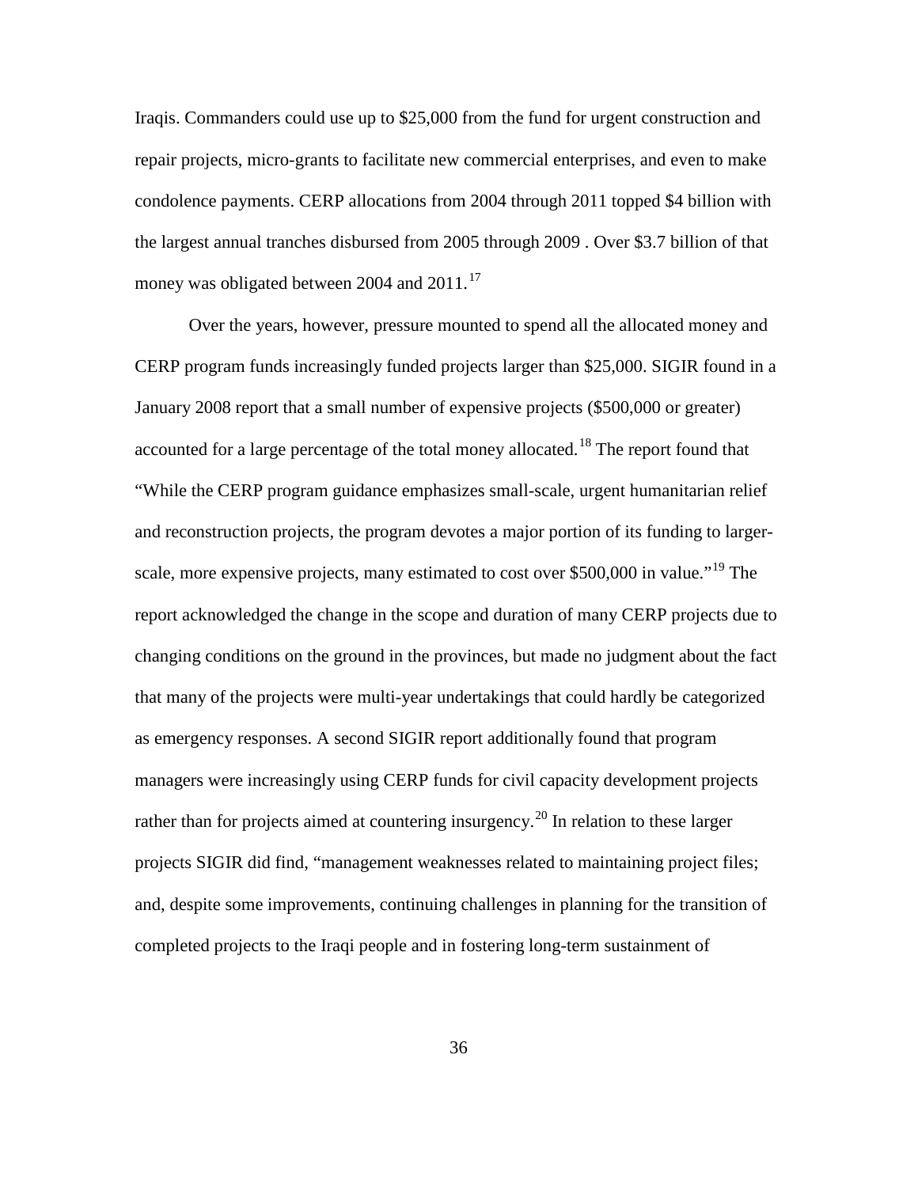Iraqis. Commanders could use up to $25,000 from the fund for urgent construction and repair projects, micro-grants to facilitate new commercial enterprises, and even to make condolence payments. CERP allocations from 2004 through 2011 topped $4 billion with the largest annual tranches disbursed from 2005 through 2009 . Over $3.7 billion of that money was obligated between 2004 and 2011.[17]

Over the years, however, pressure mounted to spend all the allocated money and CERP program funds increasingly funded projects larger than $25,000. SIGIR found in a January 2008 report that a small number of expensive projects ($500,000 or greater) accounted for a large percentage of the total money allocated.[18] The report found that "While the CERP program guidance emphasizes small-scale, urgent humanitarian relief and reconstruction projects, the program devotes a major portion of its funding to larger-scale, more expensive projects, many estimated to cost over $500,000 in value."[19] The report acknowledged the change in the scope and duration of many CERP projects due to changing conditions on the ground in the provinces, but made no judgment about the fact that many of the projects were multi-year undertakings that could hardly be categorized as emergency responses. A second SIGIR report additionally found that program managers were increasingly using CERP funds for civil capacity development projects rather than for projects aimed at countering insurgency.[20] In relation to these larger projects SIGIR did find, "management weaknesses related to maintaining project files; and, despite some improvements, continuing challenges in planning for the transition of completed projects to the Iraqi people and in fostering long-term sustainment of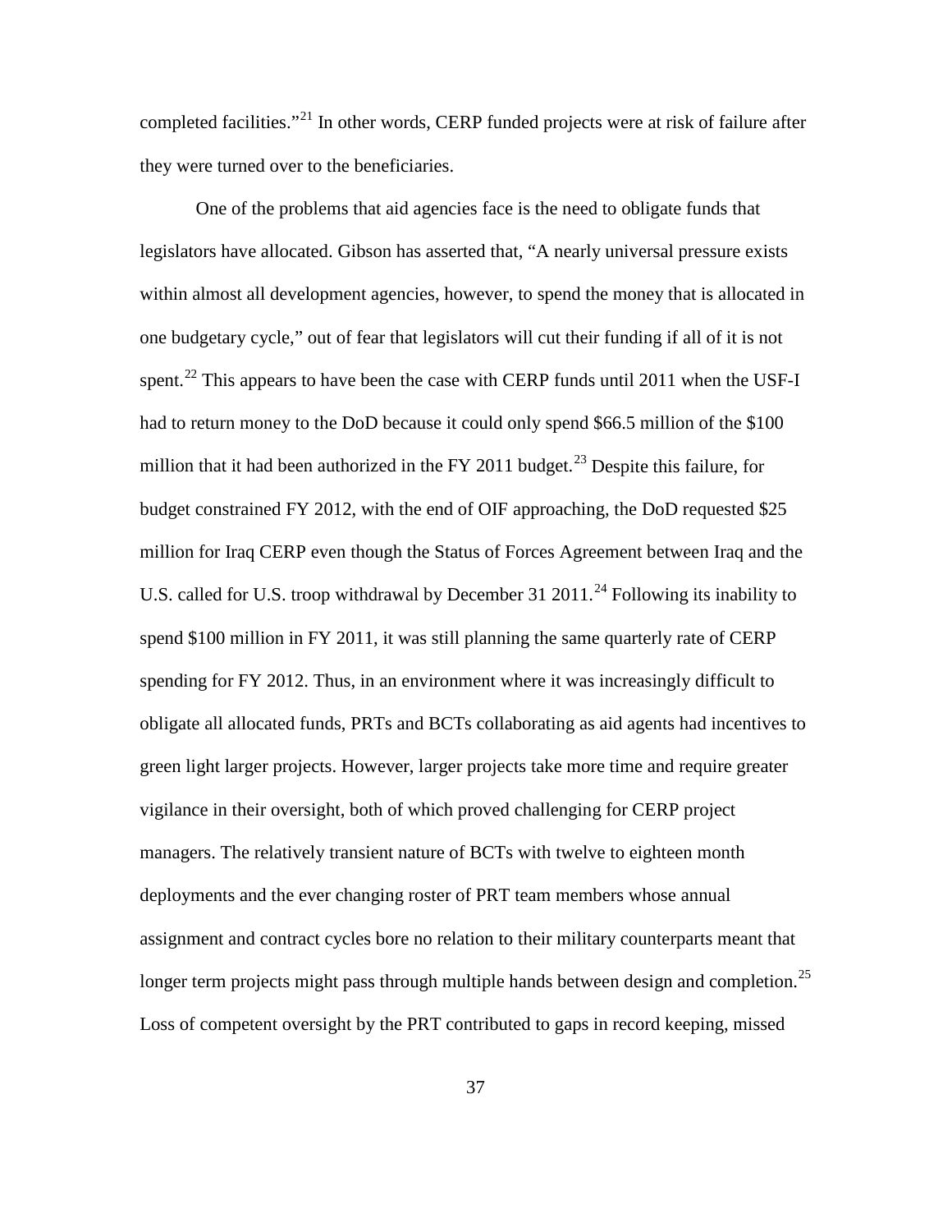completed facilities."[21] In other words, CERP funded projects were at risk of failure after they were turned over to the beneficiaries.

One of the problems that aid agencies face is the need to obligate funds that legislators have allocated. Gibson has asserted that, "A nearly universal pressure exists within almost all development agencies, however, to spend the money that is allocated in one budgetary cycle," out of fear that legislators will cut their funding if all of it is not spent.[22] This appears to have been the case with CERP funds until 2011 when the USF-I had to return money to the DoD because it could only spend $66.5 million of the $100 million that it had been authorized in the FY 2011 budget.[23] Despite this failure, for budget constrained FY 2012, with the end of OIF approaching, the DoD requested $25 million for Iraq CERP even though the Status of Forces Agreement between Iraq and the U.S. called for U.S. troop withdrawal by December 31 2011.[24] Following its inability to spend $100 million in FY 2011, it was still planning the same quarterly rate of CERP spending for FY 2012. Thus, in an environment where it was increasingly difficult to obligate all allocated funds, PRTs and BCTs collaborating as aid agents had incentives to green light larger projects. However, larger projects take more time and require greater vigilance in their oversight, both of which proved challenging for CERP project managers. The relatively transient nature of BCTs with twelve to eighteen month deployments and the ever changing roster of PRT team members whose annual assignment and contract cycles bore no relation to their military counterparts meant that longer term projects might pass through multiple hands between design and completion.[25] Loss of competent oversight by the PRT contributed to gaps in record keeping, missed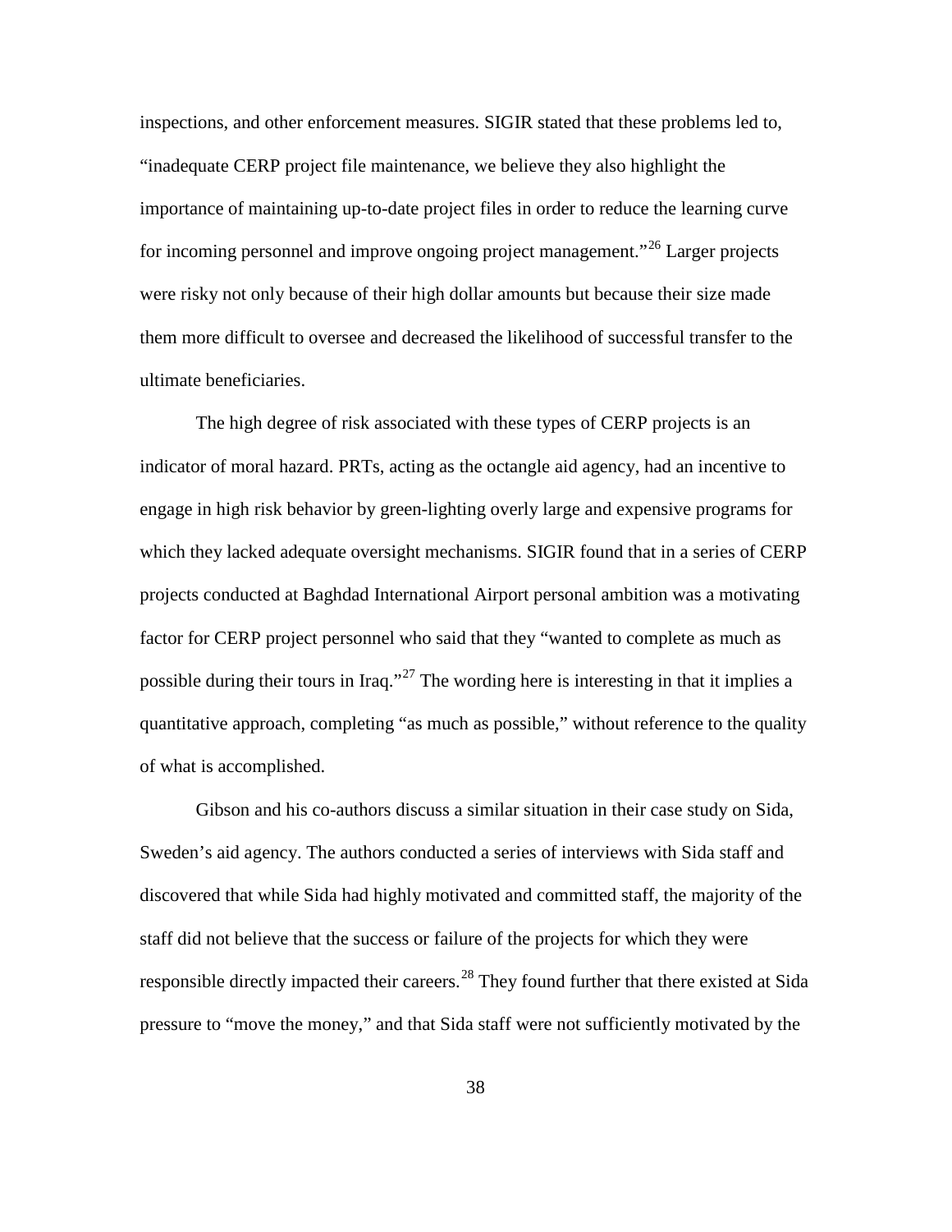inspections, and other enforcement measures. SIGIR stated that these problems led to, "inadequate CERP project file maintenance, we believe they also highlight the importance of maintaining up-to-date project files in order to reduce the learning curve for incoming personnel and improve ongoing project management."[26] Larger projects were risky not only because of their high dollar amounts but because their size made them more difficult to oversee and decreased the likelihood of successful transfer to the ultimate beneficiaries.

The high degree of risk associated with these types of CERP projects is an indicator of moral hazard. PRTs, acting as the octangle aid agency, had an incentive to engage in high risk behavior by green-lighting overly large and expensive programs for which they lacked adequate oversight mechanisms. SIGIR found that in a series of CERP projects conducted at Baghdad International Airport personal ambition was a motivating factor for CERP project personnel who said that they "wanted to complete as much as possible during their tours in Iraq."[27] The wording here is interesting in that it implies a quantitative approach, completing "as much as possible," without reference to the quality of what is accomplished.

Gibson and his co-authors discuss a similar situation in their case study on Sida, Sweden's aid agency. The authors conducted a series of interviews with Sida staff and discovered that while Sida had highly motivated and committed staff, the majority of the staff did not believe that the success or failure of the projects for which they were responsible directly impacted their careers.[28] They found further that there existed at Sida pressure to "move the money," and that Sida staff were not sufficiently motivated by the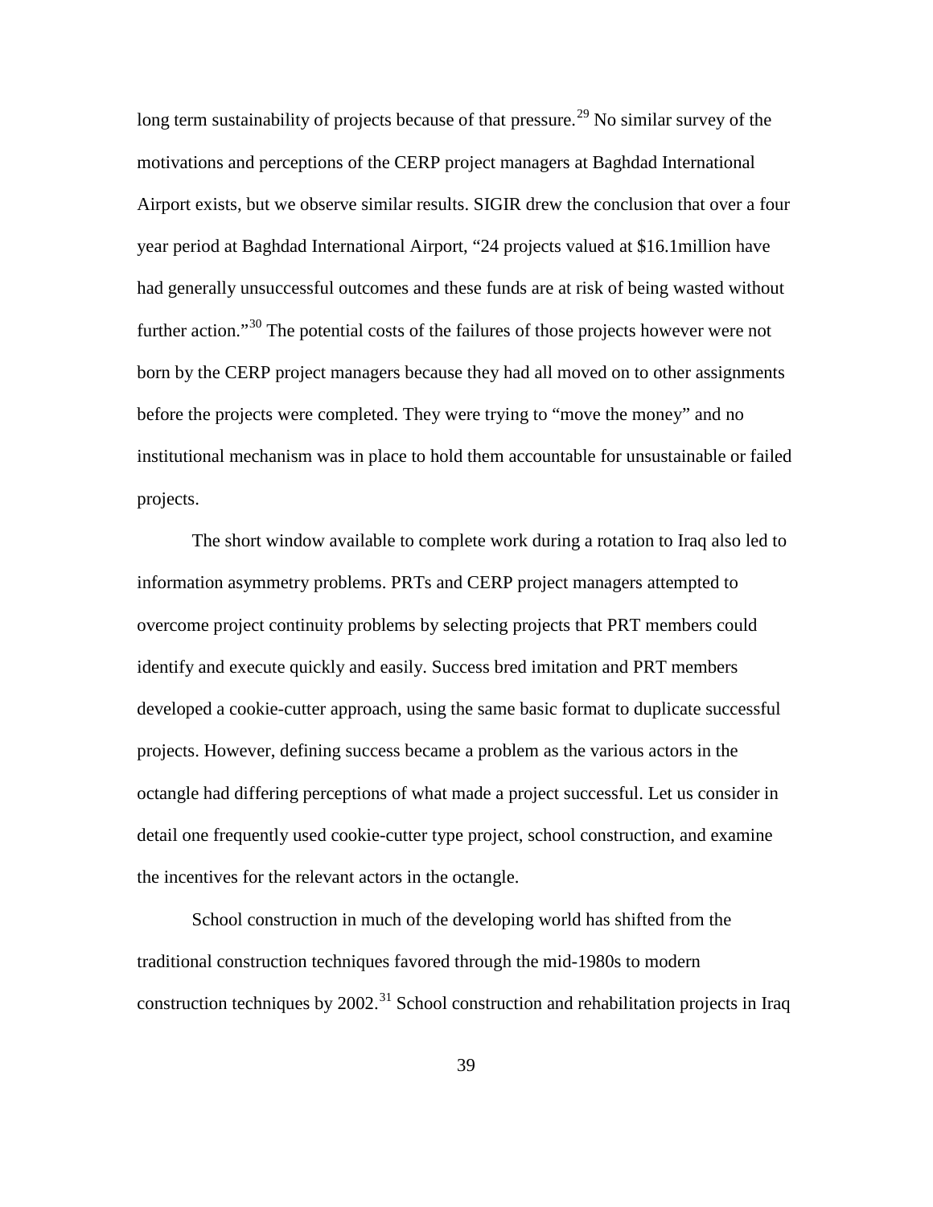long term sustainability of projects because of that pressure.[29] No similar survey of the motivations and perceptions of the CERP project managers at Baghdad International Airport exists, but we observe similar results. SIGIR drew the conclusion that over a four year period at Baghdad International Airport, "24 projects valued at $16.1million have had generally unsuccessful outcomes and these funds are at risk of being wasted without further action."[30] The potential costs of the failures of those projects however were not born by the CERP project managers because they had all moved on to other assignments before the projects were completed. They were trying to "move the money" and no institutional mechanism was in place to hold them accountable for unsustainable or failed projects.

The short window available to complete work during a rotation to Iraq also led to information asymmetry problems. PRTs and CERP project managers attempted to overcome project continuity problems by selecting projects that PRT members could identify and execute quickly and easily. Success bred imitation and PRT members developed a cookie-cutter approach, using the same basic format to duplicate successful projects. However, defining success became a problem as the various actors in the octangle had differing perceptions of what made a project successful. Let us consider in detail one frequently used cookie-cutter type project, school construction, and examine the incentives for the relevant actors in the octangle.

School construction in much of the developing world has shifted from the traditional construction techniques favored through the mid-1980s to modern construction techniques by 2002.[31] School construction and rehabilitation projects in Iraq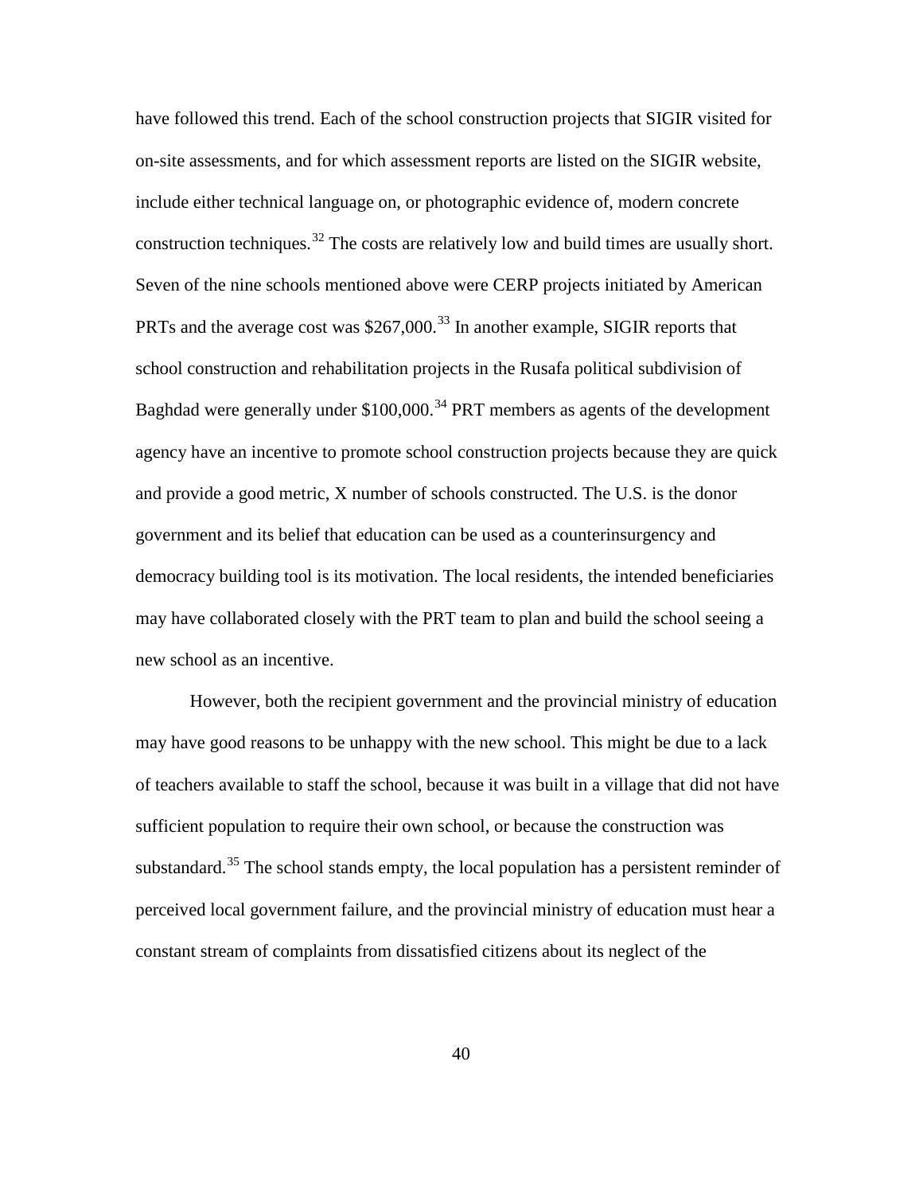have followed this trend. Each of the school construction projects that SIGIR visited for on-site assessments, and for which assessment reports are listed on the SIGIR website, include either technical language on, or photographic evidence of, modern concrete construction techniques.[32] The costs are relatively low and build times are usually short. Seven of the nine schools mentioned above were CERP projects initiated by American PRTs and the average cost was $267,000.[33] In another example, SIGIR reports that school construction and rehabilitation projects in the Rusafa political subdivision of Baghdad were generally under $100,000.[34] PRT members as agents of the development agency have an incentive to promote school construction projects because they are quick and provide a good metric, X number of schools constructed. The U.S. is the donor government and its belief that education can be used as a counterinsurgency and democracy building tool is its motivation. The local residents, the intended beneficiaries may have collaborated closely with the PRT team to plan and build the school seeing a new school as an incentive.

However, both the recipient government and the provincial ministry of education may have good reasons to be unhappy with the new school. This might be due to a lack of teachers available to staff the school, because it was built in a village that did not have sufficient population to require their own school, or because the construction was substandard.[35] The school stands empty, the local population has a persistent reminder of perceived local government failure, and the provincial ministry of education must hear a constant stream of complaints from dissatisfied citizens about its neglect of the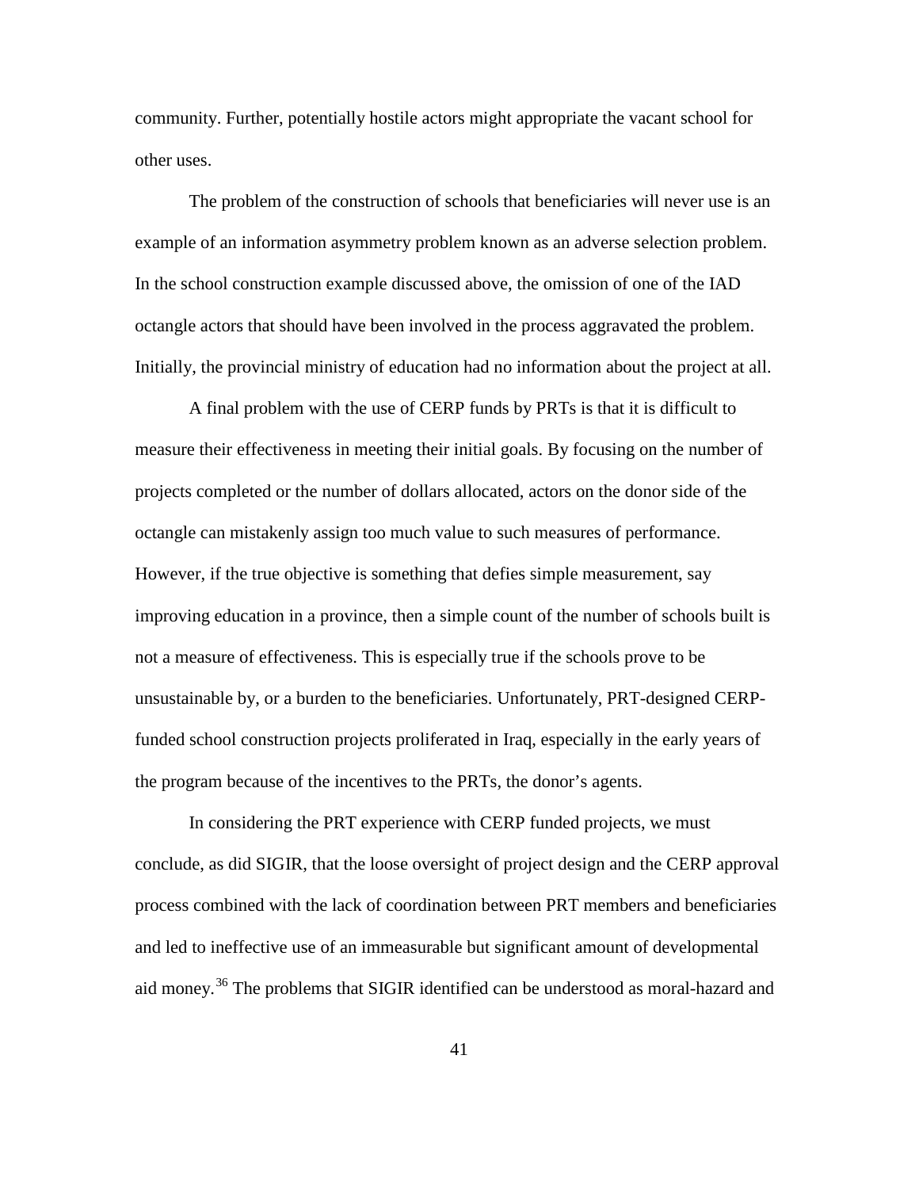community. Further, potentially hostile actors might appropriate the vacant school for other uses.

The problem of the construction of schools that beneficiaries will never use is an example of an information asymmetry problem known as an adverse selection problem. In the school construction example discussed above, the omission of one of the IAD octangle actors that should have been involved in the process aggravated the problem. Initially, the provincial ministry of education had no information about the project at all.

A final problem with the use of CERP funds by PRTs is that it is difficult to measure their effectiveness in meeting their initial goals. By focusing on the number of projects completed or the number of dollars allocated, actors on the donor side of the octangle can mistakenly assign too much value to such measures of performance. However, if the true objective is something that defies simple measurement, say improving education in a province, then a simple count of the number of schools built is not a measure of effectiveness. This is especially true if the schools prove to be unsustainable by, or a burden to the beneficiaries. Unfortunately, PRT-designed CERP-funded school construction projects proliferated in Iraq, especially in the early years of the program because of the incentives to the PRTs, the donor's agents.

In considering the PRT experience with CERP funded projects, we must conclude, as did SIGIR, that the loose oversight of project design and the CERP approval process combined with the lack of coordination between PRT members and beneficiaries and led to ineffective use of an immeasurable but significant amount of developmental aid money.[36] The problems that SIGIR identified can be understood as moral-hazard and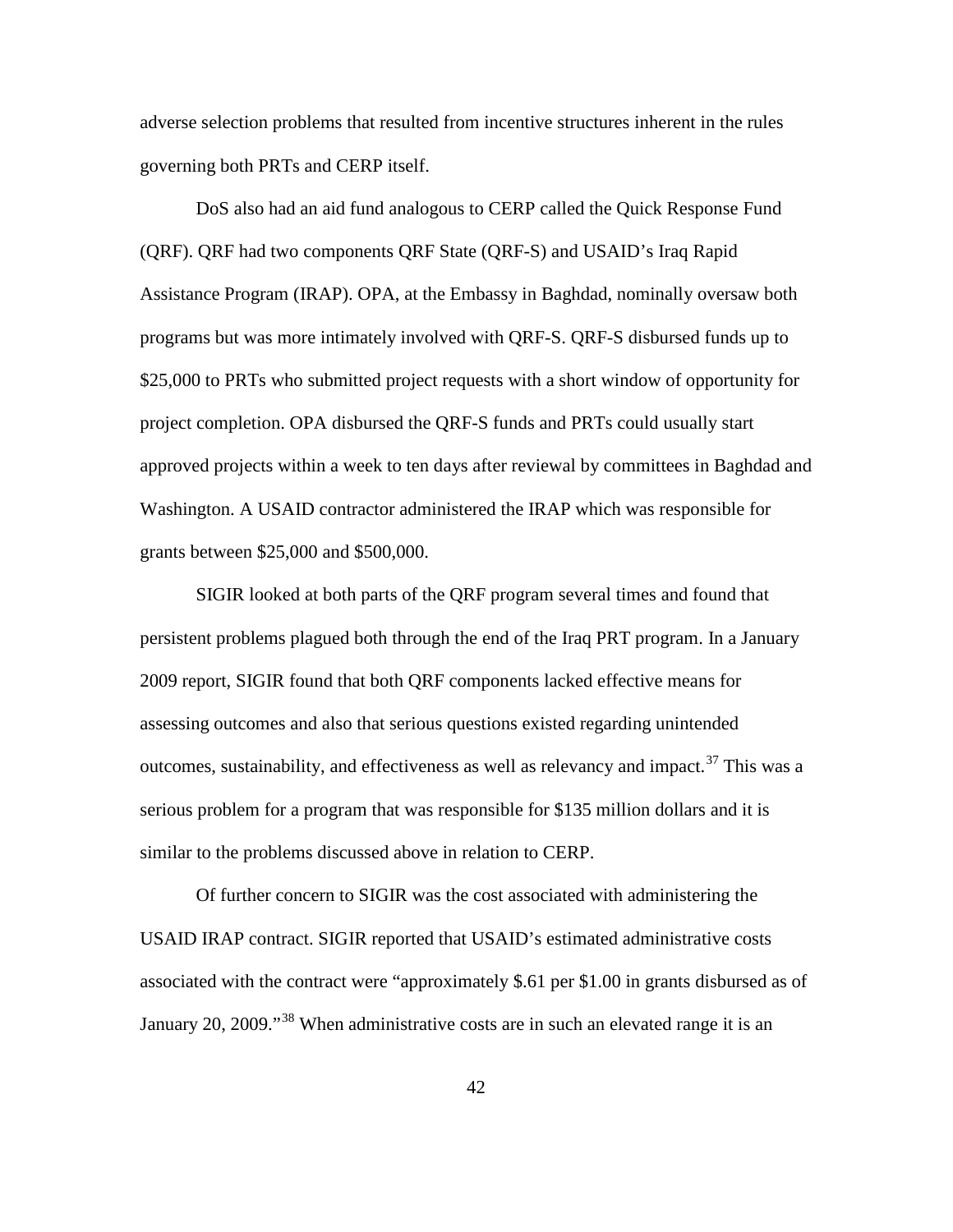adverse selection problems that resulted from incentive structures inherent in the rules governing both PRTs and CERP itself.

DoS also had an aid fund analogous to CERP called the Quick Response Fund (QRF). QRF had two components QRF State (QRF-S) and USAID's Iraq Rapid Assistance Program (IRAP). OPA, at the Embassy in Baghdad, nominally oversaw both programs but was more intimately involved with QRF-S. QRF-S disbursed funds up to $25,000 to PRTs who submitted project requests with a short window of opportunity for project completion. OPA disbursed the QRF-S funds and PRTs could usually start approved projects within a week to ten days after reviewal by committees in Baghdad and Washington. A USAID contractor administered the IRAP which was responsible for grants between $25,000 and $500,000.

SIGIR looked at both parts of the QRF program several times and found that persistent problems plagued both through the end of the Iraq PRT program. In a January 2009 report, SIGIR found that both QRF components lacked effective means for assessing outcomes and also that serious questions existed regarding unintended outcomes, sustainability, and effectiveness as well as relevancy and impact.[37] This was a serious problem for a program that was responsible for $135 million dollars and it is similar to the problems discussed above in relation to CERP.

Of further concern to SIGIR was the cost associated with administering the USAID IRAP contract. SIGIR reported that USAID's estimated administrative costs associated with the contract were "approximately $.61 per $1.00 in grants disbursed as of January 20, 2009."[38] When administrative costs are in such an elevated range it is an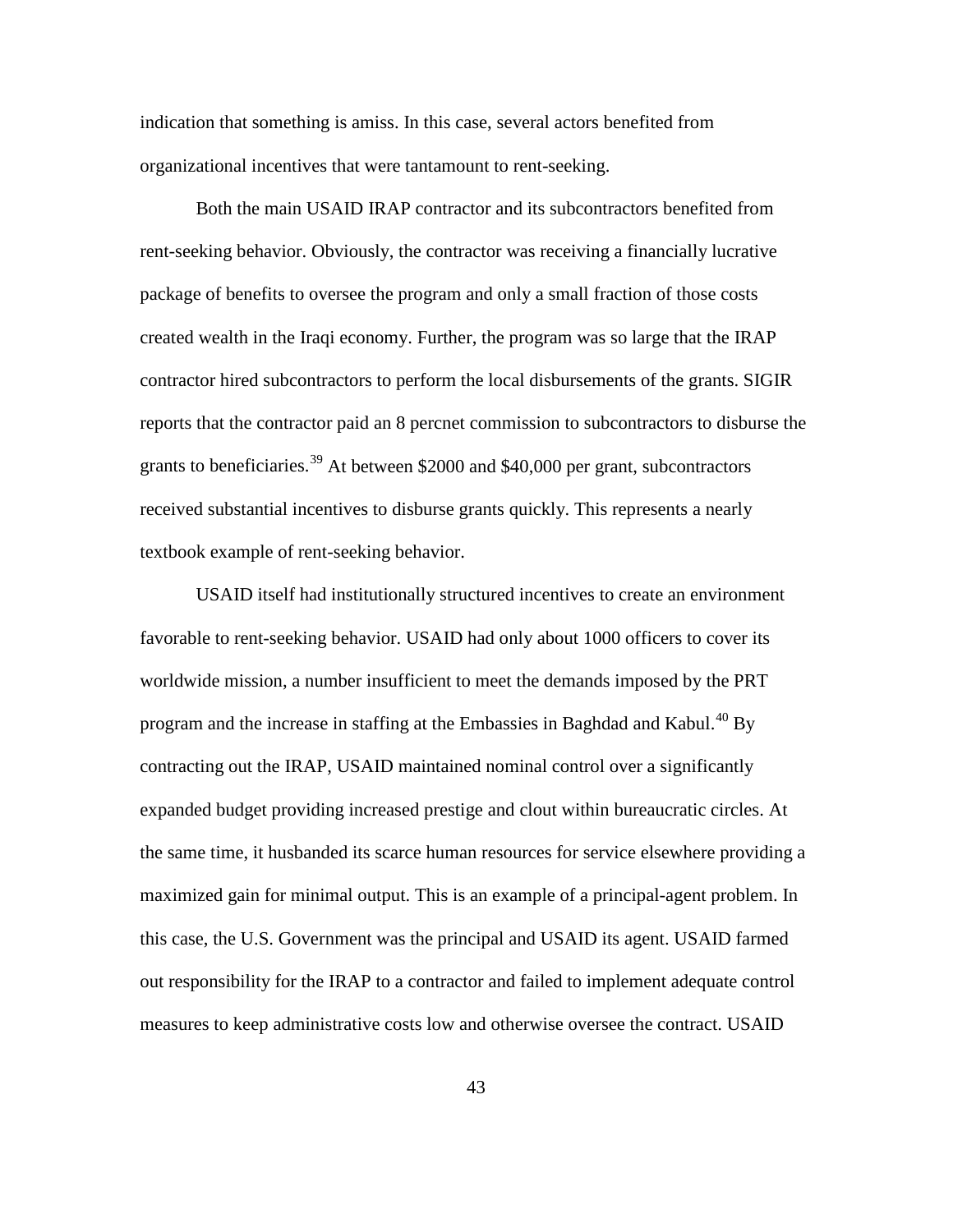indication that something is amiss. In this case, several actors benefited from organizational incentives that were tantamount to rent-seeking.

Both the main USAID IRAP contractor and its subcontractors benefited from rent-seeking behavior. Obviously, the contractor was receiving a financially lucrative package of benefits to oversee the program and only a small fraction of those costs created wealth in the Iraqi economy. Further, the program was so large that the IRAP contractor hired subcontractors to perform the local disbursements of the grants. SIGIR reports that the contractor paid an 8 percnet commission to subcontractors to disburse the grants to beneficiaries.[39] At between $2000 and $40,000 per grant, subcontractors received substantial incentives to disburse grants quickly. This represents a nearly textbook example of rent-seeking behavior.

USAID itself had institutionally structured incentives to create an environment favorable to rent-seeking behavior. USAID had only about 1000 officers to cover its worldwide mission, a number insufficient to meet the demands imposed by the PRT program and the increase in staffing at the Embassies in Baghdad and Kabul.[40] By contracting out the IRAP, USAID maintained nominal control over a significantly expanded budget providing increased prestige and clout within bureaucratic circles. At the same time, it husbanded its scarce human resources for service elsewhere providing a maximized gain for minimal output. This is an example of a principal-agent problem. In this case, the U.S. Government was the principal and USAID its agent. USAID farmed out responsibility for the IRAP to a contractor and failed to implement adequate control measures to keep administrative costs low and otherwise oversee the contract. USAID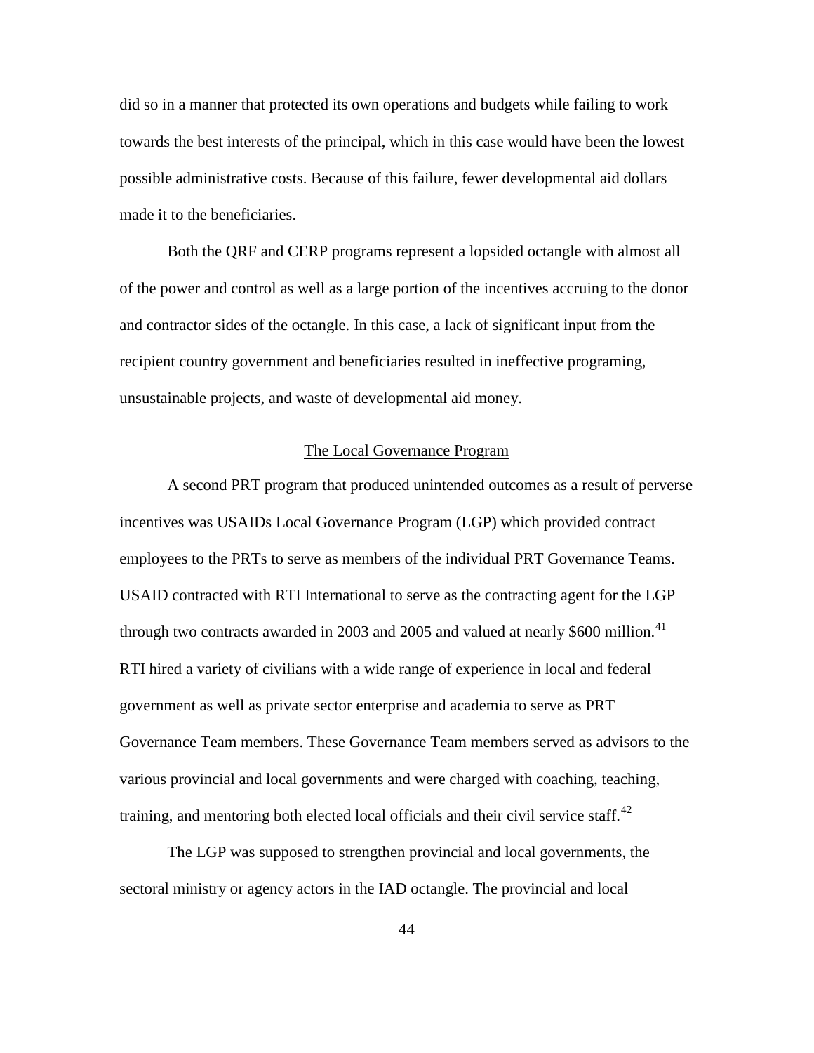did so in a manner that protected its own operations and budgets while failing to work towards the best interests of the principal, which in this case would have been the lowest possible administrative costs. Because of this failure, fewer developmental aid dollars made it to the beneficiaries.

Both the QRF and CERP programs represent a lopsided octangle with almost all of the power and control as well as a large portion of the incentives accruing to the donor and contractor sides of the octangle. In this case, a lack of significant input from the recipient country government and beneficiaries resulted in ineffective programing, unsustainable projects, and waste of developmental aid money.

## The Local Governance Program

A second PRT program that produced unintended outcomes as a result of perverse incentives was USAIDs Local Governance Program (LGP) which provided contract employees to the PRTs to serve as members of the individual PRT Governance Teams. USAID contracted with RTI International to serve as the contracting agent for the LGP through two contracts awarded in 2003 and 2005 and valued at nearly \$600 million.[41] RTI hired a variety of civilians with a wide range of experience in local and federal government as well as private sector enterprise and academia to serve as PRT Governance Team members. These Governance Team members served as advisors to the various provincial and local governments and were charged with coaching, teaching, training, and mentoring both elected local officials and their civil service staff.[42]

The LGP was supposed to strengthen provincial and local governments, the sectoral ministry or agency actors in the IAD octangle. The provincial and local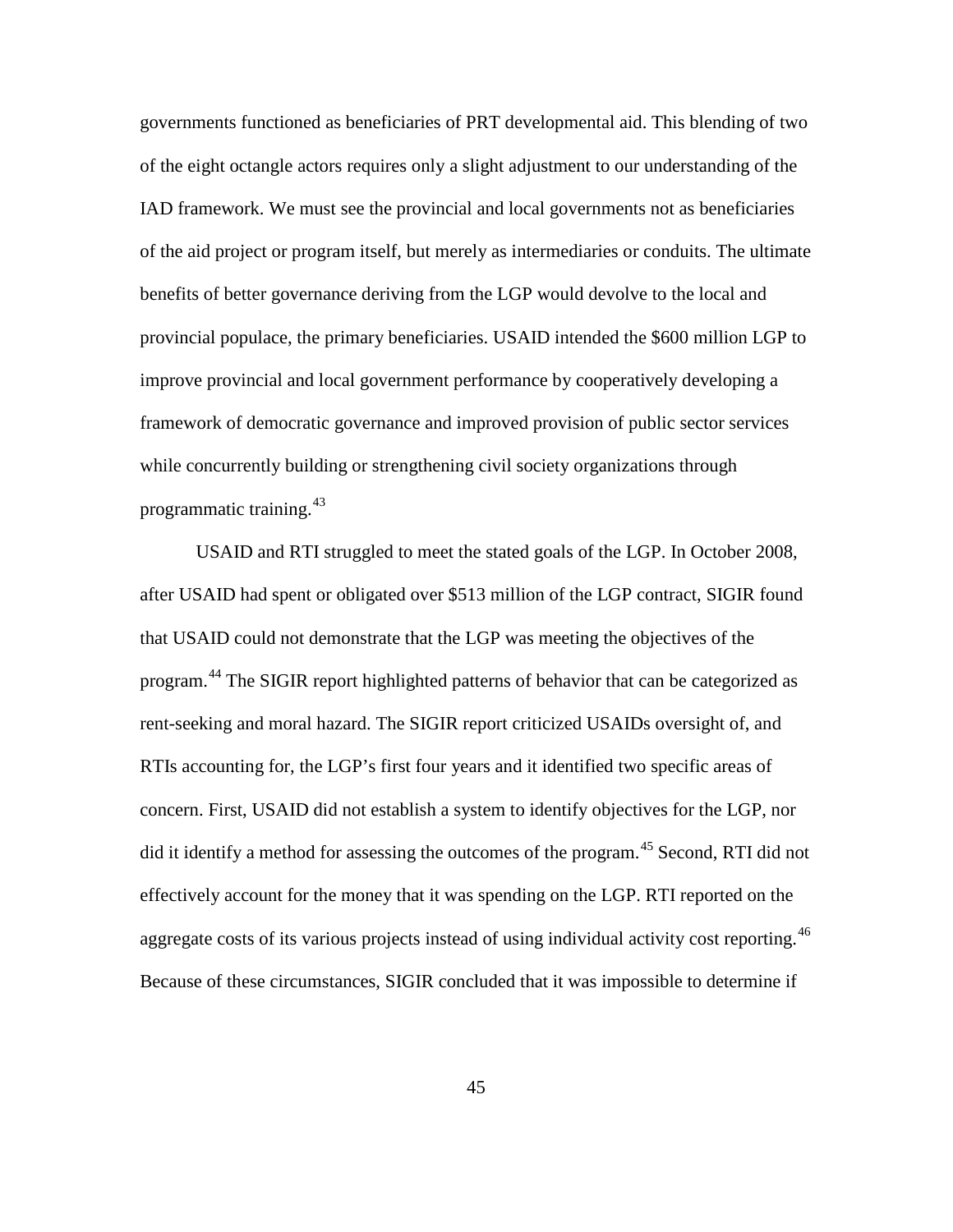governments functioned as beneficiaries of PRT developmental aid. This blending of two of the eight octangle actors requires only a slight adjustment to our understanding of the IAD framework. We must see the provincial and local governments not as beneficiaries of the aid project or program itself, but merely as intermediaries or conduits. The ultimate benefits of better governance deriving from the LGP would devolve to the local and provincial populace, the primary beneficiaries. USAID intended the $600 million LGP to improve provincial and local government performance by cooperatively developing a framework of democratic governance and improved provision of public sector services while concurrently building or strengthening civil society organizations through programmatic training.[43]

USAID and RTI struggled to meet the stated goals of the LGP. In October 2008, after USAID had spent or obligated over $513 million of the LGP contract, SIGIR found that USAID could not demonstrate that the LGP was meeting the objectives of the program.[44] The SIGIR report highlighted patterns of behavior that can be categorized as rent-seeking and moral hazard. The SIGIR report criticized USAIDs oversight of, and RTIs accounting for, the LGP's first four years and it identified two specific areas of concern. First, USAID did not establish a system to identify objectives for the LGP, nor did it identify a method for assessing the outcomes of the program.[45] Second, RTI did not effectively account for the money that it was spending on the LGP. RTI reported on the aggregate costs of its various projects instead of using individual activity cost reporting.[46] Because of these circumstances, SIGIR concluded that it was impossible to determine if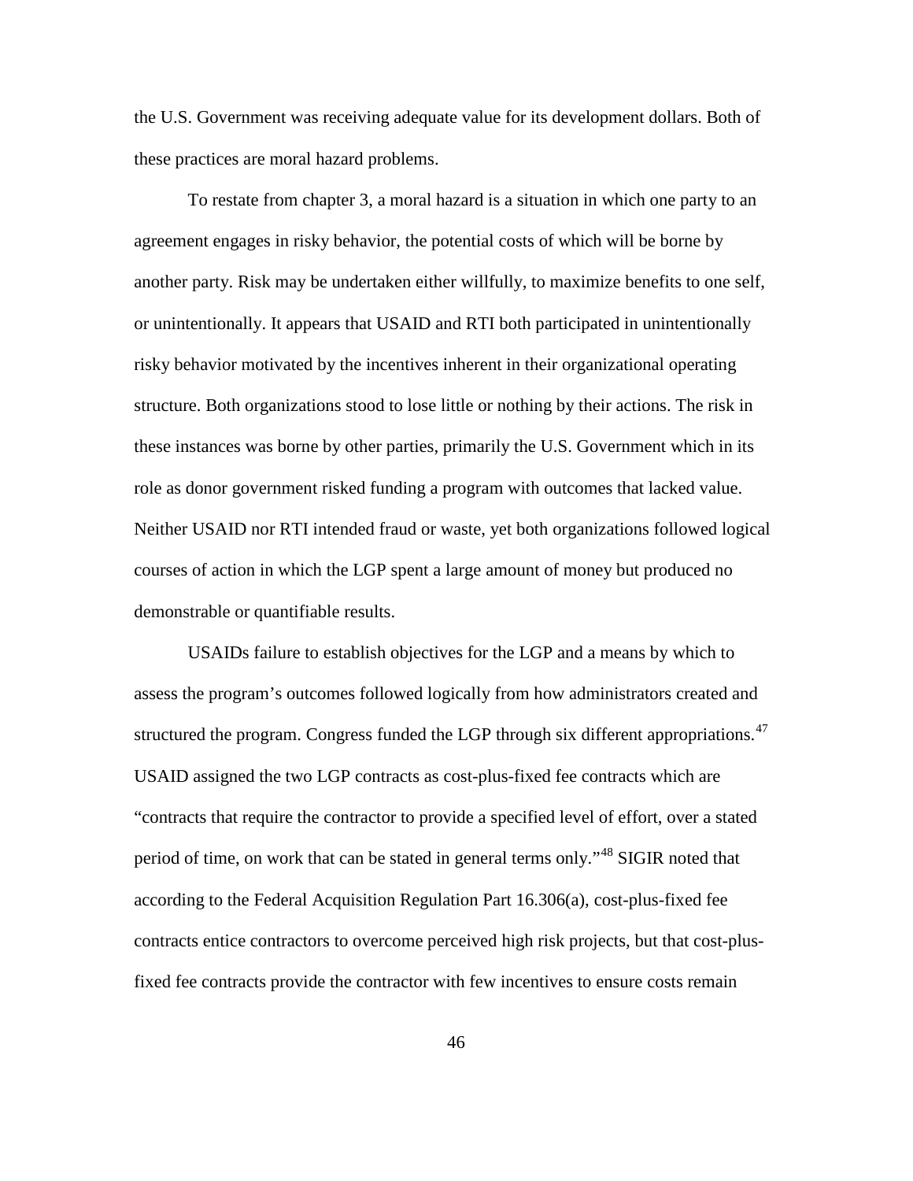the U.S. Government was receiving adequate value for its development dollars. Both of these practices are moral hazard problems.

To restate from chapter 3, a moral hazard is a situation in which one party to an agreement engages in risky behavior, the potential costs of which will be borne by another party. Risk may be undertaken either willfully, to maximize benefits to one self, or unintentionally. It appears that USAID and RTI both participated in unintentionally risky behavior motivated by the incentives inherent in their organizational operating structure. Both organizations stood to lose little or nothing by their actions. The risk in these instances was borne by other parties, primarily the U.S. Government which in its role as donor government risked funding a program with outcomes that lacked value. Neither USAID nor RTI intended fraud or waste, yet both organizations followed logical courses of action in which the LGP spent a large amount of money but produced no demonstrable or quantifiable results.

USAIDs failure to establish objectives for the LGP and a means by which to assess the program's outcomes followed logically from how administrators created and structured the program. Congress funded the LGP through six different appropriations.[47] USAID assigned the two LGP contracts as cost-plus-fixed fee contracts which are "contracts that require the contractor to provide a specified level of effort, over a stated period of time, on work that can be stated in general terms only."[48] SIGIR noted that according to the Federal Acquisition Regulation Part 16.306(a), cost-plus-fixed fee contracts entice contractors to overcome perceived high risk projects, but that cost-plus-fixed fee contracts provide the contractor with few incentives to ensure costs remain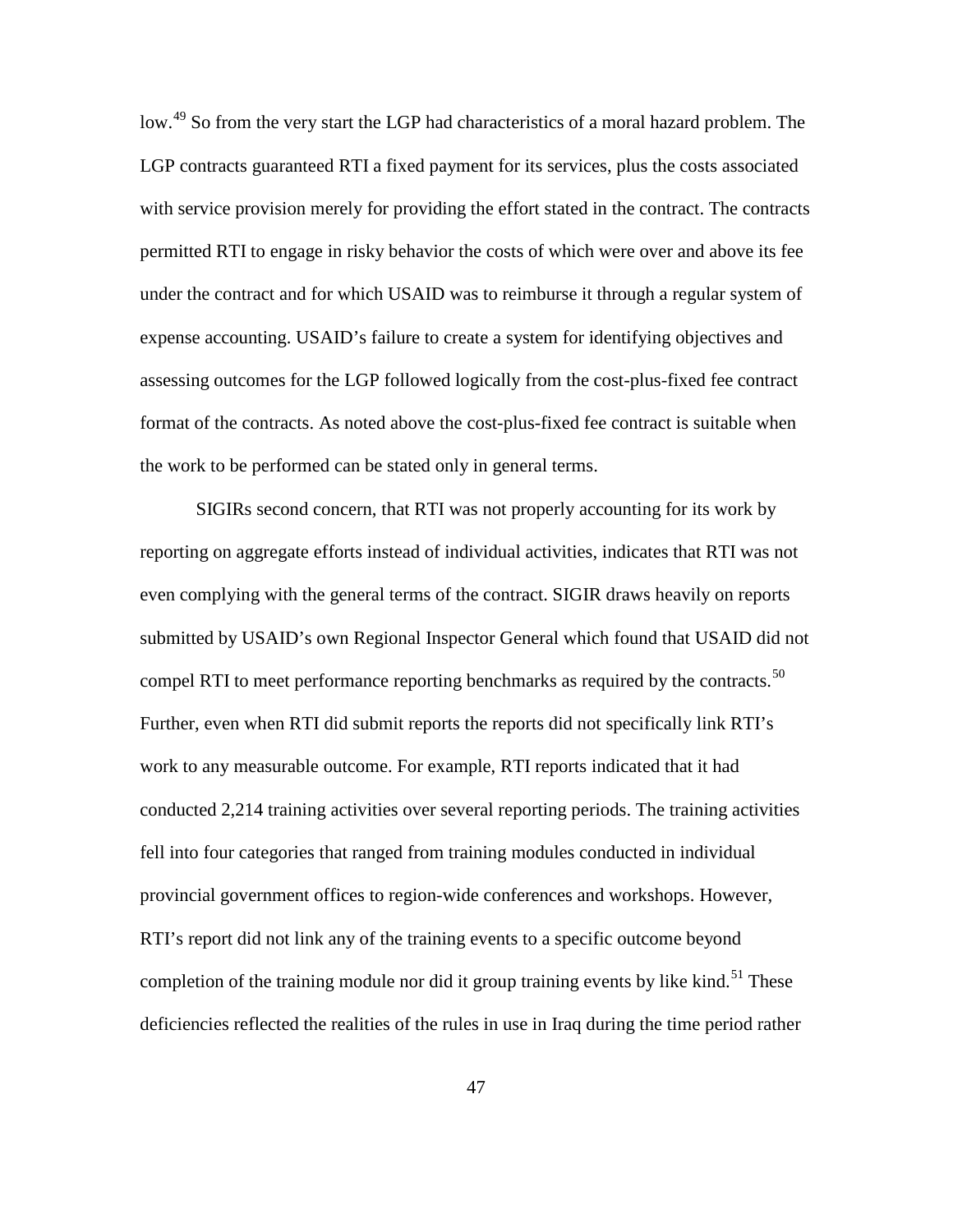low.[49] So from the very start the LGP had characteristics of a moral hazard problem. The LGP contracts guaranteed RTI a fixed payment for its services, plus the costs associated with service provision merely for providing the effort stated in the contract. The contracts permitted RTI to engage in risky behavior the costs of which were over and above its fee under the contract and for which USAID was to reimburse it through a regular system of expense accounting. USAID's failure to create a system for identifying objectives and assessing outcomes for the LGP followed logically from the cost-plus-fixed fee contract format of the contracts. As noted above the cost-plus-fixed fee contract is suitable when the work to be performed can be stated only in general terms.

SIGIRs second concern, that RTI was not properly accounting for its work by reporting on aggregate efforts instead of individual activities, indicates that RTI was not even complying with the general terms of the contract. SIGIR draws heavily on reports submitted by USAID's own Regional Inspector General which found that USAID did not compel RTI to meet performance reporting benchmarks as required by the contracts.[50] Further, even when RTI did submit reports the reports did not specifically link RTI's work to any measurable outcome. For example, RTI reports indicated that it had conducted 2,214 training activities over several reporting periods. The training activities fell into four categories that ranged from training modules conducted in individual provincial government offices to region-wide conferences and workshops. However, RTI's report did not link any of the training events to a specific outcome beyond completion of the training module nor did it group training events by like kind.[51] These deficiencies reflected the realities of the rules in use in Iraq during the time period rather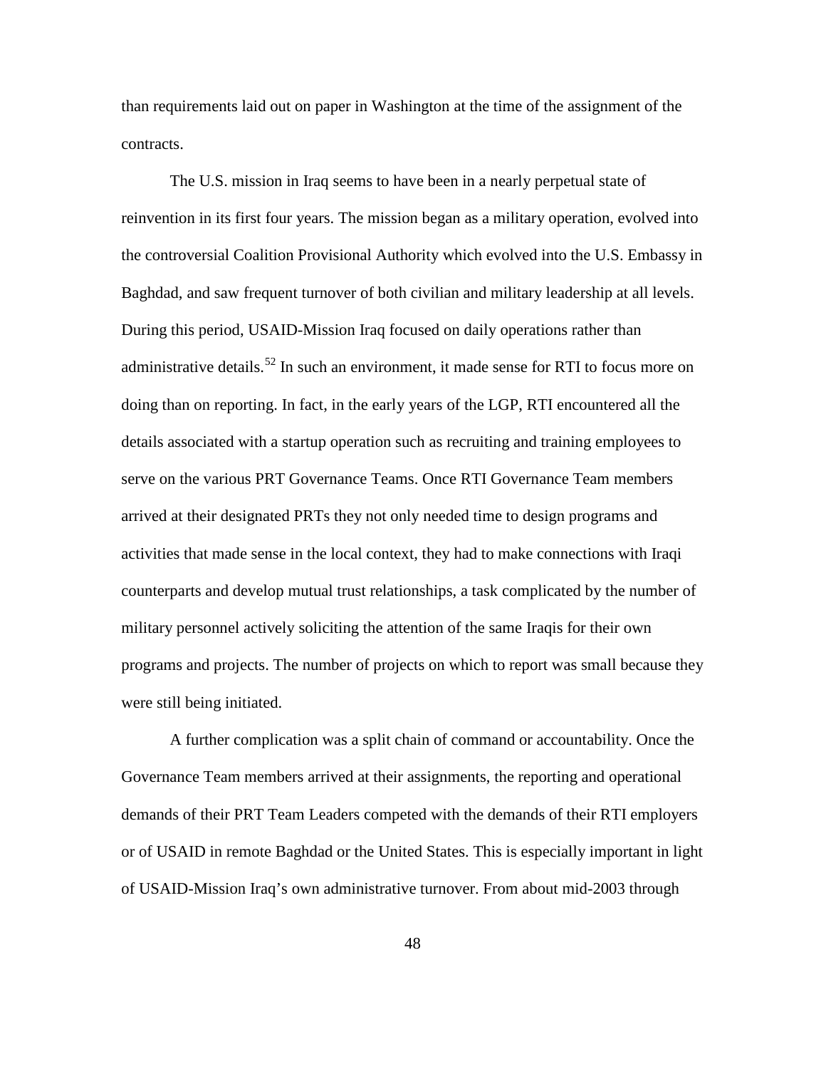than requirements laid out on paper in Washington at the time of the assignment of the contracts.

The U.S. mission in Iraq seems to have been in a nearly perpetual state of reinvention in its first four years. The mission began as a military operation, evolved into the controversial Coalition Provisional Authority which evolved into the U.S. Embassy in Baghdad, and saw frequent turnover of both civilian and military leadership at all levels. During this period, USAID-Mission Iraq focused on daily operations rather than administrative details.[52] In such an environment, it made sense for RTI to focus more on doing than on reporting. In fact, in the early years of the LGP, RTI encountered all the details associated with a startup operation such as recruiting and training employees to serve on the various PRT Governance Teams. Once RTI Governance Team members arrived at their designated PRTs they not only needed time to design programs and activities that made sense in the local context, they had to make connections with Iraqi counterparts and develop mutual trust relationships, a task complicated by the number of military personnel actively soliciting the attention of the same Iraqis for their own programs and projects. The number of projects on which to report was small because they were still being initiated.

A further complication was a split chain of command or accountability. Once the Governance Team members arrived at their assignments, the reporting and operational demands of their PRT Team Leaders competed with the demands of their RTI employers or of USAID in remote Baghdad or the United States. This is especially important in light of USAID-Mission Iraq's own administrative turnover. From about mid-2003 through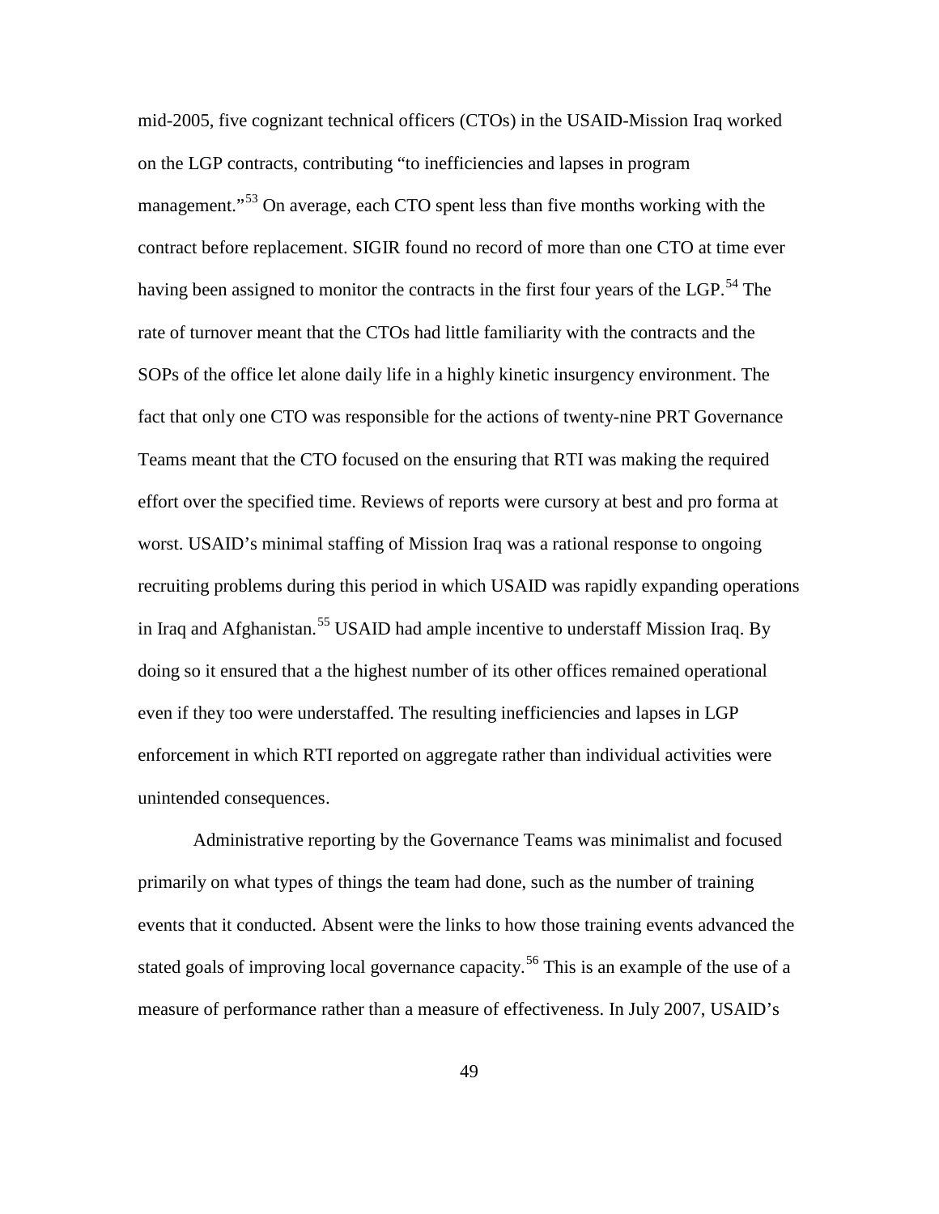mid-2005, five cognizant technical officers (CTOs) in the USAID-Mission Iraq worked on the LGP contracts, contributing "to inefficiencies and lapses in program management."[53] On average, each CTO spent less than five months working with the contract before replacement. SIGIR found no record of more than one CTO at time ever having been assigned to monitor the contracts in the first four years of the LGP.[54] The rate of turnover meant that the CTOs had little familiarity with the contracts and the SOPs of the office let alone daily life in a highly kinetic insurgency environment. The fact that only one CTO was responsible for the actions of twenty-nine PRT Governance Teams meant that the CTO focused on the ensuring that RTI was making the required effort over the specified time. Reviews of reports were cursory at best and pro forma at worst. USAID's minimal staffing of Mission Iraq was a rational response to ongoing recruiting problems during this period in which USAID was rapidly expanding operations in Iraq and Afghanistan.[55] USAID had ample incentive to understaff Mission Iraq. By doing so it ensured that a the highest number of its other offices remained operational even if they too were understaffed. The resulting inefficiencies and lapses in LGP enforcement in which RTI reported on aggregate rather than individual activities were unintended consequences.

Administrative reporting by the Governance Teams was minimalist and focused primarily on what types of things the team had done, such as the number of training events that it conducted. Absent were the links to how those training events advanced the stated goals of improving local governance capacity.[56] This is an example of the use of a measure of performance rather than a measure of effectiveness. In July 2007, USAID's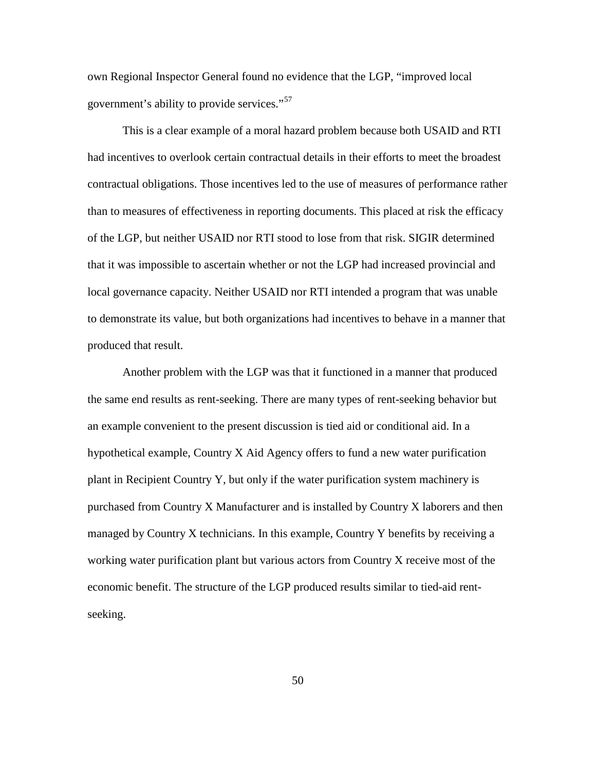own Regional Inspector General found no evidence that the LGP, "improved local government's ability to provide services."[57]

This is a clear example of a moral hazard problem because both USAID and RTI had incentives to overlook certain contractual details in their efforts to meet the broadest contractual obligations. Those incentives led to the use of measures of performance rather than to measures of effectiveness in reporting documents. This placed at risk the efficacy of the LGP, but neither USAID nor RTI stood to lose from that risk. SIGIR determined that it was impossible to ascertain whether or not the LGP had increased provincial and local governance capacity. Neither USAID nor RTI intended a program that was unable to demonstrate its value, but both organizations had incentives to behave in a manner that produced that result.

Another problem with the LGP was that it functioned in a manner that produced the same end results as rent-seeking. There are many types of rent-seeking behavior but an example convenient to the present discussion is tied aid or conditional aid. In a hypothetical example, Country X Aid Agency offers to fund a new water purification plant in Recipient Country Y, but only if the water purification system machinery is purchased from Country X Manufacturer and is installed by Country X laborers and then managed by Country X technicians. In this example, Country Y benefits by receiving a working water purification plant but various actors from Country X receive most of the economic benefit. The structure of the LGP produced results similar to tied-aid rent-seeking.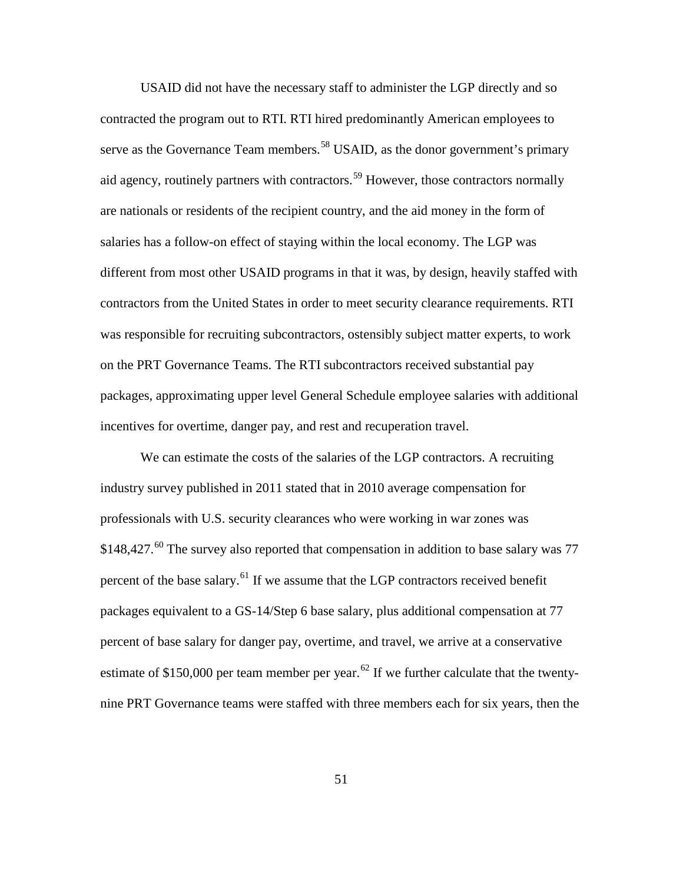USAID did not have the necessary staff to administer the LGP directly and so contracted the program out to RTI. RTI hired predominantly American employees to serve as the Governance Team members.[58] USAID, as the donor government's primary aid agency, routinely partners with contractors.[59] However, those contractors normally are nationals or residents of the recipient country, and the aid money in the form of salaries has a follow-on effect of staying within the local economy. The LGP was different from most other USAID programs in that it was, by design, heavily staffed with contractors from the United States in order to meet security clearance requirements. RTI was responsible for recruiting subcontractors, ostensibly subject matter experts, to work on the PRT Governance Teams. The RTI subcontractors received substantial pay packages, approximating upper level General Schedule employee salaries with additional incentives for overtime, danger pay, and rest and recuperation travel.

We can estimate the costs of the salaries of the LGP contractors. A recruiting industry survey published in 2011 stated that in 2010 average compensation for professionals with U.S. security clearances who were working in war zones was $148,427.[60] The survey also reported that compensation in addition to base salary was 77 percent of the base salary.[61] If we assume that the LGP contractors received benefit packages equivalent to a GS-14/Step 6 base salary, plus additional compensation at 77 percent of base salary for danger pay, overtime, and travel, we arrive at a conservative estimate of $150,000 per team member per year.[62] If we further calculate that the twenty-nine PRT Governance teams were staffed with three members each for six years, then the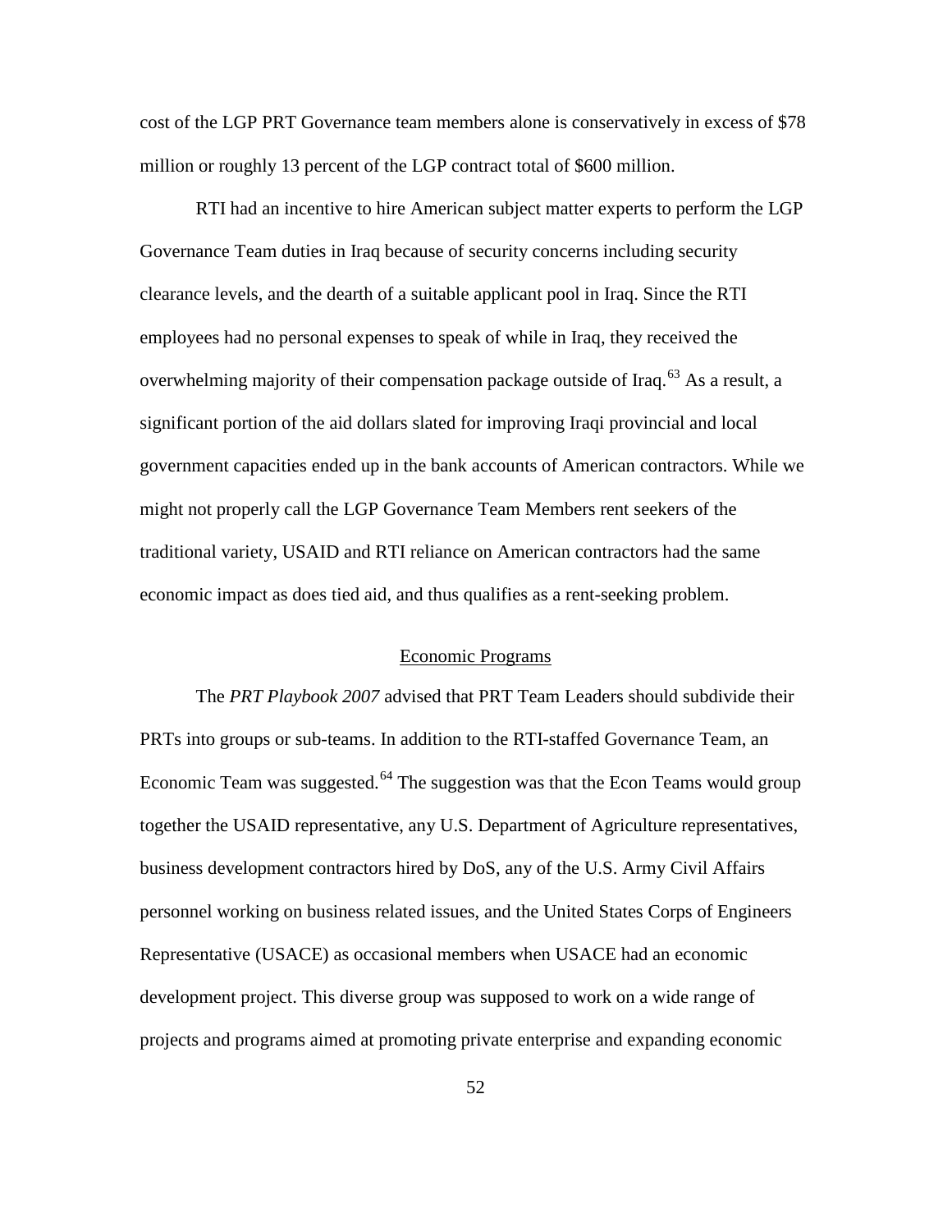cost of the LGP PRT Governance team members alone is conservatively in excess of $78 million or roughly 13 percent of the LGP contract total of $600 million.

RTI had an incentive to hire American subject matter experts to perform the LGP Governance Team duties in Iraq because of security concerns including security clearance levels, and the dearth of a suitable applicant pool in Iraq. Since the RTI employees had no personal expenses to speak of while in Iraq, they received the overwhelming majority of their compensation package outside of Iraq.[63] As a result, a significant portion of the aid dollars slated for improving Iraqi provincial and local government capacities ended up in the bank accounts of American contractors. While we might not properly call the LGP Governance Team Members rent seekers of the traditional variety, USAID and RTI reliance on American contractors had the same economic impact as does tied aid, and thus qualifies as a rent-seeking problem.

## Economic Programs

The *PRT Playbook 2007* advised that PRT Team Leaders should subdivide their PRTs into groups or sub-teams. In addition to the RTI-staffed Governance Team, an Economic Team was suggested.[64] The suggestion was that the Econ Teams would group together the USAID representative, any U.S. Department of Agriculture representatives, business development contractors hired by DoS, any of the U.S. Army Civil Affairs personnel working on business related issues, and the United States Corps of Engineers Representative (USACE) as occasional members when USACE had an economic development project. This diverse group was supposed to work on a wide range of projects and programs aimed at promoting private enterprise and expanding economic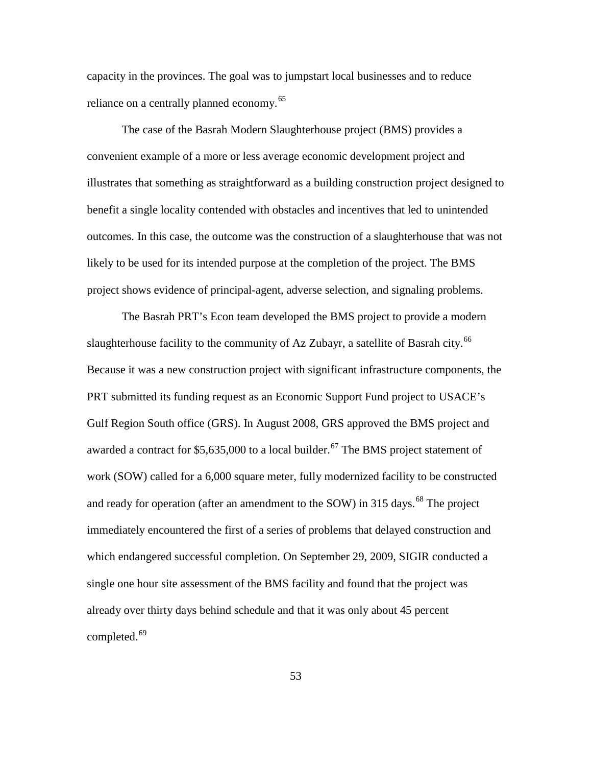capacity in the provinces. The goal was to jumpstart local businesses and to reduce reliance on a centrally planned economy.[65]

The case of the Basrah Modern Slaughterhouse project (BMS) provides a convenient example of a more or less average economic development project and illustrates that something as straightforward as a building construction project designed to benefit a single locality contended with obstacles and incentives that led to unintended outcomes. In this case, the outcome was the construction of a slaughterhouse that was not likely to be used for its intended purpose at the completion of the project. The BMS project shows evidence of principal-agent, adverse selection, and signaling problems.

The Basrah PRT's Econ team developed the BMS project to provide a modern slaughterhouse facility to the community of Az Zubayr, a satellite of Basrah city.[66] Because it was a new construction project with significant infrastructure components, the PRT submitted its funding request as an Economic Support Fund project to USACE's Gulf Region South office (GRS). In August 2008, GRS approved the BMS project and awarded a contract for $5,635,000 to a local builder.[67] The BMS project statement of work (SOW) called for a 6,000 square meter, fully modernized facility to be constructed and ready for operation (after an amendment to the SOW) in 315 days.[68] The project immediately encountered the first of a series of problems that delayed construction and which endangered successful completion. On September 29, 2009, SIGIR conducted a single one hour site assessment of the BMS facility and found that the project was already over thirty days behind schedule and that it was only about 45 percent completed.[69]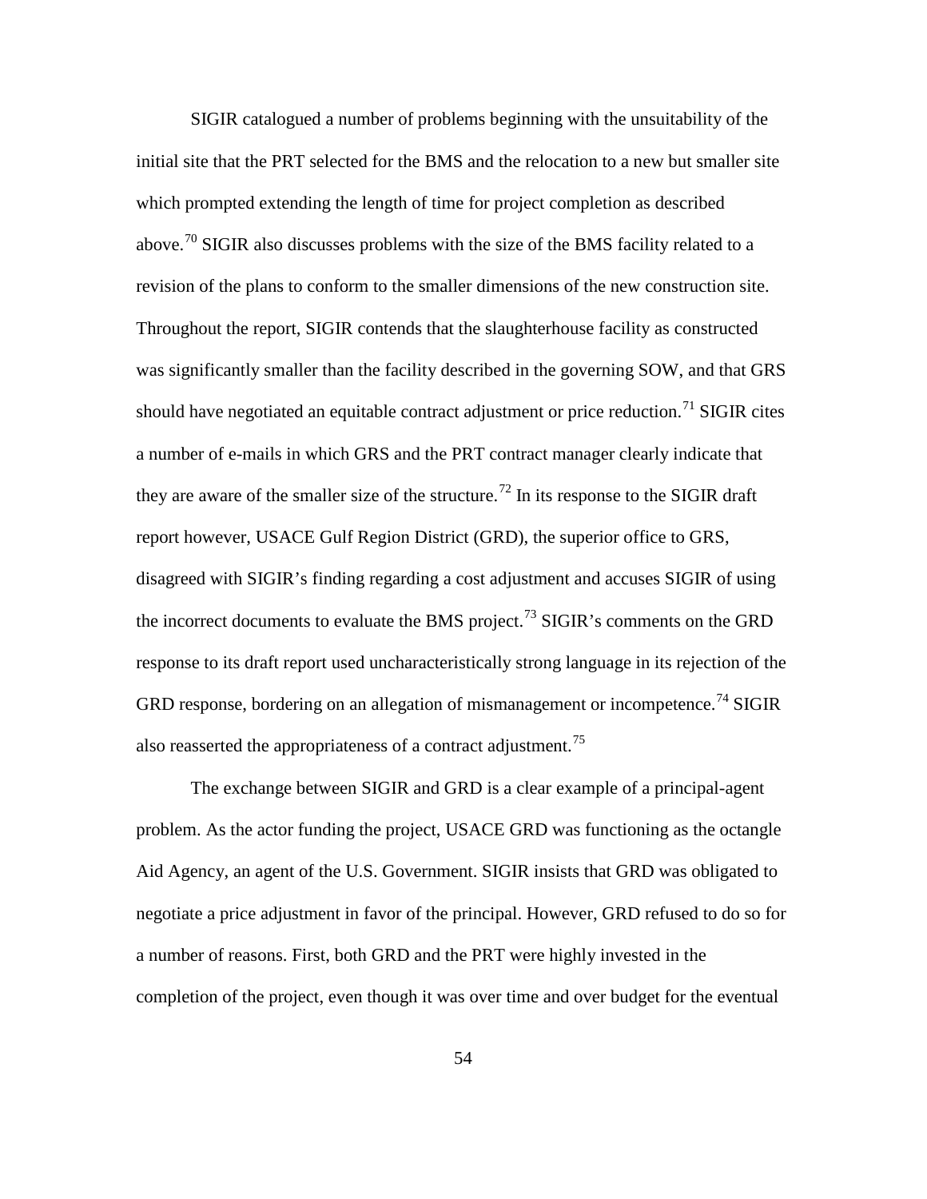SIGIR catalogued a number of problems beginning with the unsuitability of the initial site that the PRT selected for the BMS and the relocation to a new but smaller site which prompted extending the length of time for project completion as described above.[70] SIGIR also discusses problems with the size of the BMS facility related to a revision of the plans to conform to the smaller dimensions of the new construction site. Throughout the report, SIGIR contends that the slaughterhouse facility as constructed was significantly smaller than the facility described in the governing SOW, and that GRS should have negotiated an equitable contract adjustment or price reduction.[71] SIGIR cites a number of e-mails in which GRS and the PRT contract manager clearly indicate that they are aware of the smaller size of the structure.[72] In its response to the SIGIR draft report however, USACE Gulf Region District (GRD), the superior office to GRS, disagreed with SIGIR's finding regarding a cost adjustment and accuses SIGIR of using the incorrect documents to evaluate the BMS project.[73] SIGIR's comments on the GRD response to its draft report used uncharacteristically strong language in its rejection of the GRD response, bordering on an allegation of mismanagement or incompetence.[74] SIGIR also reasserted the appropriateness of a contract adjustment.[75]

The exchange between SIGIR and GRD is a clear example of a principal-agent problem. As the actor funding the project, USACE GRD was functioning as the octangle Aid Agency, an agent of the U.S. Government. SIGIR insists that GRD was obligated to negotiate a price adjustment in favor of the principal. However, GRD refused to do so for a number of reasons. First, both GRD and the PRT were highly invested in the completion of the project, even though it was over time and over budget for the eventual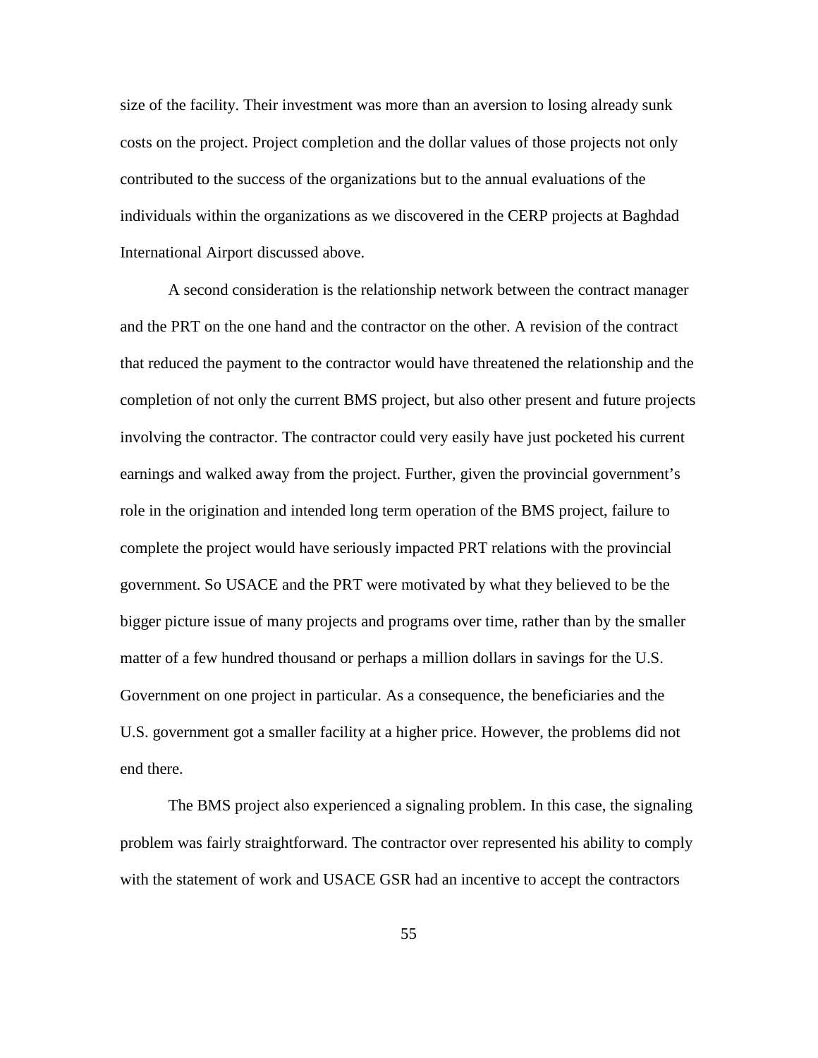size of the facility. Their investment was more than an aversion to losing already sunk costs on the project. Project completion and the dollar values of those projects not only contributed to the success of the organizations but to the annual evaluations of the individuals within the organizations as we discovered in the CERP projects at Baghdad International Airport discussed above.

A second consideration is the relationship network between the contract manager and the PRT on the one hand and the contractor on the other. A revision of the contract that reduced the payment to the contractor would have threatened the relationship and the completion of not only the current BMS project, but also other present and future projects involving the contractor. The contractor could very easily have just pocketed his current earnings and walked away from the project. Further, given the provincial government's role in the origination and intended long term operation of the BMS project, failure to complete the project would have seriously impacted PRT relations with the provincial government. So USACE and the PRT were motivated by what they believed to be the bigger picture issue of many projects and programs over time, rather than by the smaller matter of a few hundred thousand or perhaps a million dollars in savings for the U.S. Government on one project in particular. As a consequence, the beneficiaries and the U.S. government got a smaller facility at a higher price. However, the problems did not end there.

The BMS project also experienced a signaling problem. In this case, the signaling problem was fairly straightforward. The contractor over represented his ability to comply with the statement of work and USACE GSR had an incentive to accept the contractors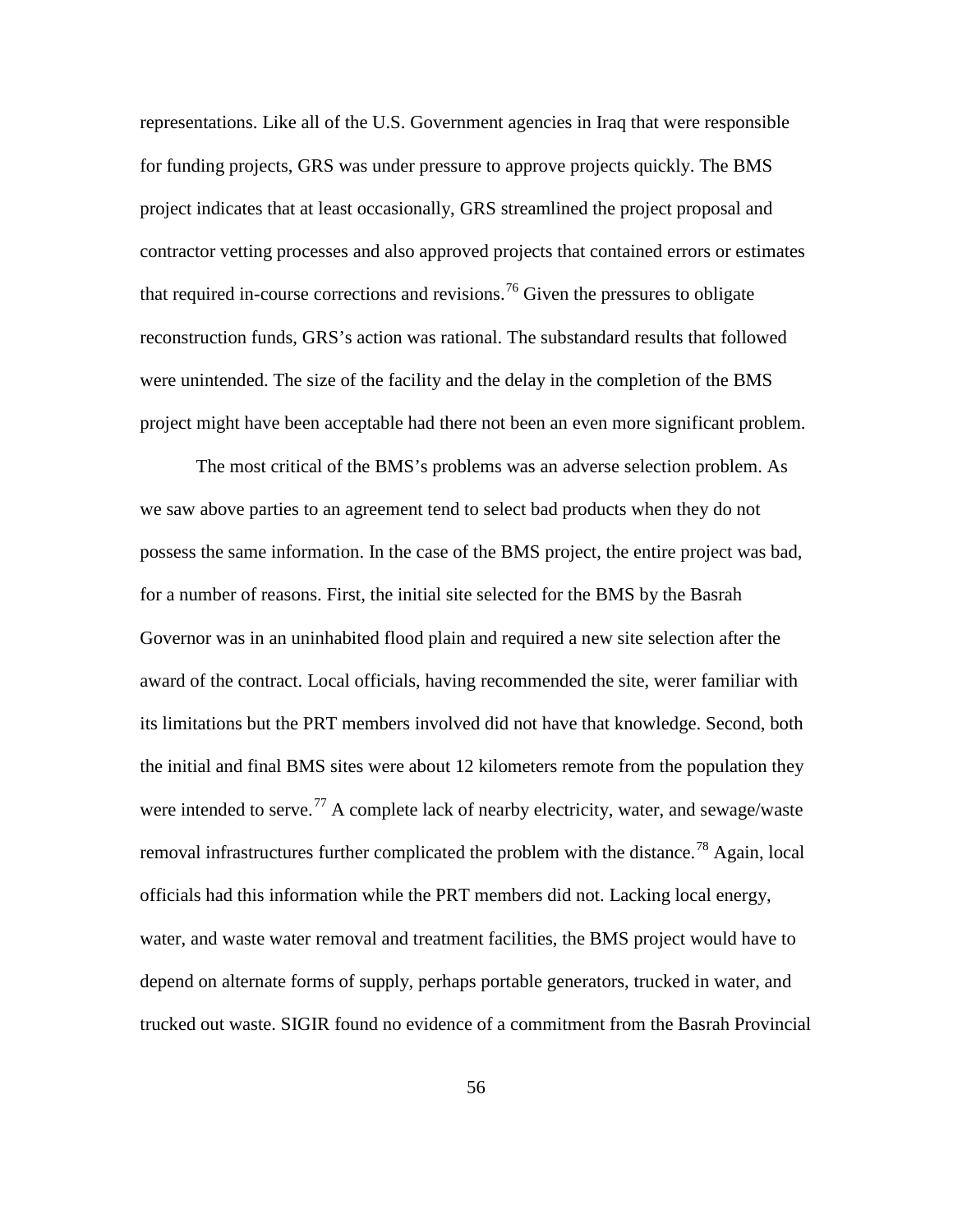representations. Like all of the U.S. Government agencies in Iraq that were responsible for funding projects, GRS was under pressure to approve projects quickly. The BMS project indicates that at least occasionally, GRS streamlined the project proposal and contractor vetting processes and also approved projects that contained errors or estimates that required in-course corrections and revisions.[76] Given the pressures to obligate reconstruction funds, GRS's action was rational. The substandard results that followed were unintended. The size of the facility and the delay in the completion of the BMS project might have been acceptable had there not been an even more significant problem.

The most critical of the BMS's problems was an adverse selection problem. As we saw above parties to an agreement tend to select bad products when they do not possess the same information. In the case of the BMS project, the entire project was bad, for a number of reasons. First, the initial site selected for the BMS by the Basrah Governor was in an uninhabited flood plain and required a new site selection after the award of the contract. Local officials, having recommended the site, werer familiar with its limitations but the PRT members involved did not have that knowledge. Second, both the initial and final BMS sites were about 12 kilometers remote from the population they were intended to serve.[77] A complete lack of nearby electricity, water, and sewage/waste removal infrastructures further complicated the problem with the distance.[78] Again, local officials had this information while the PRT members did not. Lacking local energy, water, and waste water removal and treatment facilities, the BMS project would have to depend on alternate forms of supply, perhaps portable generators, trucked in water, and trucked out waste. SIGIR found no evidence of a commitment from the Basrah Provincial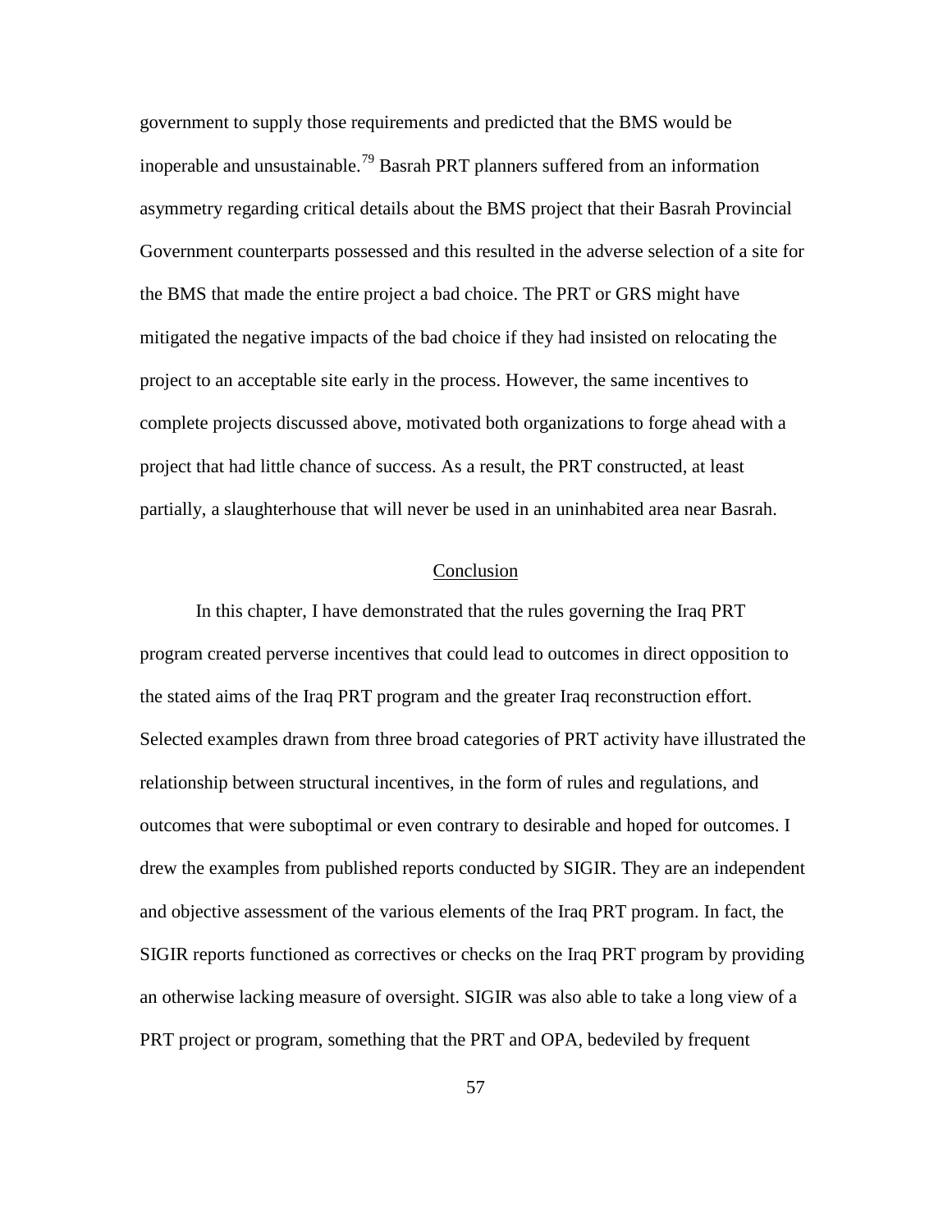government to supply those requirements and predicted that the BMS would be inoperable and unsustainable.[79] Basrah PRT planners suffered from an information asymmetry regarding critical details about the BMS project that their Basrah Provincial Government counterparts possessed and this resulted in the adverse selection of a site for the BMS that made the entire project a bad choice. The PRT or GRS might have mitigated the negative impacts of the bad choice if they had insisted on relocating the project to an acceptable site early in the process. However, the same incentives to complete projects discussed above, motivated both organizations to forge ahead with a project that had little chance of success. As a result, the PRT constructed, at least partially, a slaughterhouse that will never be used in an uninhabited area near Basrah.

## Conclusion

In this chapter, I have demonstrated that the rules governing the Iraq PRT program created perverse incentives that could lead to outcomes in direct opposition to the stated aims of the Iraq PRT program and the greater Iraq reconstruction effort. Selected examples drawn from three broad categories of PRT activity have illustrated the relationship between structural incentives, in the form of rules and regulations, and outcomes that were suboptimal or even contrary to desirable and hoped for outcomes. I drew the examples from published reports conducted by SIGIR. They are an independent and objective assessment of the various elements of the Iraq PRT program. In fact, the SIGIR reports functioned as correctives or checks on the Iraq PRT program by providing an otherwise lacking measure of oversight. SIGIR was also able to take a long view of a PRT project or program, something that the PRT and OPA, bedeviled by frequent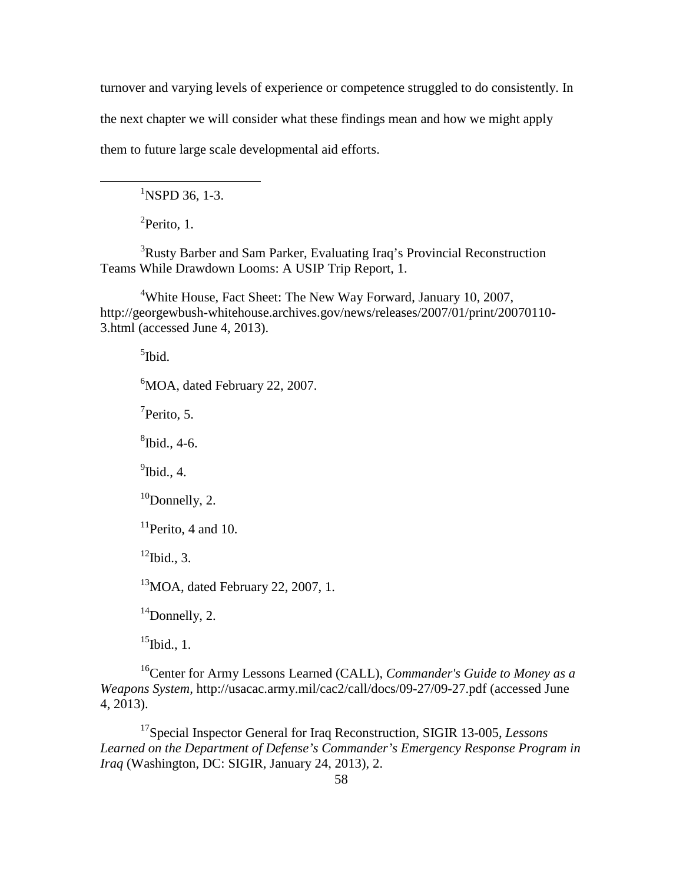turnover and varying levels of experience or competence struggled to do consistently. In the next chapter we will consider what these findings mean and how we might apply them to future large scale developmental aid efforts.

---

[1]NSPD 36, 1-3.

[2]Perito, 1.

[3]Rusty Barber and Sam Parker, Evaluating Iraq's Provincial Reconstruction Teams While Drawdown Looms: A USIP Trip Report, 1.

[4]White House, Fact Sheet: The New Way Forward, January 10, 2007, http://georgewbush-whitehouse.archives.gov/news/releases/2007/01/print/20070110-3.html (accessed June 4, 2013).

[5]Ibid.

[6]MOA, dated February 22, 2007.

[7]Perito, 5.

[8]Ibid., 4-6.

[9]Ibid., 4.

[10]Donnelly, 2.

[11]Perito, 4 and 10.

[12]Ibid., 3.

[13]MOA, dated February 22, 2007, 1.

[14]Donnelly, 2.

[15]Ibid., 1.

[16]Center for Army Lessons Learned (CALL), *Commander's Guide to Money as a Weapons System*, http://usacac.army.mil/cac2/call/docs/09-27/09-27.pdf (accessed June 4, 2013).

[17]Special Inspector General for Iraq Reconstruction, SIGIR 13-005, *Lessons Learned on the Department of Defense's Commander's Emergency Response Program in Iraq* (Washington, DC: SIGIR, January 24, 2013), 2.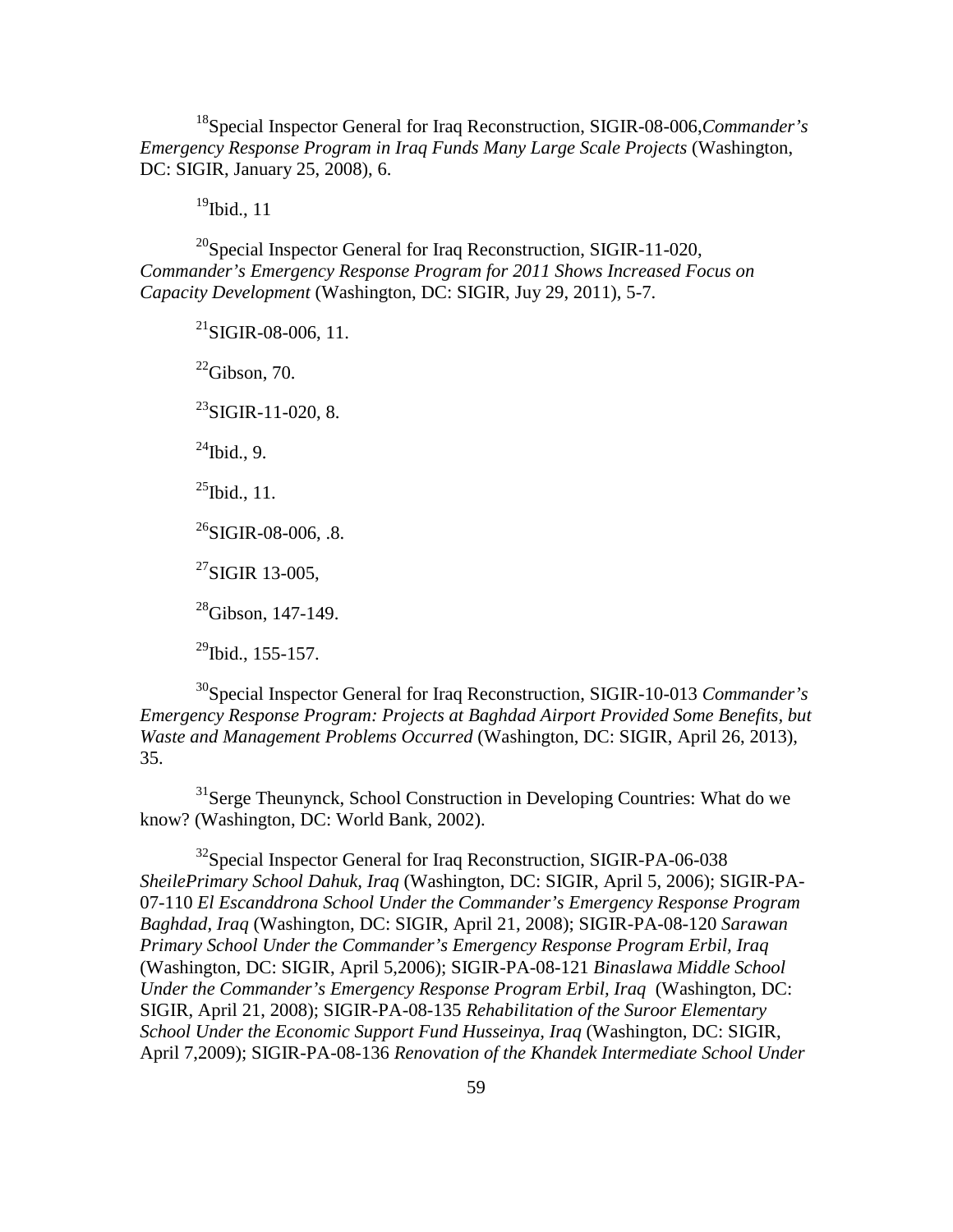[18]Special Inspector General for Iraq Reconstruction, SIGIR-08-006,*Commander's Emergency Response Program in Iraq Funds Many Large Scale Projects* (Washington, DC: SIGIR, January 25, 2008), 6.

[19]Ibid., 11

[20]Special Inspector General for Iraq Reconstruction, SIGIR-11-020, *Commander's Emergency Response Program for 2011 Shows Increased Focus on Capacity Development* (Washington, DC: SIGIR, Juy 29, 2011), 5-7.

[21]SIGIR-08-006, 11.

[22]Gibson, 70.

[23]SIGIR-11-020, 8.

[24]Ibid., 9.

[25]Ibid., 11.

[26]SIGIR-08-006, .8.

[27]SIGIR 13-005,

[28]Gibson, 147-149.

[29]Ibid., 155-157.

[30]Special Inspector General for Iraq Reconstruction, SIGIR-10-013 *Commander's Emergency Response Program: Projects at Baghdad Airport Provided Some Benefits, but Waste and Management Problems Occurred* (Washington, DC: SIGIR, April 26, 2013), 35.

[31]Serge Theunynck, School Construction in Developing Countries: What do we know? (Washington, DC: World Bank, 2002).

[32]Special Inspector General for Iraq Reconstruction, SIGIR-PA-06-038 *SheilePrimary School Dahuk, Iraq* (Washington, DC: SIGIR, April 5, 2006); SIGIR-PA-07-110 *El Escanddrona School Under the Commander's Emergency Response Program Baghdad, Iraq* (Washington, DC: SIGIR, April 21, 2008); SIGIR-PA-08-120 *Sarawan Primary School Under the Commander's Emergency Response Program Erbil, Iraq* (Washington, DC: SIGIR, April 5,2006); SIGIR-PA-08-121 *Binaslawa Middle School Under the Commander's Emergency Response Program Erbil, Iraq* (Washington, DC: SIGIR, April 21, 2008); SIGIR-PA-08-135 *Rehabilitation of the Suroor Elementary School Under the Economic Support Fund Husseinya, Iraq* (Washington, DC: SIGIR, April 7,2009); SIGIR-PA-08-136 *Renovation of the Khandek Intermediate School Under*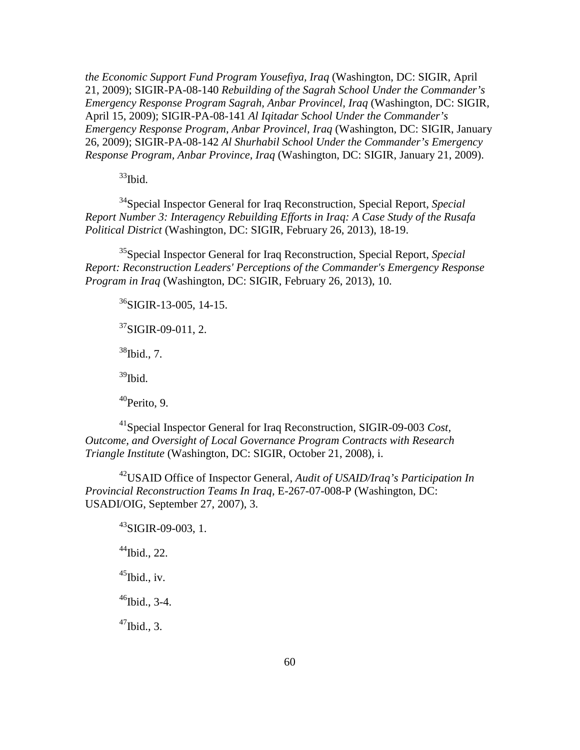*the Economic Support Fund Program Yousefiya, Iraq* (Washington, DC: SIGIR, April 21, 2009); SIGIR-PA-08-140 *Rebuilding of the Sagrah School Under the Commander's Emergency Response Program Sagrah, Anbar Provincel, Iraq* (Washington, DC: SIGIR, April 15, 2009); SIGIR-PA-08-141 *Al Iqitadar School Under the Commander's Emergency Response Program, Anbar Provincel, Iraq* (Washington, DC: SIGIR, January 26, 2009); SIGIR-PA-08-142 *Al Shurhabil School Under the Commander's Emergency Response Program, Anbar Province, Iraq* (Washington, DC: SIGIR, January 21, 2009).

[33]Ibid.

[34]Special Inspector General for Iraq Reconstruction, Special Report, *Special Report Number 3: Interagency Rebuilding Efforts in Iraq: A Case Study of the Rusafa Political District* (Washington, DC: SIGIR, February 26, 2013), 18-19.

[35]Special Inspector General for Iraq Reconstruction, Special Report, *Special Report: Reconstruction Leaders' Perceptions of the Commander's Emergency Response Program in Iraq* (Washington, DC: SIGIR, February 26, 2013), 10.

[36]SIGIR-13-005, 14-15.

[37]SIGIR-09-011, 2.

[38]Ibid., 7.

[39]Ibid.

[40]Perito, 9.

[41]Special Inspector General for Iraq Reconstruction, SIGIR-09-003 *Cost, Outcome, and Oversight of Local Governance Program Contracts with Research Triangle Institute* (Washington, DC: SIGIR, October 21, 2008), i.

[42]USAID Office of Inspector General, *Audit of USAID/Iraq's Participation In Provincial Reconstruction Teams In Iraq*, E-267-07-008-P (Washington, DC: USADI/OIG, September 27, 2007), 3.

[43]SIGIR-09-003, 1.

[44]Ibid., 22.

[45]Ibid., iv.

[46]Ibid., 3-4.

[47]Ibid., 3.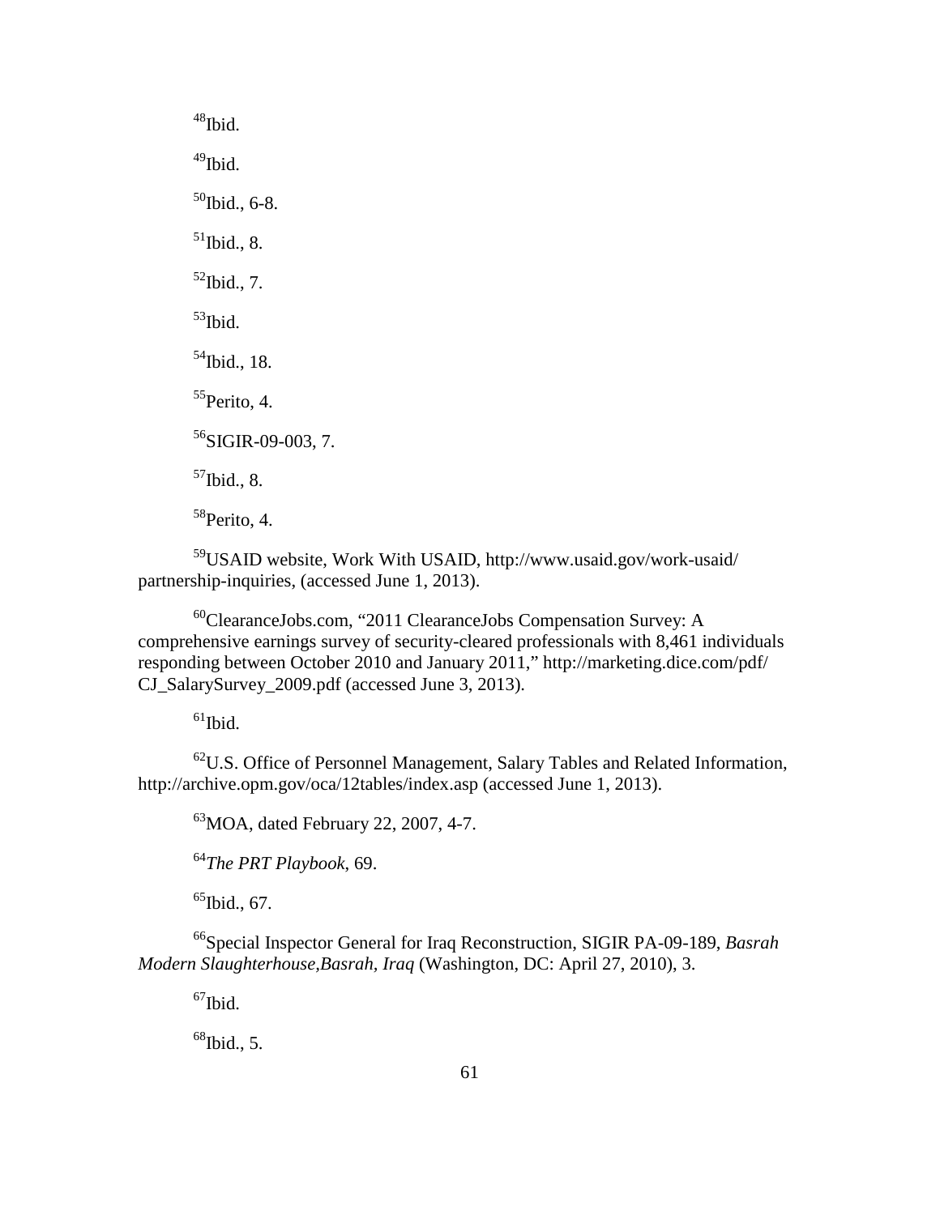[48]Ibid.

[49]Ibid.

[50]Ibid., 6-8.

[51]Ibid., 8.

[52]Ibid., 7.

[53]Ibid.

[54]Ibid., 18.

[55]Perito, 4.

[56]SIGIR-09-003, 7.

[57]Ibid., 8.

[58]Perito, 4.

[59]USAID website, Work With USAID, http://www.usaid.gov/work-usaid/partnership-inquiries, (accessed June 1, 2013).

[60]ClearanceJobs.com, "2011 ClearanceJobs Compensation Survey: A comprehensive earnings survey of security-cleared professionals with 8,461 individuals responding between October 2010 and January 2011," http://marketing.dice.com/pdf/CJ_SalarySurvey_2009.pdf (accessed June 3, 2013).

[61]Ibid.

[62]U.S. Office of Personnel Management, Salary Tables and Related Information, http://archive.opm.gov/oca/12tables/index.asp (accessed June 1, 2013).

[63]MOA, dated February 22, 2007, 4-7.

[64]*The PRT Playbook*, 69.

[65]Ibid., 67.

[66]Special Inspector General for Iraq Reconstruction, SIGIR PA-09-189, *Basrah Modern Slaughterhouse,Basrah, Iraq* (Washington, DC: April 27, 2010), 3.

[67]Ibid.

[68]Ibid., 5.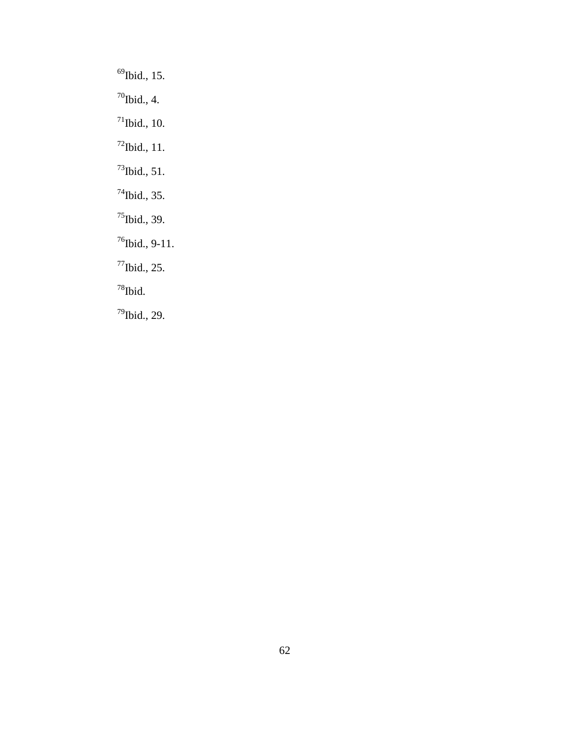[69]Ibid., 15.

[70]Ibid., 4.

[71]Ibid., 10.

[72]Ibid., 11.

[73]Ibid., 51.

[74]Ibid., 35.

[75]Ibid., 39.

[76]Ibid., 9-11.

[77]Ibid., 25.

[78]Ibid.

[79]Ibid., 29.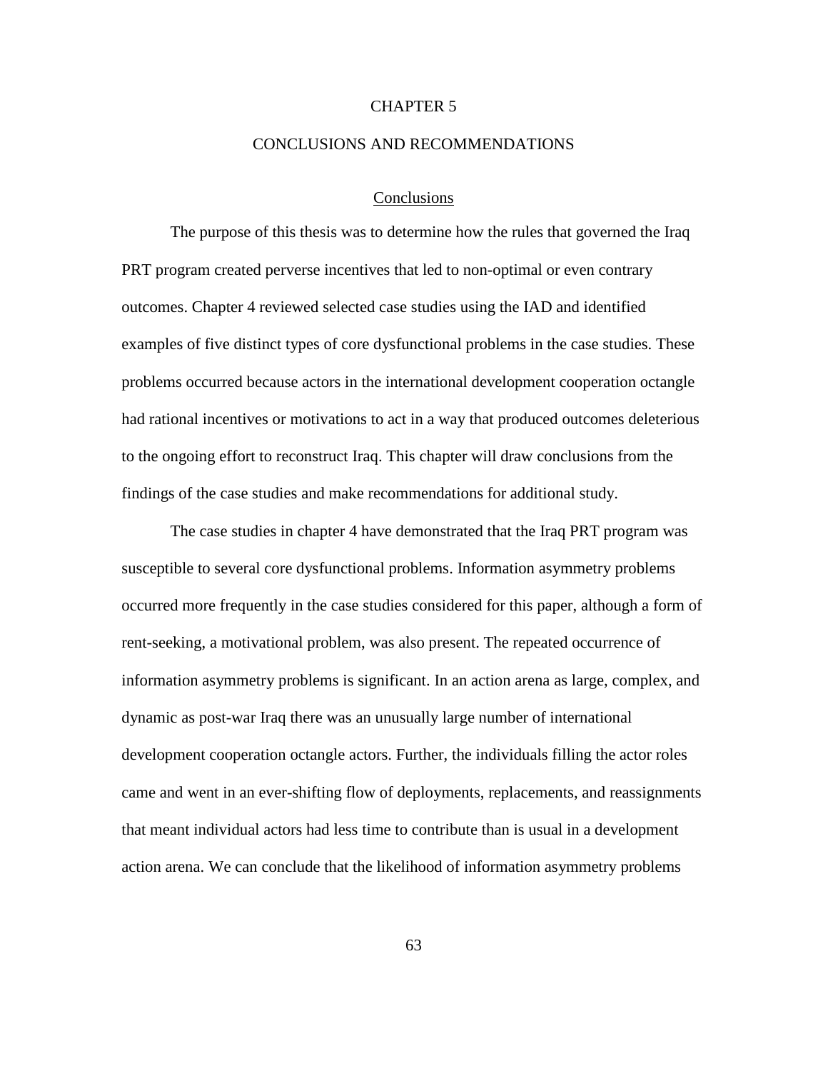# CHAPTER 5

# CONCLUSIONS AND RECOMMENDATIONS

## Conclusions

The purpose of this thesis was to determine how the rules that governed the Iraq PRT program created perverse incentives that led to non-optimal or even contrary outcomes. Chapter 4 reviewed selected case studies using the IAD and identified examples of five distinct types of core dysfunctional problems in the case studies. These problems occurred because actors in the international development cooperation octangle had rational incentives or motivations to act in a way that produced outcomes deleterious to the ongoing effort to reconstruct Iraq. This chapter will draw conclusions from the findings of the case studies and make recommendations for additional study.

The case studies in chapter 4 have demonstrated that the Iraq PRT program was susceptible to several core dysfunctional problems. Information asymmetry problems occurred more frequently in the case studies considered for this paper, although a form of rent-seeking, a motivational problem, was also present. The repeated occurrence of information asymmetry problems is significant. In an action arena as large, complex, and dynamic as post-war Iraq there was an unusually large number of international development cooperation octangle actors. Further, the individuals filling the actor roles came and went in an ever-shifting flow of deployments, replacements, and reassignments that meant individual actors had less time to contribute than is usual in a development action arena. We can conclude that the likelihood of information asymmetry problems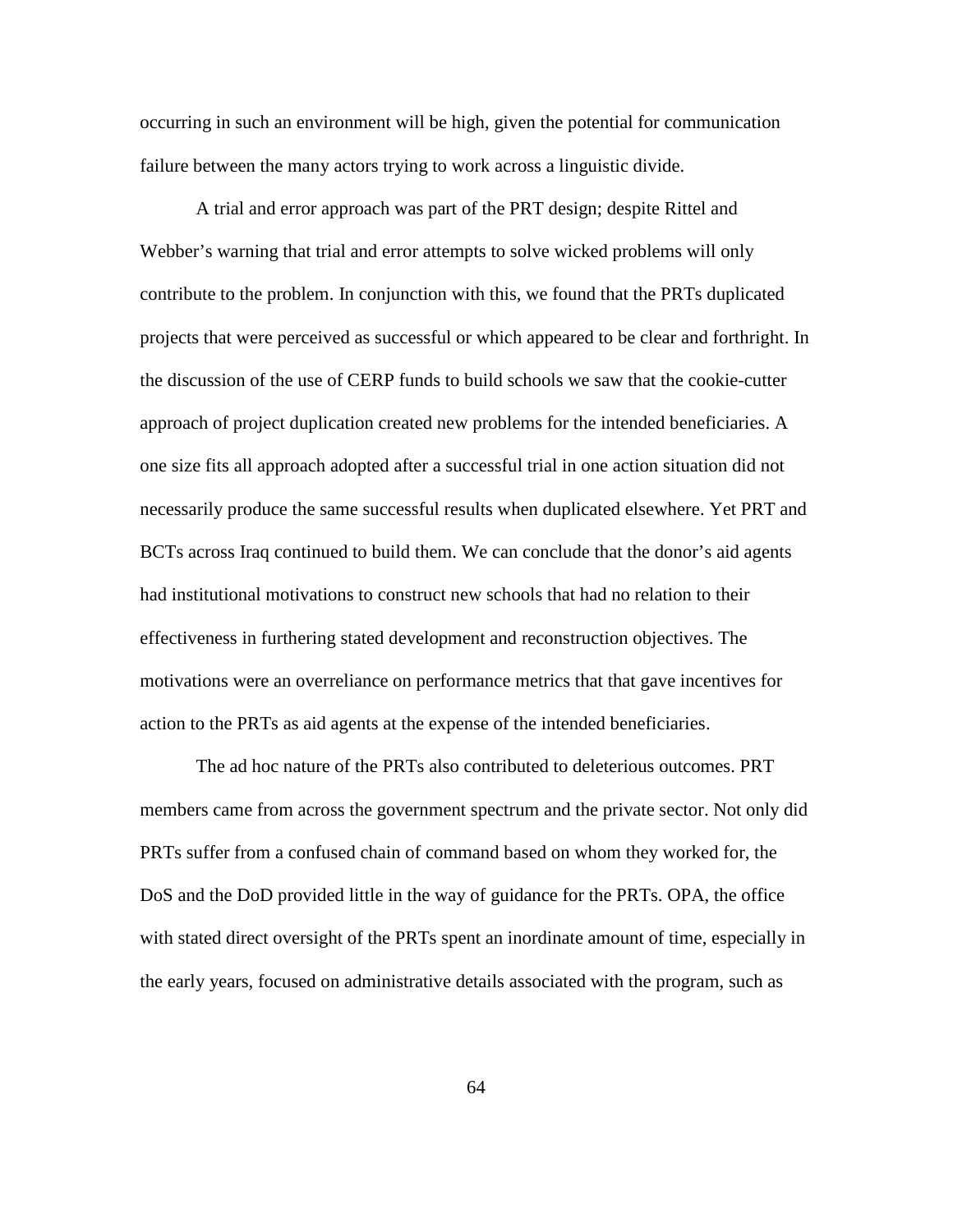occurring in such an environment will be high, given the potential for communication failure between the many actors trying to work across a linguistic divide.

A trial and error approach was part of the PRT design; despite Rittel and Webber's warning that trial and error attempts to solve wicked problems will only contribute to the problem. In conjunction with this, we found that the PRTs duplicated projects that were perceived as successful or which appeared to be clear and forthright. In the discussion of the use of CERP funds to build schools we saw that the cookie-cutter approach of project duplication created new problems for the intended beneficiaries. A one size fits all approach adopted after a successful trial in one action situation did not necessarily produce the same successful results when duplicated elsewhere. Yet PRT and BCTs across Iraq continued to build them. We can conclude that the donor's aid agents had institutional motivations to construct new schools that had no relation to their effectiveness in furthering stated development and reconstruction objectives. The motivations were an overreliance on performance metrics that that gave incentives for action to the PRTs as aid agents at the expense of the intended beneficiaries.

The ad hoc nature of the PRTs also contributed to deleterious outcomes. PRT members came from across the government spectrum and the private sector. Not only did PRTs suffer from a confused chain of command based on whom they worked for, the DoS and the DoD provided little in the way of guidance for the PRTs. OPA, the office with stated direct oversight of the PRTs spent an inordinate amount of time, especially in the early years, focused on administrative details associated with the program, such as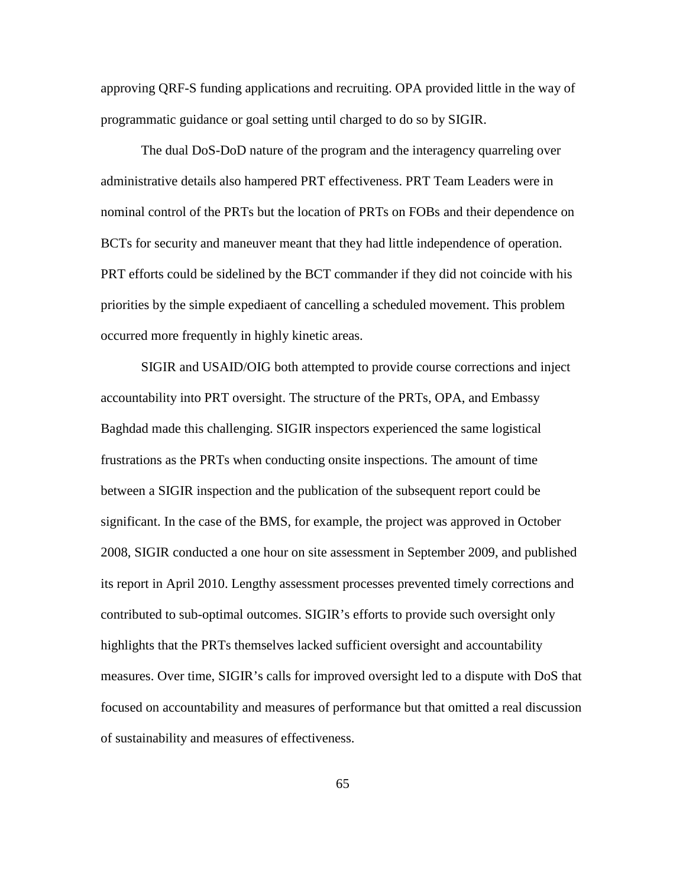approving QRF-S funding applications and recruiting. OPA provided little in the way of programmatic guidance or goal setting until charged to do so by SIGIR.

The dual DoS-DoD nature of the program and the interagency quarreling over administrative details also hampered PRT effectiveness. PRT Team Leaders were in nominal control of the PRTs but the location of PRTs on FOBs and their dependence on BCTs for security and maneuver meant that they had little independence of operation. PRT efforts could be sidelined by the BCT commander if they did not coincide with his priorities by the simple expediaent of cancelling a scheduled movement. This problem occurred more frequently in highly kinetic areas.

SIGIR and USAID/OIG both attempted to provide course corrections and inject accountability into PRT oversight. The structure of the PRTs, OPA, and Embassy Baghdad made this challenging. SIGIR inspectors experienced the same logistical frustrations as the PRTs when conducting onsite inspections. The amount of time between a SIGIR inspection and the publication of the subsequent report could be significant. In the case of the BMS, for example, the project was approved in October 2008, SIGIR conducted a one hour on site assessment in September 2009, and published its report in April 2010. Lengthy assessment processes prevented timely corrections and contributed to sub-optimal outcomes. SIGIR's efforts to provide such oversight only highlights that the PRTs themselves lacked sufficient oversight and accountability measures. Over time, SIGIR's calls for improved oversight led to a dispute with DoS that focused on accountability and measures of performance but that omitted a real discussion of sustainability and measures of effectiveness.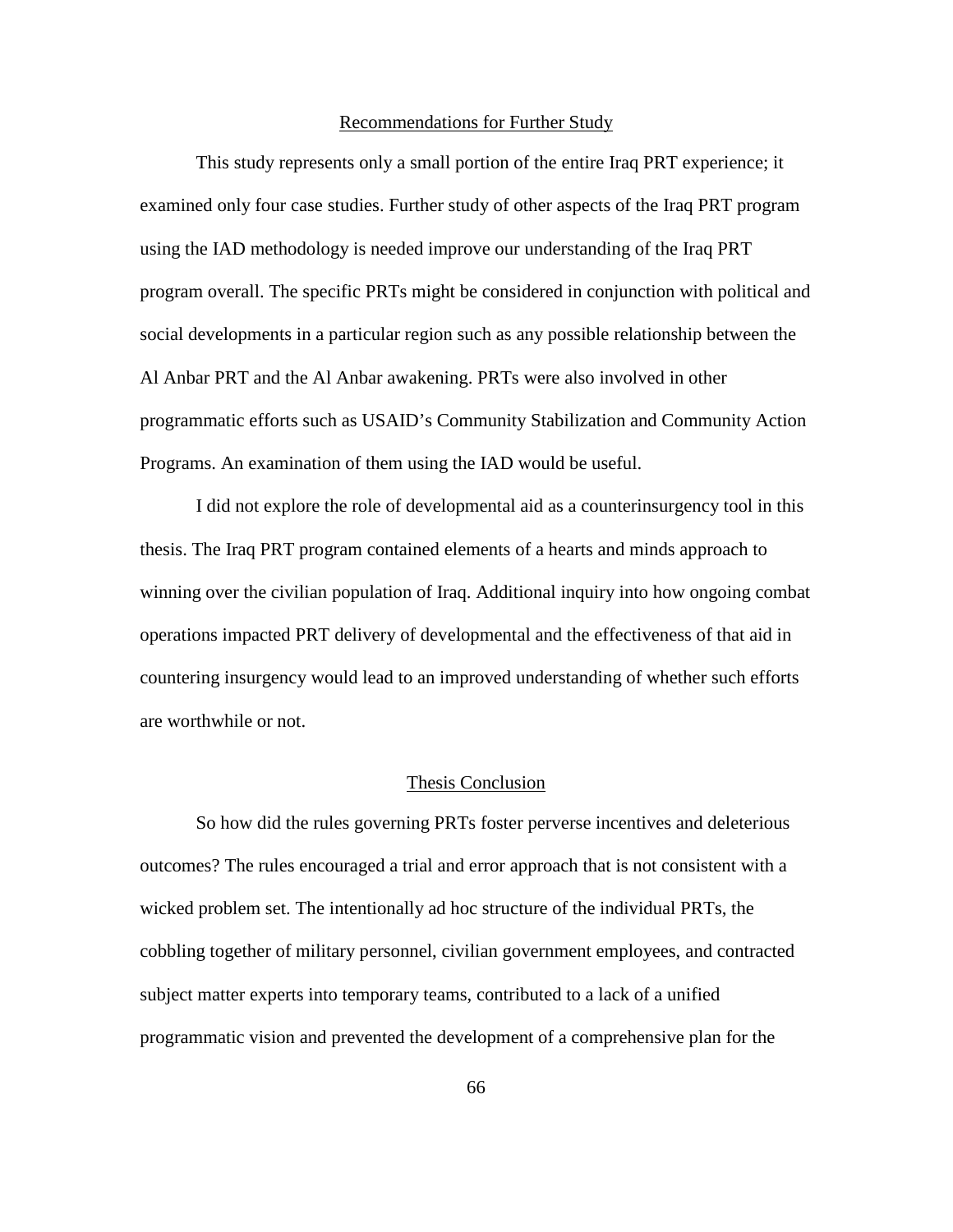## Recommendations for Further Study

This study represents only a small portion of the entire Iraq PRT experience; it examined only four case studies. Further study of other aspects of the Iraq PRT program using the IAD methodology is needed improve our understanding of the Iraq PRT program overall. The specific PRTs might be considered in conjunction with political and social developments in a particular region such as any possible relationship between the Al Anbar PRT and the Al Anbar awakening. PRTs were also involved in other programmatic efforts such as USAID's Community Stabilization and Community Action Programs. An examination of them using the IAD would be useful.

I did not explore the role of developmental aid as a counterinsurgency tool in this thesis. The Iraq PRT program contained elements of a hearts and minds approach to winning over the civilian population of Iraq. Additional inquiry into how ongoing combat operations impacted PRT delivery of developmental and the effectiveness of that aid in countering insurgency would lead to an improved understanding of whether such efforts are worthwhile or not.

## Thesis Conclusion

So how did the rules governing PRTs foster perverse incentives and deleterious outcomes? The rules encouraged a trial and error approach that is not consistent with a wicked problem set. The intentionally ad hoc structure of the individual PRTs, the cobbling together of military personnel, civilian government employees, and contracted subject matter experts into temporary teams, contributed to a lack of a unified programmatic vision and prevented the development of a comprehensive plan for the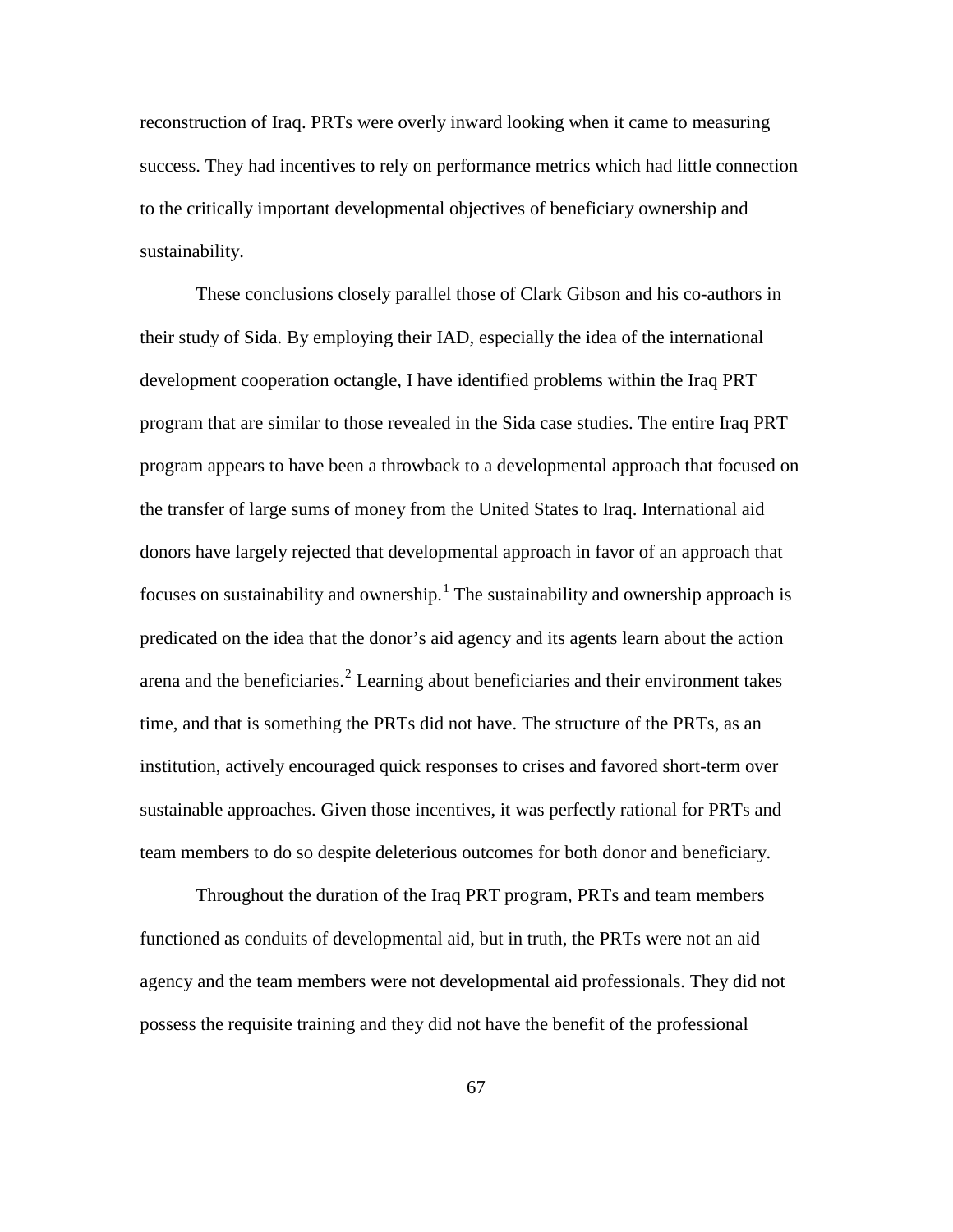reconstruction of Iraq. PRTs were overly inward looking when it came to measuring success. They had incentives to rely on performance metrics which had little connection to the critically important developmental objectives of beneficiary ownership and sustainability.

These conclusions closely parallel those of Clark Gibson and his co-authors in their study of Sida. By employing their IAD, especially the idea of the international development cooperation octangle, I have identified problems within the Iraq PRT program that are similar to those revealed in the Sida case studies. The entire Iraq PRT program appears to have been a throwback to a developmental approach that focused on the transfer of large sums of money from the United States to Iraq. International aid donors have largely rejected that developmental approach in favor of an approach that focuses on sustainability and ownership.[1] The sustainability and ownership approach is predicated on the idea that the donor's aid agency and its agents learn about the action arena and the beneficiaries.[2] Learning about beneficiaries and their environment takes time, and that is something the PRTs did not have. The structure of the PRTs, as an institution, actively encouraged quick responses to crises and favored short-term over sustainable approaches. Given those incentives, it was perfectly rational for PRTs and team members to do so despite deleterious outcomes for both donor and beneficiary.

Throughout the duration of the Iraq PRT program, PRTs and team members functioned as conduits of developmental aid, but in truth, the PRTs were not an aid agency and the team members were not developmental aid professionals. They did not possess the requisite training and they did not have the benefit of the professional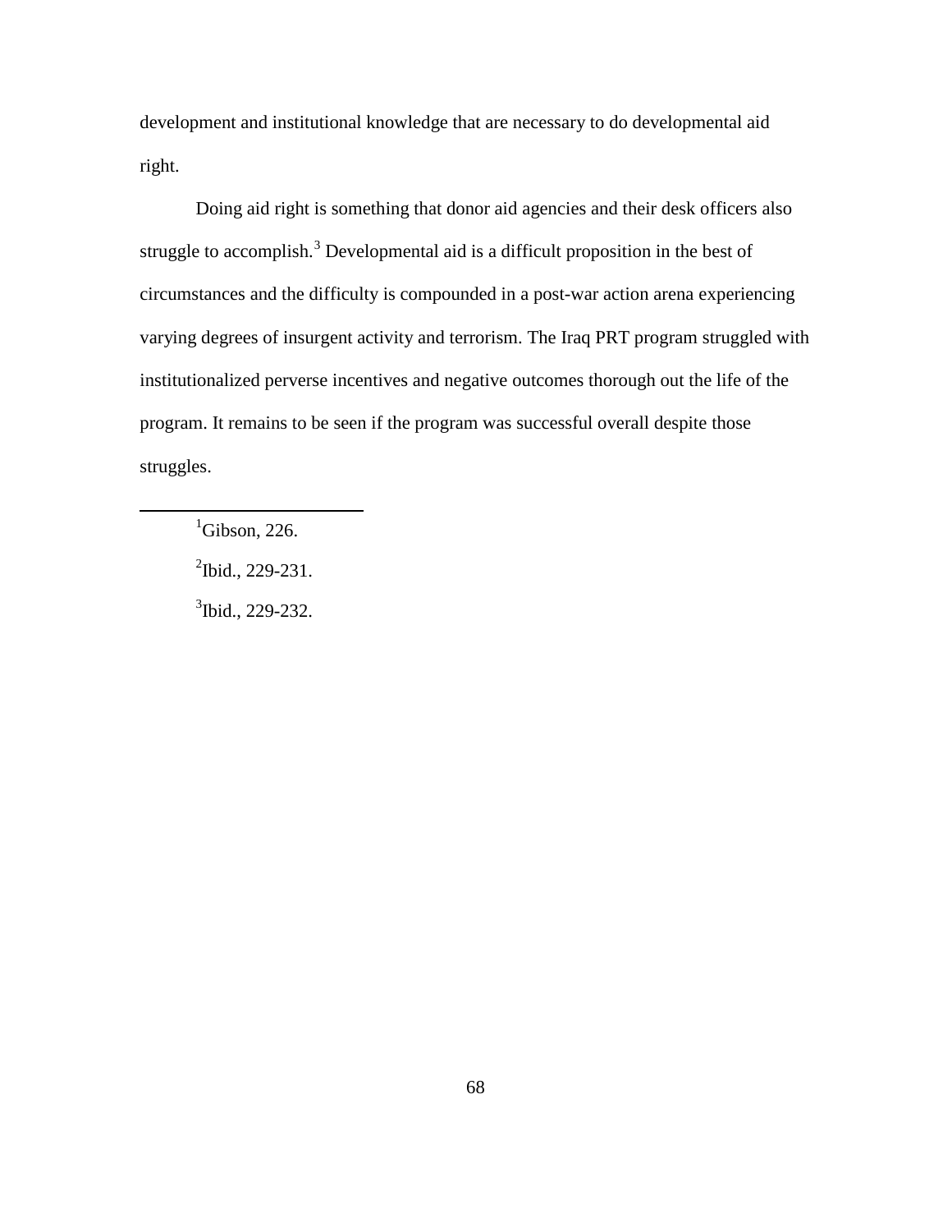development and institutional knowledge that are necessary to do developmental aid right.

Doing aid right is something that donor aid agencies and their desk officers also struggle to accomplish.[3] Developmental aid is a difficult proposition in the best of circumstances and the difficulty is compounded in a post-war action arena experiencing varying degrees of insurgent activity and terrorism. The Iraq PRT program struggled with institutionalized perverse incentives and negative outcomes thorough out the life of the program. It remains to be seen if the program was successful overall despite those struggles.

---

[1]Gibson, 226.

[2]Ibid., 229-231.

[3]Ibid., 229-232.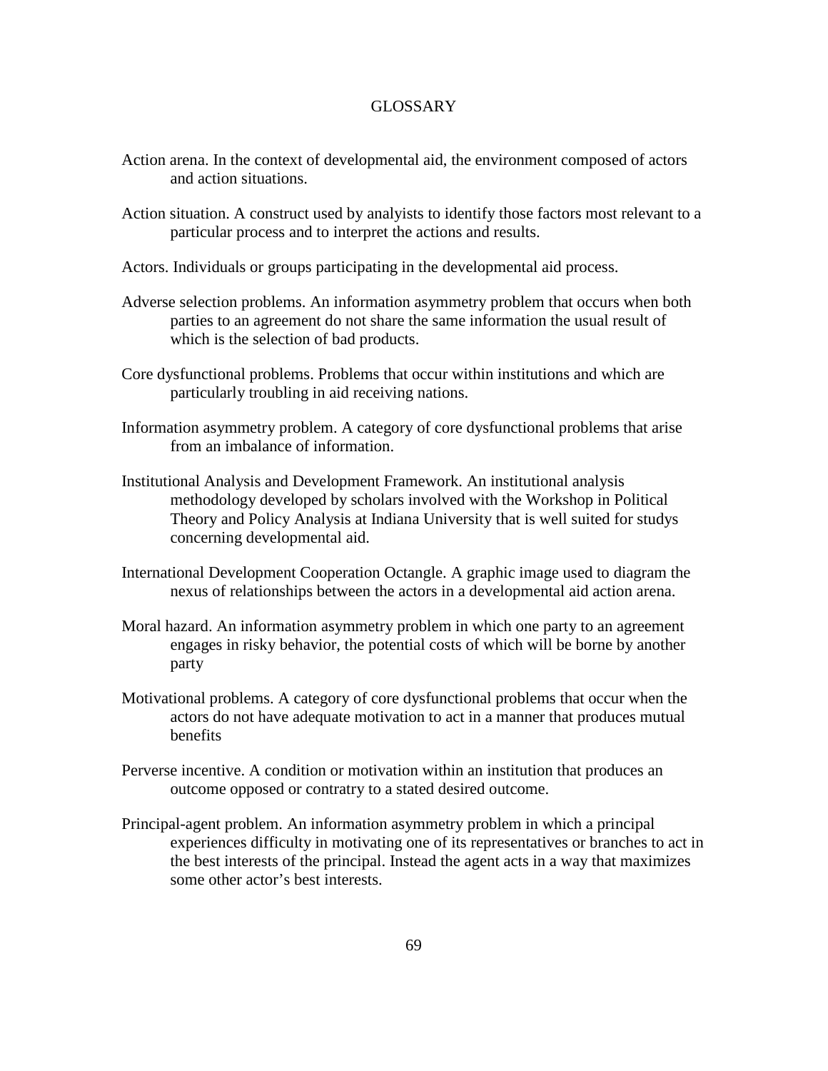# GLOSSARY

Action arena. In the context of developmental aid, the environment composed of actors and action situations.

Action situation. A construct used by analyists to identify those factors most relevant to a particular process and to interpret the actions and results.

Actors. Individuals or groups participating in the developmental aid process.

Adverse selection problems. An information asymmetry problem that occurs when both parties to an agreement do not share the same information the usual result of which is the selection of bad products.

Core dysfunctional problems. Problems that occur within institutions and which are particularly troubling in aid receiving nations.

Information asymmetry problem. A category of core dysfunctional problems that arise from an imbalance of information.

Institutional Analysis and Development Framework. An institutional analysis methodology developed by scholars involved with the Workshop in Political Theory and Policy Analysis at Indiana University that is well suited for studys concerning developmental aid.

International Development Cooperation Octangle. A graphic image used to diagram the nexus of relationships between the actors in a developmental aid action arena.

Moral hazard. An information asymmetry problem in which one party to an agreement engages in risky behavior, the potential costs of which will be borne by another party

Motivational problems. A category of core dysfunctional problems that occur when the actors do not have adequate motivation to act in a manner that produces mutual benefits

Perverse incentive. A condition or motivation within an institution that produces an outcome opposed or contratry to a stated desired outcome.

Principal-agent problem. An information asymmetry problem in which a principal experiences difficulty in motivating one of its representatives or branches to act in the best interests of the principal. Instead the agent acts in a way that maximizes some other actor's best interests.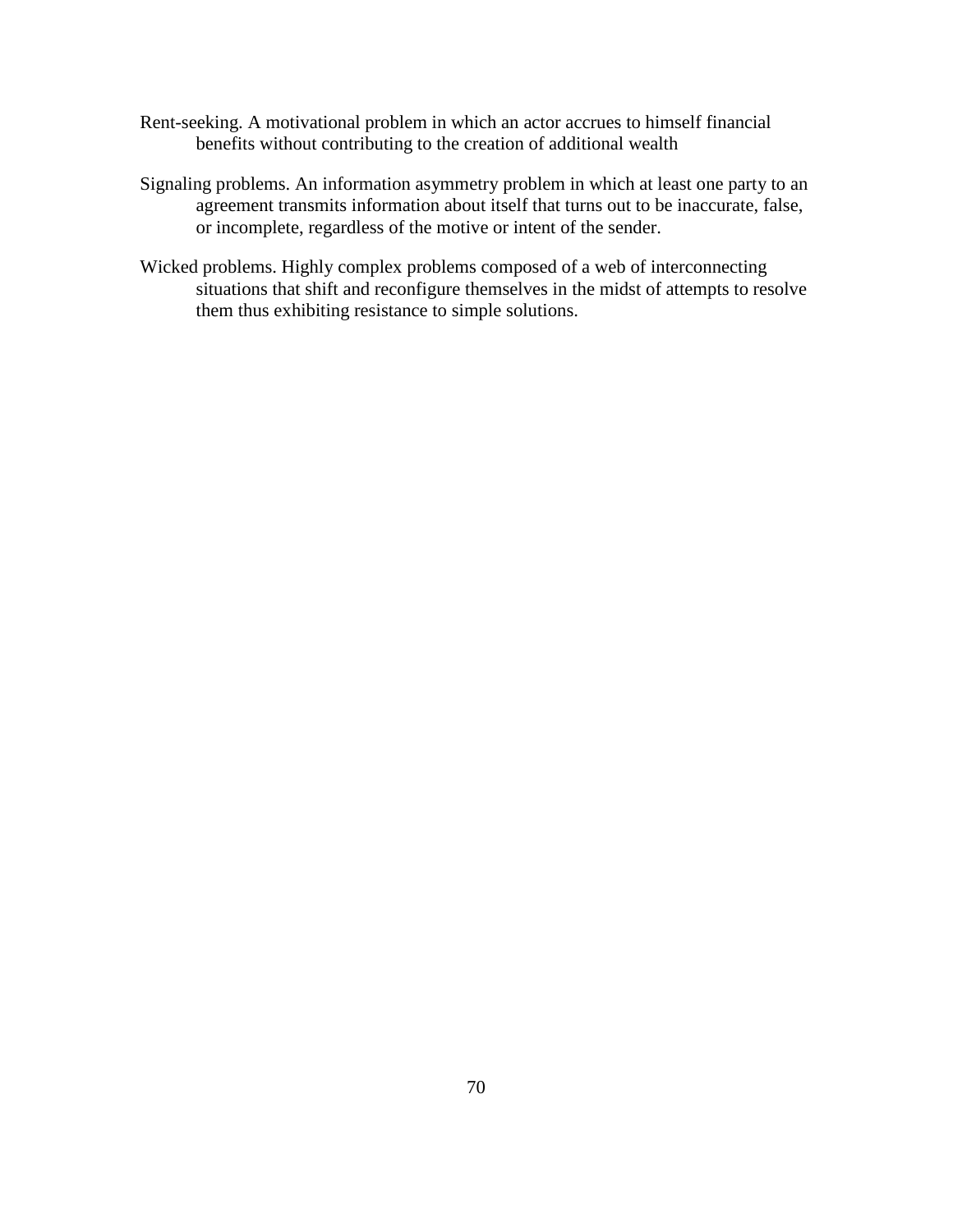Rent-seeking. A motivational problem in which an actor accrues to himself financial benefits without contributing to the creation of additional wealth

Signaling problems. An information asymmetry problem in which at least one party to an agreement transmits information about itself that turns out to be inaccurate, false, or incomplete, regardless of the motive or intent of the sender.

Wicked problems. Highly complex problems composed of a web of interconnecting situations that shift and reconfigure themselves in the midst of attempts to resolve them thus exhibiting resistance to simple solutions.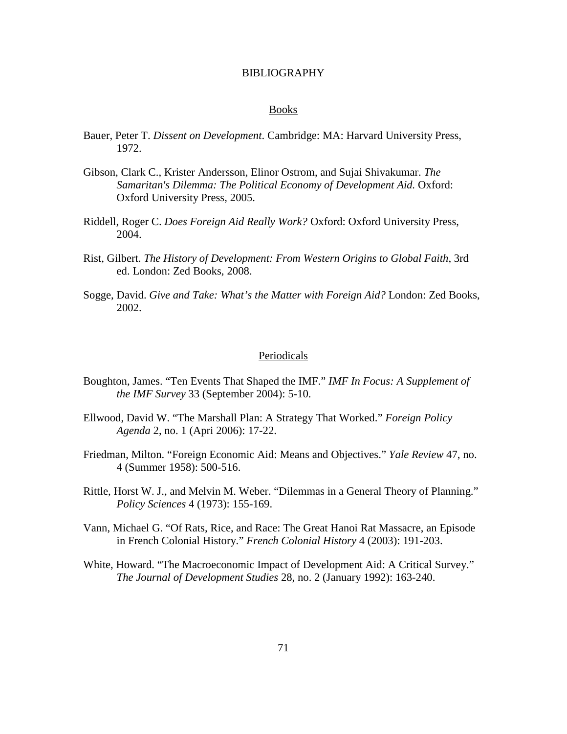# BIBLIOGRAPHY

## Books

Bauer, Peter T. *Dissent on Development*. Cambridge: MA: Harvard University Press, 1972.

Gibson, Clark C., Krister Andersson, Elinor Ostrom, and Sujai Shivakumar. *The Samaritan's Dilemma: The Political Economy of Development Aid.* Oxford: Oxford University Press, 2005.

Riddell, Roger C. *Does Foreign Aid Really Work?* Oxford: Oxford University Press, 2004.

Rist, Gilbert. *The History of Development: From Western Origins to Global Faith*, 3rd ed. London: Zed Books, 2008.

Sogge, David. *Give and Take: What's the Matter with Foreign Aid?* London: Zed Books, 2002.

## Periodicals

Boughton, James. "Ten Events That Shaped the IMF." *IMF In Focus: A Supplement of the IMF Survey* 33 (September 2004): 5-10.

Ellwood, David W. "The Marshall Plan: A Strategy That Worked." *Foreign Policy Agenda* 2, no. 1 (Apri 2006): 17-22.

Friedman, Milton. "Foreign Economic Aid: Means and Objectives." *Yale Review* 47, no. 4 (Summer 1958): 500-516.

Rittle, Horst W. J., and Melvin M. Weber. "Dilemmas in a General Theory of Planning." *Policy Sciences* 4 (1973): 155-169.

Vann, Michael G. "Of Rats, Rice, and Race: The Great Hanoi Rat Massacre, an Episode in French Colonial History." *French Colonial History* 4 (2003): 191-203.

White, Howard. "The Macroeconomic Impact of Development Aid: A Critical Survey." *The Journal of Development Studies* 28, no. 2 (January 1992): 163-240.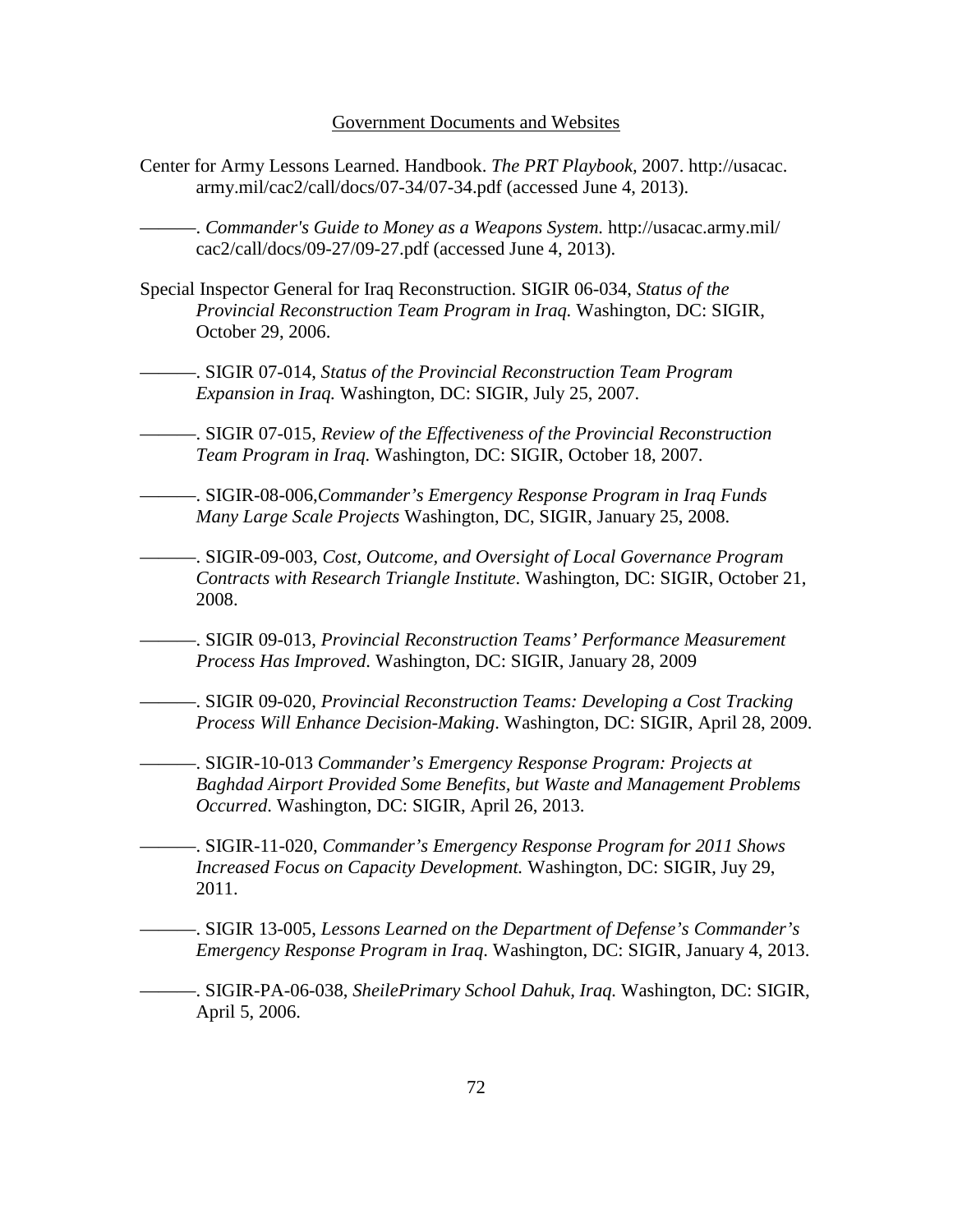Government Documents and Websites

Center for Army Lessons Learned. Handbook. *The PRT Playbook*, 2007. http://usacac. army.mil/cac2/call/docs/07-34/07-34.pdf (accessed June 4, 2013).

———. *Commander's Guide to Money as a Weapons System.* http://usacac.army.mil/ cac2/call/docs/09-27/09-27.pdf (accessed June 4, 2013).

Special Inspector General for Iraq Reconstruction. SIGIR 06-034, *Status of the Provincial Reconstruction Team Program in Iraq.* Washington, DC: SIGIR, October 29, 2006.

———. SIGIR 07-014, *Status of the Provincial Reconstruction Team Program Expansion in Iraq.* Washington, DC: SIGIR, July 25, 2007.

———. SIGIR 07-015, *Review of the Effectiveness of the Provincial Reconstruction Team Program in Iraq*. Washington, DC: SIGIR, October 18, 2007.

———. SIGIR-08-006,*Commander's Emergency Response Program in Iraq Funds Many Large Scale Projects* Washington, DC, SIGIR, January 25, 2008.

———. SIGIR-09-003, *Cost, Outcome, and Oversight of Local Governance Program Contracts with Research Triangle Institute*. Washington, DC: SIGIR, October 21, 2008.

———. SIGIR 09-013, *Provincial Reconstruction Teams' Performance Measurement Process Has Improved*. Washington, DC: SIGIR, January 28, 2009

———. SIGIR 09-020, *Provincial Reconstruction Teams: Developing a Cost Tracking Process Will Enhance Decision-Making*. Washington, DC: SIGIR, April 28, 2009.

———. SIGIR-10-013 *Commander's Emergency Response Program: Projects at Baghdad Airport Provided Some Benefits, but Waste and Management Problems Occurred*. Washington, DC: SIGIR, April 26, 2013.

———. SIGIR-11-020, *Commander's Emergency Response Program for 2011 Shows Increased Focus on Capacity Development.* Washington, DC: SIGIR, Juy 29, 2011.

———. SIGIR 13-005, *Lessons Learned on the Department of Defense's Commander's Emergency Response Program in Iraq*. Washington, DC: SIGIR, January 4, 2013.

———. SIGIR-PA-06-038, *SheilePrimary School Dahuk, Iraq.* Washington, DC: SIGIR, April 5, 2006.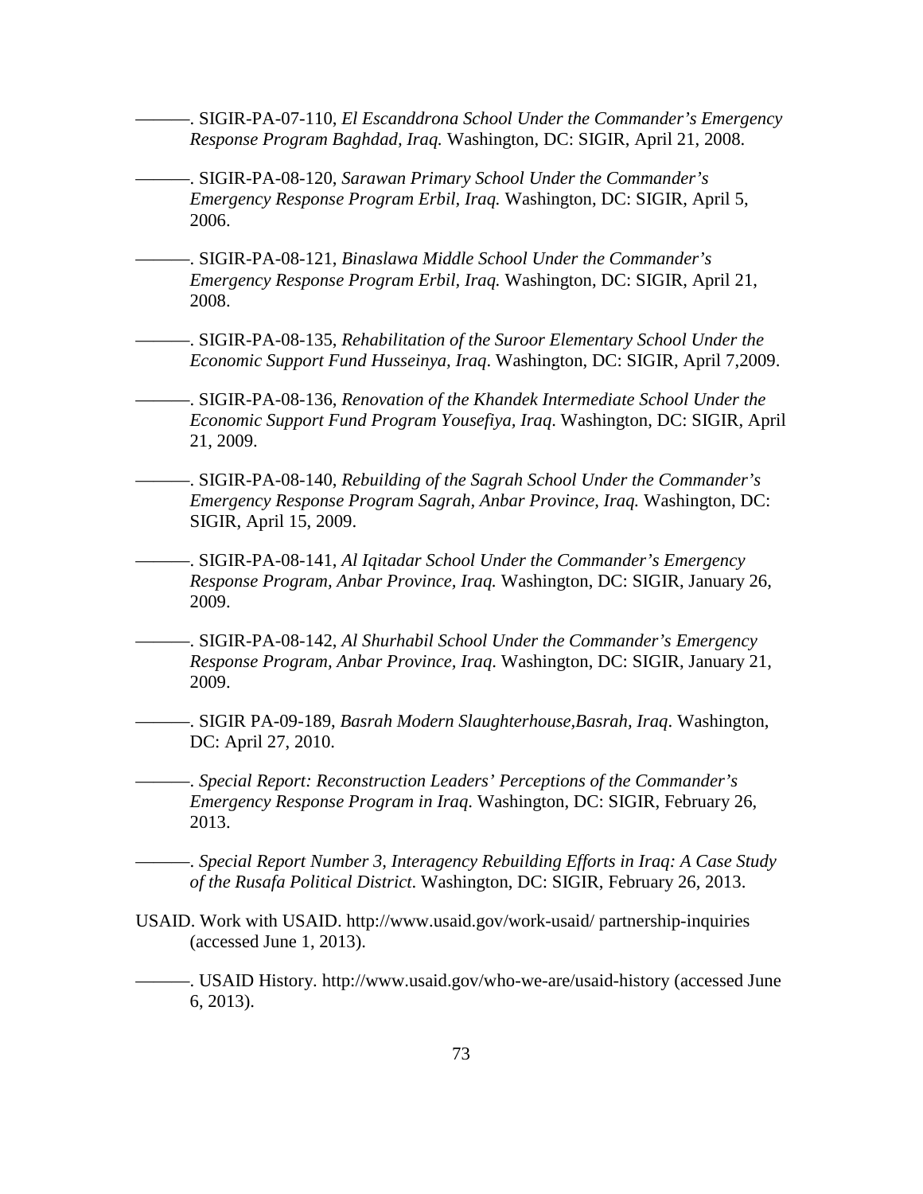———. SIGIR-PA-07-110, *El Escanddrona School Under the Commander's Emergency Response Program Baghdad, Iraq.* Washington, DC: SIGIR, April 21, 2008.

———. SIGIR-PA-08-120, *Sarawan Primary School Under the Commander's Emergency Response Program Erbil, Iraq.* Washington, DC: SIGIR, April 5, 2006.

———. SIGIR-PA-08-121, *Binaslawa Middle School Under the Commander's Emergency Response Program Erbil, Iraq.* Washington, DC: SIGIR, April 21, 2008.

———. SIGIR-PA-08-135, *Rehabilitation of the Suroor Elementary School Under the Economic Support Fund Husseinya, Iraq*. Washington, DC: SIGIR, April 7,2009.

———. SIGIR-PA-08-136, *Renovation of the Khandek Intermediate School Under the Economic Support Fund Program Yousefiya, Iraq*. Washington, DC: SIGIR, April 21, 2009.

———. SIGIR-PA-08-140, *Rebuilding of the Sagrah School Under the Commander's Emergency Response Program Sagrah, Anbar Province, Iraq.* Washington, DC: SIGIR, April 15, 2009.

———. SIGIR-PA-08-141, *Al Iqitadar School Under the Commander's Emergency Response Program, Anbar Province, Iraq.* Washington, DC: SIGIR, January 26, 2009.

———. SIGIR-PA-08-142, *Al Shurhabil School Under the Commander's Emergency Response Program, Anbar Province, Iraq*. Washington, DC: SIGIR, January 21, 2009.

———. SIGIR PA-09-189, *Basrah Modern Slaughterhouse,Basrah, Iraq*. Washington, DC: April 27, 2010.

———. *Special Report: Reconstruction Leaders' Perceptions of the Commander's Emergency Response Program in Iraq*. Washington, DC: SIGIR, February 26, 2013.

———. *Special Report Number 3, Interagency Rebuilding Efforts in Iraq: A Case Study of the Rusafa Political District*. Washington, DC: SIGIR, February 26, 2013.

USAID. Work with USAID. http://www.usaid.gov/work-usaid/ partnership-inquiries (accessed June 1, 2013).

———. USAID History. http://www.usaid.gov/who-we-are/usaid-history (accessed June 6, 2013).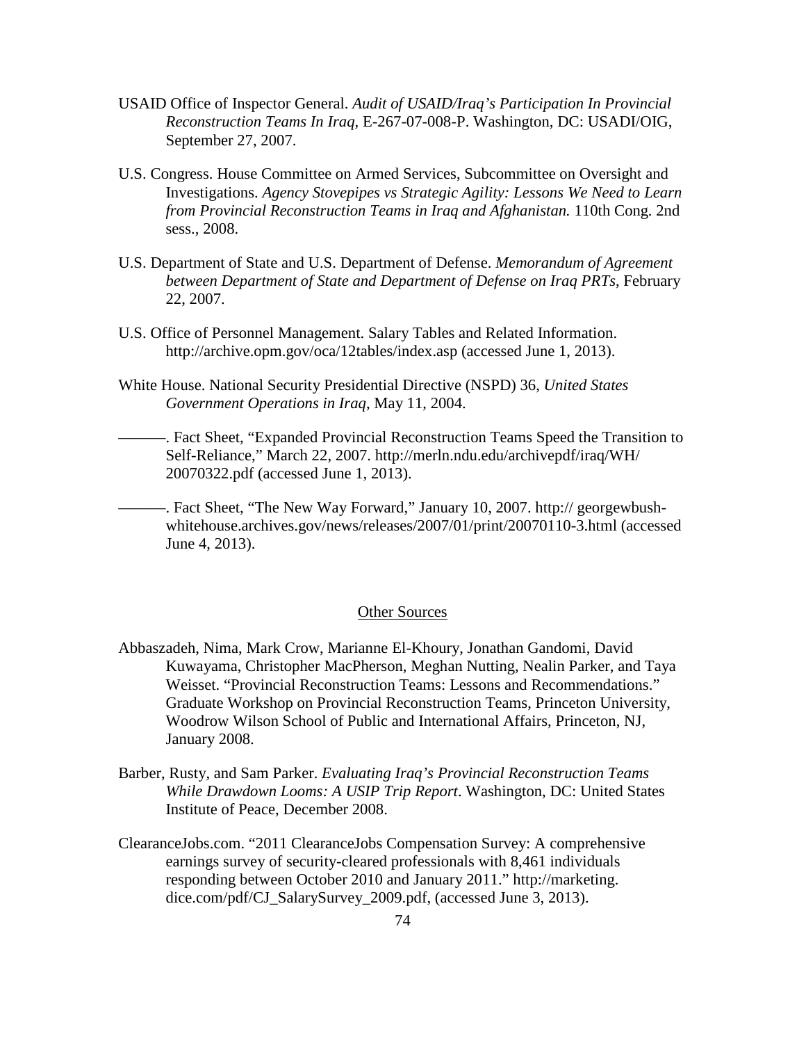USAID Office of Inspector General. *Audit of USAID/Iraq's Participation In Provincial Reconstruction Teams In Iraq*, E-267-07-008-P. Washington, DC: USADI/OIG, September 27, 2007.

U.S. Congress. House Committee on Armed Services, Subcommittee on Oversight and Investigations. *Agency Stovepipes vs Strategic Agility: Lessons We Need to Learn from Provincial Reconstruction Teams in Iraq and Afghanistan.* 110th Cong. 2nd sess., 2008.

U.S. Department of State and U.S. Department of Defense. *Memorandum of Agreement between Department of State and Department of Defense on Iraq PRTs*, February 22, 2007.

U.S. Office of Personnel Management. Salary Tables and Related Information. http://archive.opm.gov/oca/12tables/index.asp (accessed June 1, 2013).

White House. National Security Presidential Directive (NSPD) 36, *United States Government Operations in Iraq*, May 11, 2004.

———. Fact Sheet, "Expanded Provincial Reconstruction Teams Speed the Transition to Self-Reliance," March 22, 2007. http://merln.ndu.edu/archivepdf/iraq/WH/20070322.pdf (accessed June 1, 2013).

———. Fact Sheet, "The New Way Forward," January 10, 2007. http:// georgewbush-whitehouse.archives.gov/news/releases/2007/01/print/20070110-3.html (accessed June 4, 2013).

## Other Sources

Abbaszadeh, Nima, Mark Crow, Marianne El-Khoury, Jonathan Gandomi, David Kuwayama, Christopher MacPherson, Meghan Nutting, Nealin Parker, and Taya Weisset. "Provincial Reconstruction Teams: Lessons and Recommendations." Graduate Workshop on Provincial Reconstruction Teams, Princeton University, Woodrow Wilson School of Public and International Affairs, Princeton, NJ, January 2008.

Barber, Rusty, and Sam Parker. *Evaluating Iraq's Provincial Reconstruction Teams While Drawdown Looms: A USIP Trip Report*. Washington, DC: United States Institute of Peace, December 2008.

ClearanceJobs.com. "2011 ClearanceJobs Compensation Survey: A comprehensive earnings survey of security-cleared professionals with 8,461 individuals responding between October 2010 and January 2011." http://marketing.dice.com/pdf/CJ_SalarySurvey_2009.pdf, (accessed June 3, 2013).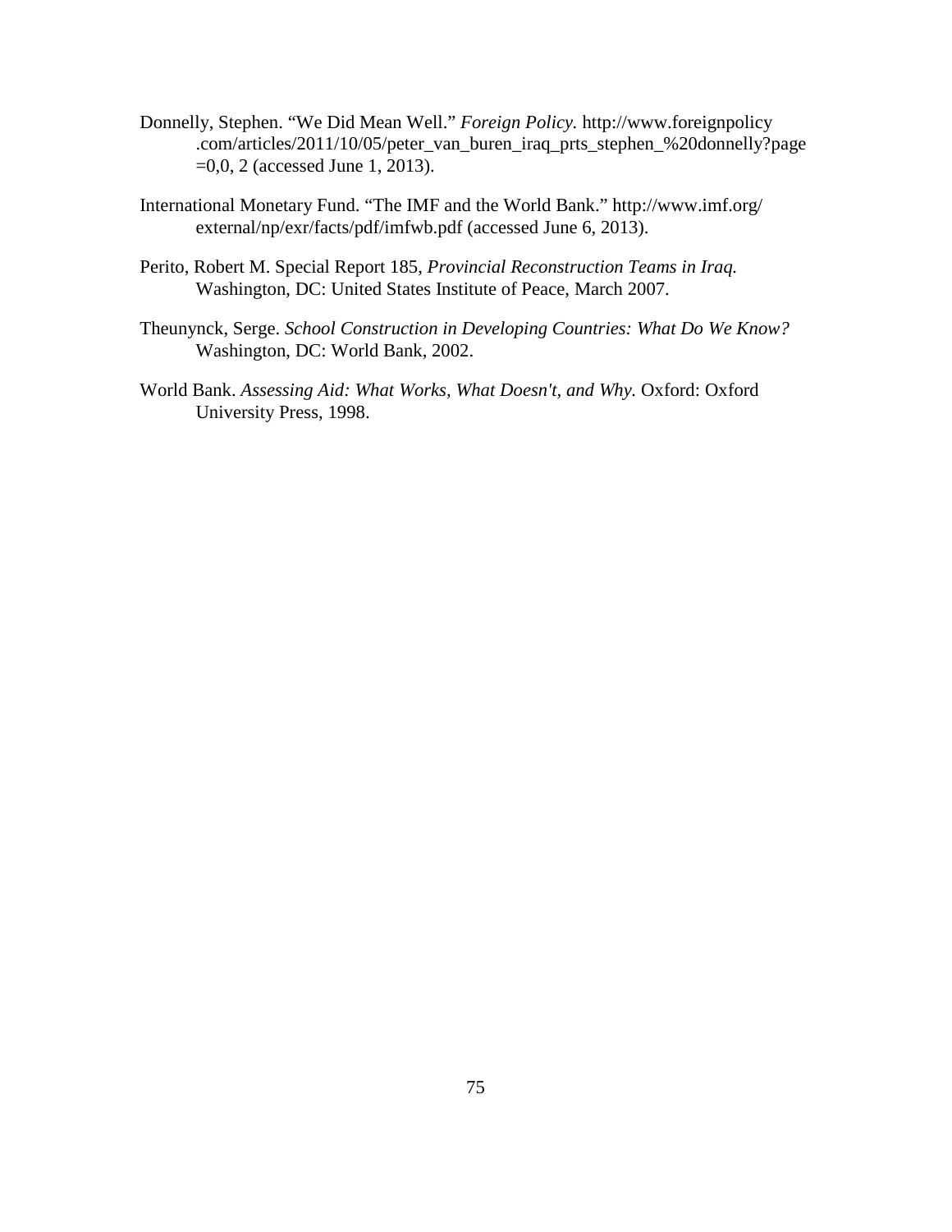Donnelly, Stephen. "We Did Mean Well." *Foreign Policy.* http://www.foreignpolicy.com/articles/2011/10/05/peter_van_buren_iraq_prts_stephen_%20donnelly?page=0,0, 2 (accessed June 1, 2013).

International Monetary Fund. "The IMF and the World Bank." http://www.imf.org/external/np/exr/facts/pdf/imfwb.pdf (accessed June 6, 2013).

Perito, Robert M. Special Report 185, *Provincial Reconstruction Teams in Iraq.* Washington, DC: United States Institute of Peace, March 2007.

Theunynck, Serge. *School Construction in Developing Countries: What Do We Know?* Washington, DC: World Bank, 2002.

World Bank. *Assessing Aid: What Works, What Doesn't, and Why.* Oxford: Oxford University Press, 1998.